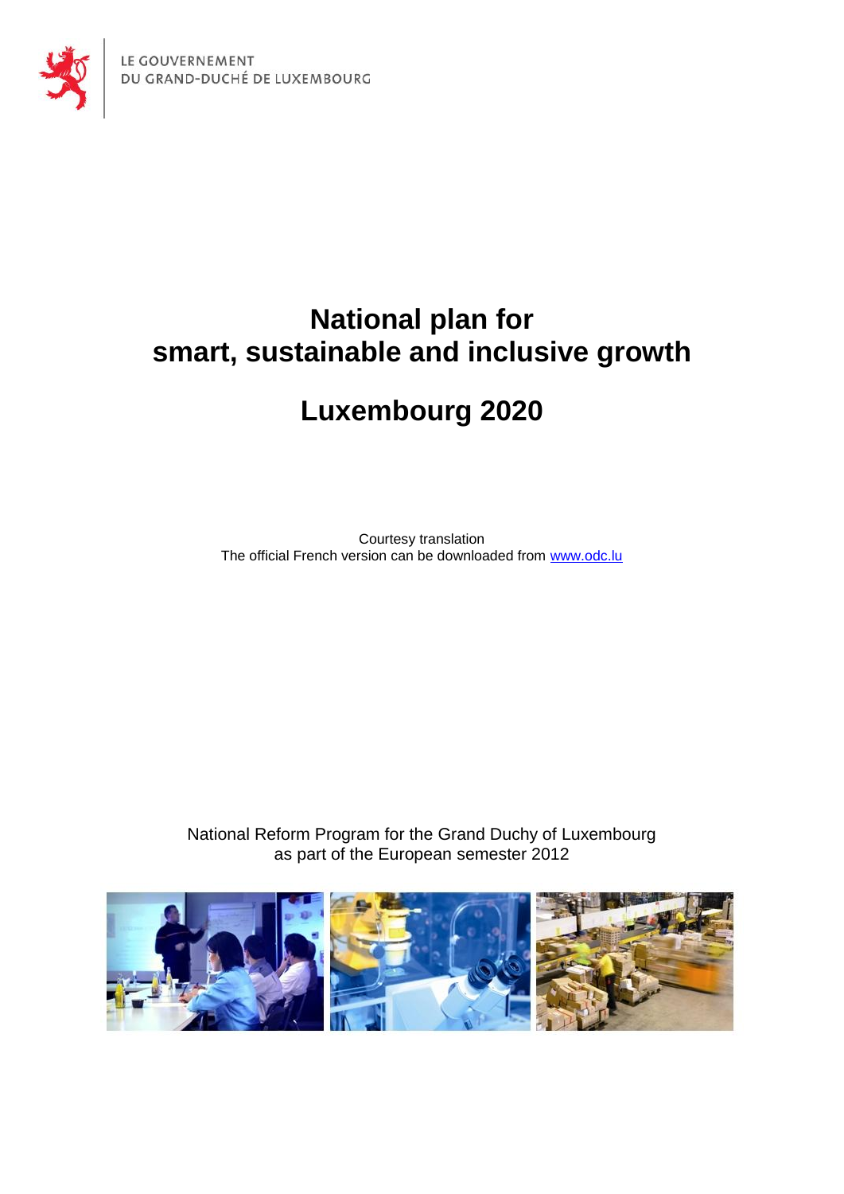LE GOUVERNEMENT
DU GRAND-DUCHÉ DE LUXEMBOURG

# National plan for smart, sustainable and inclusive growth

# Luxembourg 2020

Courtesy translation
The official French version can be downloaded from [www.odc.lu](http://www.odc.lu)

National Reform Program for the Grand Duchy of Luxembourg
as part of the European semester 2012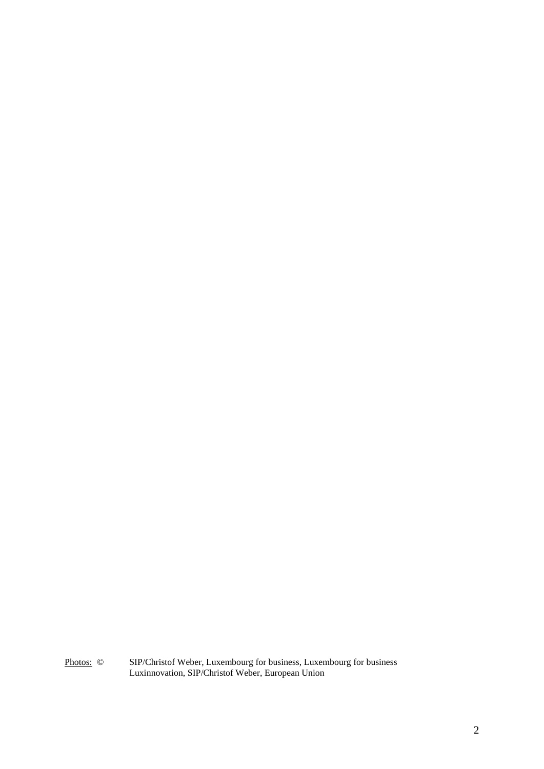Photos: © SIP/Christof Weber, Luxembourg for business, Luxembourg for business Luxinnovation, SIP/Christof Weber, European Union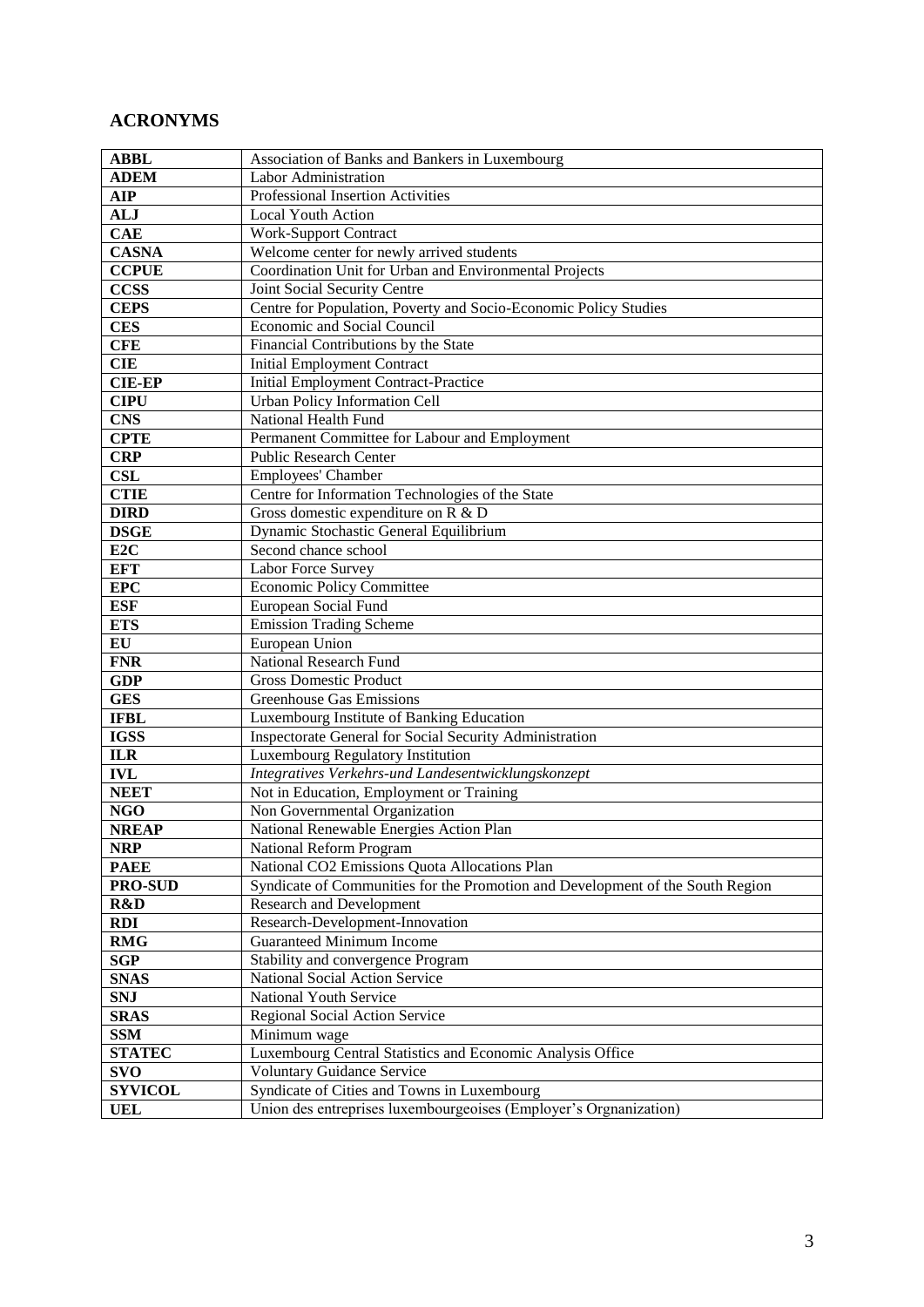## ACRONYMS

| | |
|---|---|
| **ABBL** | Association of Banks and Bankers in Luxembourg |
| **ADEM** | Labor Administration |
| **AIP** | Professional Insertion Activities |
| **ALJ** | Local Youth Action |
| **CAE** | Work-Support Contract |
| **CASNA** | Welcome center for newly arrived students |
| **CCPUE** | Coordination Unit for Urban and Environmental Projects |
| **CCSS** | Joint Social Security Centre |
| **CEPS** | Centre for Population, Poverty and Socio-Economic Policy Studies |
| **CES** | Economic and Social Council |
| **CFE** | Financial Contributions by the State |
| **CIE** | Initial Employment Contract |
| **CIE-EP** | Initial Employment Contract-Practice |
| **CIPU** | Urban Policy Information Cell |
| **CNS** | National Health Fund |
| **CPTE** | Permanent Committee for Labour and Employment |
| **CRP** | Public Research Center |
| **CSL** | Employees' Chamber |
| **CTIE** | Centre for Information Technologies of the State |
| **DIRD** | Gross domestic expenditure on R & D |
| **DSGE** | Dynamic Stochastic General Equilibrium |
| **E2C** | Second chance school |
| **EFT** | Labor Force Survey |
| **EPC** | Economic Policy Committee |
| **ESF** | European Social Fund |
| **ETS** | Emission Trading Scheme |
| **EU** | European Union |
| **FNR** | National Research Fund |
| **GDP** | Gross Domestic Product |
| **GES** | Greenhouse Gas Emissions |
| **IFBL** | Luxembourg Institute of Banking Education |
| **IGSS** | Inspectorate General for Social Security Administration |
| **ILR** | Luxembourg Regulatory Institution |
| **IVL** | *Integratives Verkehrs-und Landesentwicklungskonzept* |
| **NEET** | Not in Education, Employment or Training |
| **NGO** | Non Governmental Organization |
| **NREAP** | National Renewable Energies Action Plan |
| **NRP** | National Reform Program |
| **PAEE** | National CO2 Emissions Quota Allocations Plan |
| **PRO-SUD** | Syndicate of Communities for the Promotion and Development of the South Region |
| **R&D** | Research and Development |
| **RDI** | Research-Development-Innovation |
| **RMG** | Guaranteed Minimum Income |
| **SGP** | Stability and convergence Program |
| **SNAS** | National Social Action Service |
| **SNJ** | National Youth Service |
| **SRAS** | Regional Social Action Service |
| **SSM** | Minimum wage |
| **STATEC** | Luxembourg Central Statistics and Economic Analysis Office |
| **SVO** | Voluntary Guidance Service |
| **SYVICOL** | Syndicate of Cities and Towns in Luxembourg |
| **UEL** | Union des entreprises luxembourgeoises (Employer's Orgnanization) |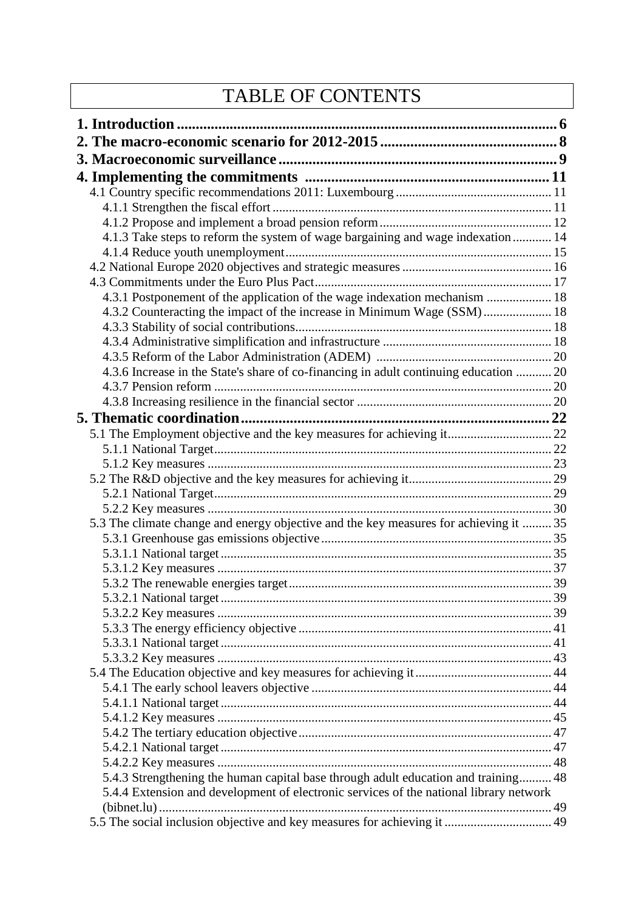# TABLE OF CONTENTS

| | |
|---|---|
| **1. Introduction** | **6** |
| **2. The macro-economic scenario for 2012-2015** | **8** |
| **3. Macroeconomic surveillance** | **9** |
| **4. Implementing the commitments** | **11** |
| 4.1 Country specific recommendations 2011: Luxembourg | 11 |
| 4.1.1 Strengthen the fiscal effort | 11 |
| 4.1.2 Propose and implement a broad pension reform | 12 |
| 4.1.3 Take steps to reform the system of wage bargaining and wage indexation | 14 |
| 4.1.4 Reduce youth unemployment | 15 |
| 4.2 National Europe 2020 objectives and strategic measures | 16 |
| 4.3 Commitments under the Euro Plus Pact | 17 |
| 4.3.1 Postponement of the application of the wage indexation mechanism | 18 |
| 4.3.2 Counteracting the impact of the increase in Minimum Wage (SSM) | 18 |
| 4.3.3 Stability of social contributions | 18 |
| 4.3.4 Administrative simplification and infrastructure | 18 |
| 4.3.5 Reform of the Labor Administration (ADEM) | 20 |
| 4.3.6 Increase in the State's share of co-financing in adult continuing education | 20 |
| 4.3.7 Pension reform | 20 |
| 4.3.8 Increasing resilience in the financial sector | 20 |
| **5. Thematic coordination** | **22** |
| 5.1 The Employment objective and the key measures for achieving it | 22 |
| 5.1.1 National Target | 22 |
| 5.1.2 Key measures | 23 |
| 5.2 The R&D objective and the key measures for achieving it | 29 |
| 5.2.1 National Target | 29 |
| 5.2.2 Key measures | 30 |
| 5.3 The climate change and energy objective and the key measures for achieving it | 35 |
| 5.3.1 Greenhouse gas emissions objective | 35 |
| 5.3.1.1 National target | 35 |
| 5.3.1.2 Key measures | 37 |
| 5.3.2 The renewable energies target | 39 |
| 5.3.2.1 National target | 39 |
| 5.3.2.2 Key measures | 39 |
| 5.3.3 The energy efficiency objective | 41 |
| 5.3.3.1 National target | 41 |
| 5.3.3.2 Key measures | 43 |
| 5.4 The Education objective and key measures for achieving it | 44 |
| 5.4.1 The early school leavers objective | 44 |
| 5.4.1.1 National target | 44 |
| 5.4.1.2 Key measures | 45 |
| 5.4.2 The tertiary education objective | 47 |
| 5.4.2.1 National target | 47 |
| 5.4.2.2 Key measures | 48 |
| 5.4.3 Strengthening the human capital base through adult education and training | 48 |
| 5.4.4 Extension and development of electronic services of the national library network (bibnet.lu) | 49 |
| 5.5 The social inclusion objective and key measures for achieving it | 49 |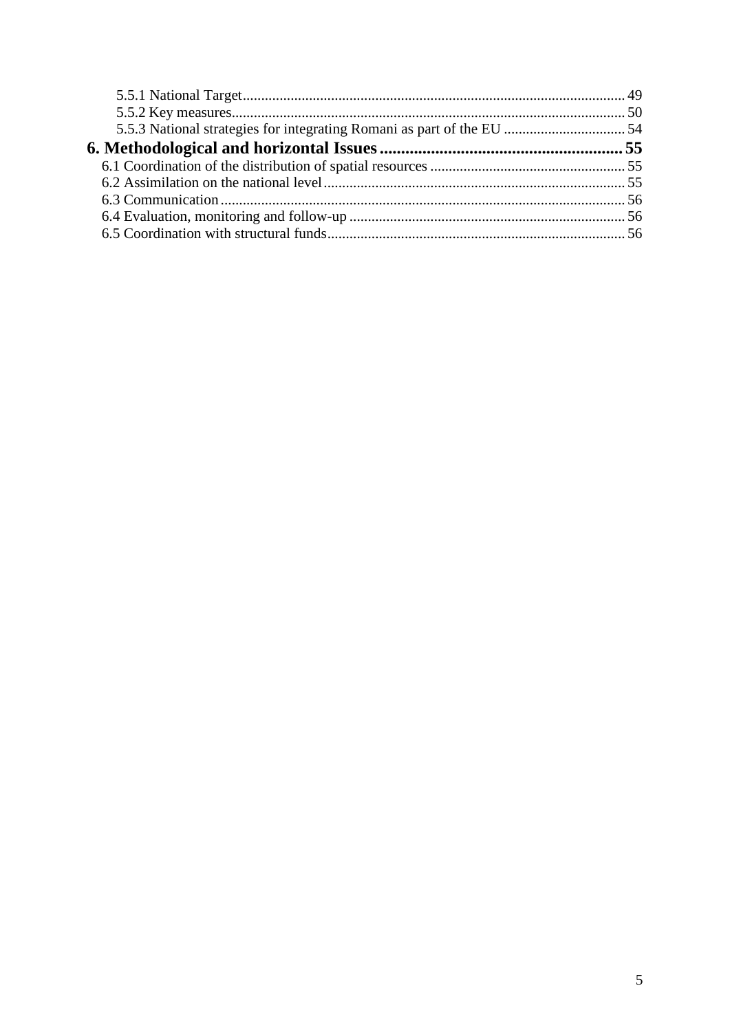5.5.1 National Target ..... 49
5.5.2 Key measures ..... 50
5.5.3 National strategies for integrating Romani as part of the EU ..... 54

**6. Methodological and horizontal Issues ..... 55**

6.1 Coordination of the distribution of spatial resources ..... 55
6.2 Assimilation on the national level ..... 55
6.3 Communication ..... 56
6.4 Evaluation, monitoring and follow-up ..... 56
6.5 Coordination with structural funds ..... 56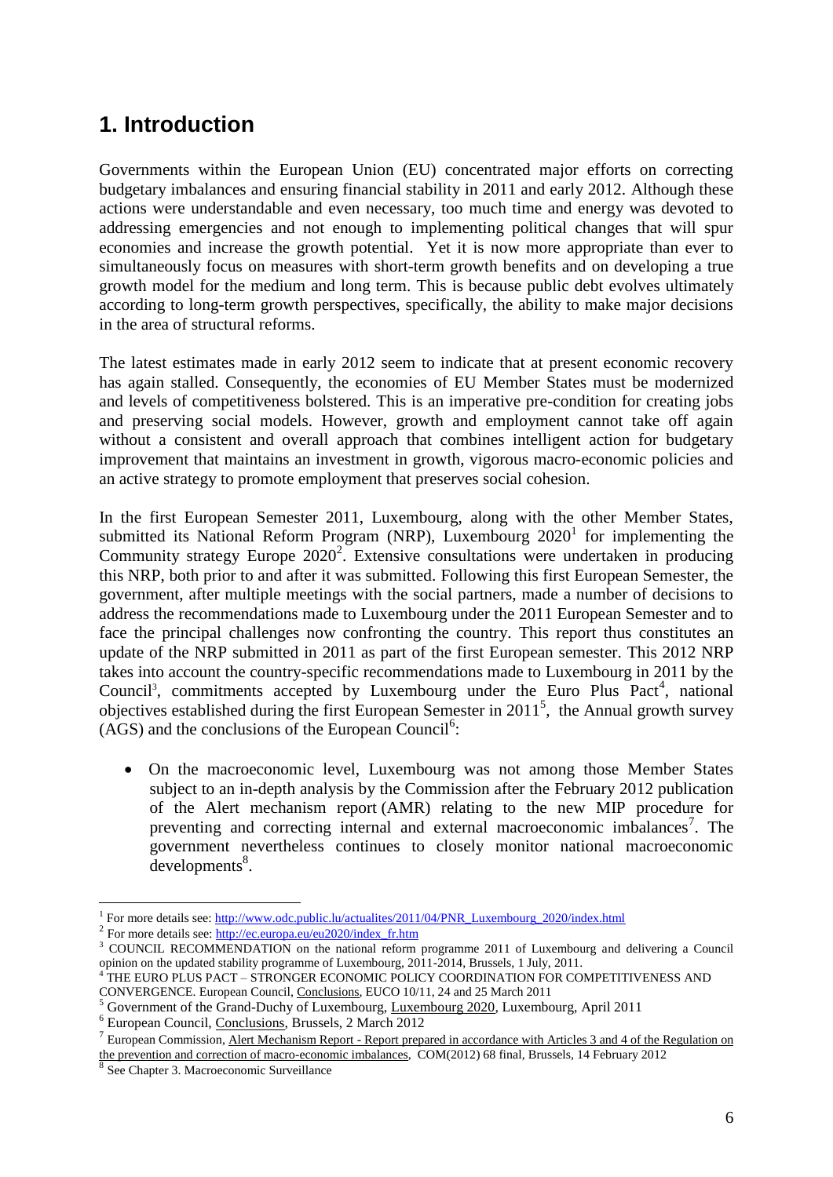# 1. Introduction

Governments within the European Union (EU) concentrated major efforts on correcting budgetary imbalances and ensuring financial stability in 2011 and early 2012. Although these actions were understandable and even necessary, too much time and energy was devoted to addressing emergencies and not enough to implementing political changes that will spur economies and increase the growth potential. Yet it is now more appropriate than ever to simultaneously focus on measures with short-term growth benefits and on developing a true growth model for the medium and long term. This is because public debt evolves ultimately according to long-term growth perspectives, specifically, the ability to make major decisions in the area of structural reforms.

The latest estimates made in early 2012 seem to indicate that at present economic recovery has again stalled. Consequently, the economies of EU Member States must be modernized and levels of competitiveness bolstered. This is an imperative pre-condition for creating jobs and preserving social models. However, growth and employment cannot take off again without a consistent and overall approach that combines intelligent action for budgetary improvement that maintains an investment in growth, vigorous macro-economic policies and an active strategy to promote employment that preserves social cohesion.

In the first European Semester 2011, Luxembourg, along with the other Member States, submitted its National Reform Program (NRP), Luxembourg 2020[1] for implementing the Community strategy Europe 2020[2]. Extensive consultations were undertaken in producing this NRP, both prior to and after it was submitted. Following this first European Semester, the government, after multiple meetings with the social partners, made a number of decisions to address the recommendations made to Luxembourg under the 2011 European Semester and to face the principal challenges now confronting the country. This report thus constitutes an update of the NRP submitted in 2011 as part of the first European semester. This 2012 NRP takes into account the country-specific recommendations made to Luxembourg in 2011 by the Council[3], commitments accepted by Luxembourg under the Euro Plus Pact[4], national objectives established during the first European Semester in 2011[5], the Annual growth survey (AGS) and the conclusions of the European Council[6]:

- On the macroeconomic level, Luxembourg was not among those Member States subject to an in-depth analysis by the Commission after the February 2012 publication of the Alert mechanism report (AMR) relating to the new MIP procedure for preventing and correcting internal and external macroeconomic imbalances[7]. The government nevertheless continues to closely monitor national macroeconomic developments[8].

---

[1] For more details see: http://www.odc.public.lu/actualites/2011/04/PNR_Luxembourg_2020/index.html

[2] For more details see: http://ec.europa.eu/eu2020/index_fr.htm

[3] COUNCIL RECOMMENDATION on the national reform programme 2011 of Luxembourg and delivering a Council opinion on the updated stability programme of Luxembourg, 2011-2014, Brussels, 1 July, 2011.

[4] THE EURO PLUS PACT – STRONGER ECONOMIC POLICY COORDINATION FOR COMPETITIVENESS AND CONVERGENCE. European Council, Conclusions, EUCO 10/11, 24 and 25 March 2011

[5] Government of the Grand-Duchy of Luxembourg, Luxembourg 2020, Luxembourg, April 2011

[6] European Council, Conclusions, Brussels, 2 March 2012

[7] European Commission, Alert Mechanism Report - Report prepared in accordance with Articles 3 and 4 of the Regulation on the prevention and correction of macro-economic imbalances, COM(2012) 68 final, Brussels, 14 February 2012

[8] See Chapter 3. Macroeconomic Surveillance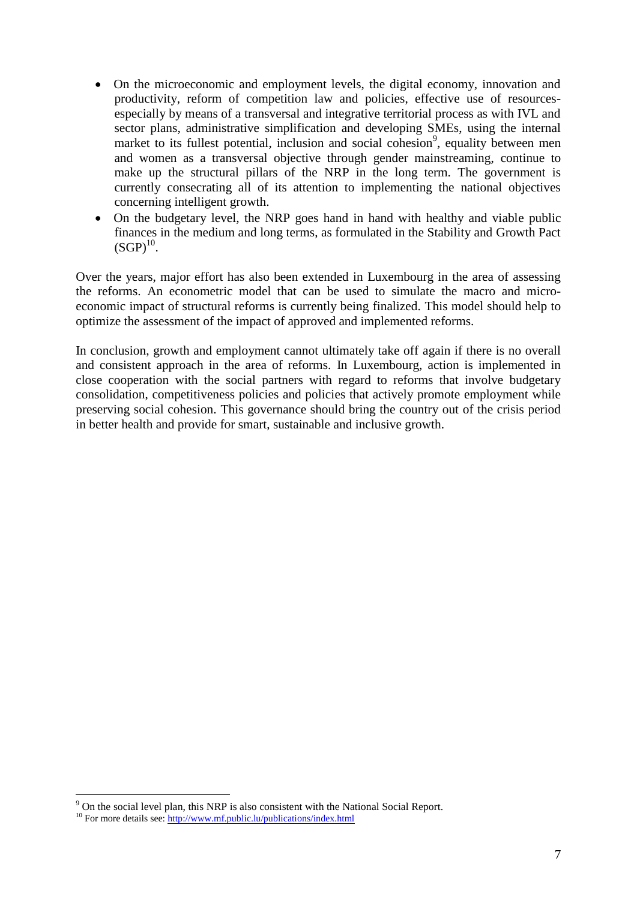- On the microeconomic and employment levels, the digital economy, innovation and productivity, reform of competition law and policies, effective use of resources-especially by means of a transversal and integrative territorial process as with IVL and sector plans, administrative simplification and developing SMEs, using the internal market to its fullest potential, inclusion and social cohesion[9], equality between men and women as a transversal objective through gender mainstreaming, continue to make up the structural pillars of the NRP in the long term. The government is currently consecrating all of its attention to implementing the national objectives concerning intelligent growth.
- On the budgetary level, the NRP goes hand in hand with healthy and viable public finances in the medium and long terms, as formulated in the Stability and Growth Pact (SGP)[10].

Over the years, major effort has also been extended in Luxembourg in the area of assessing the reforms. An econometric model that can be used to simulate the macro and micro-economic impact of structural reforms is currently being finalized. This model should help to optimize the assessment of the impact of approved and implemented reforms.

In conclusion, growth and employment cannot ultimately take off again if there is no overall and consistent approach in the area of reforms. In Luxembourg, action is implemented in close cooperation with the social partners with regard to reforms that involve budgetary consolidation, competitiveness policies and policies that actively promote employment while preserving social cohesion. This governance should bring the country out of the crisis period in better health and provide for smart, sustainable and inclusive growth.

[9] On the social level plan, this NRP is also consistent with the National Social Report.

[10] For more details see: http://www.mf.public.lu/publications/index.html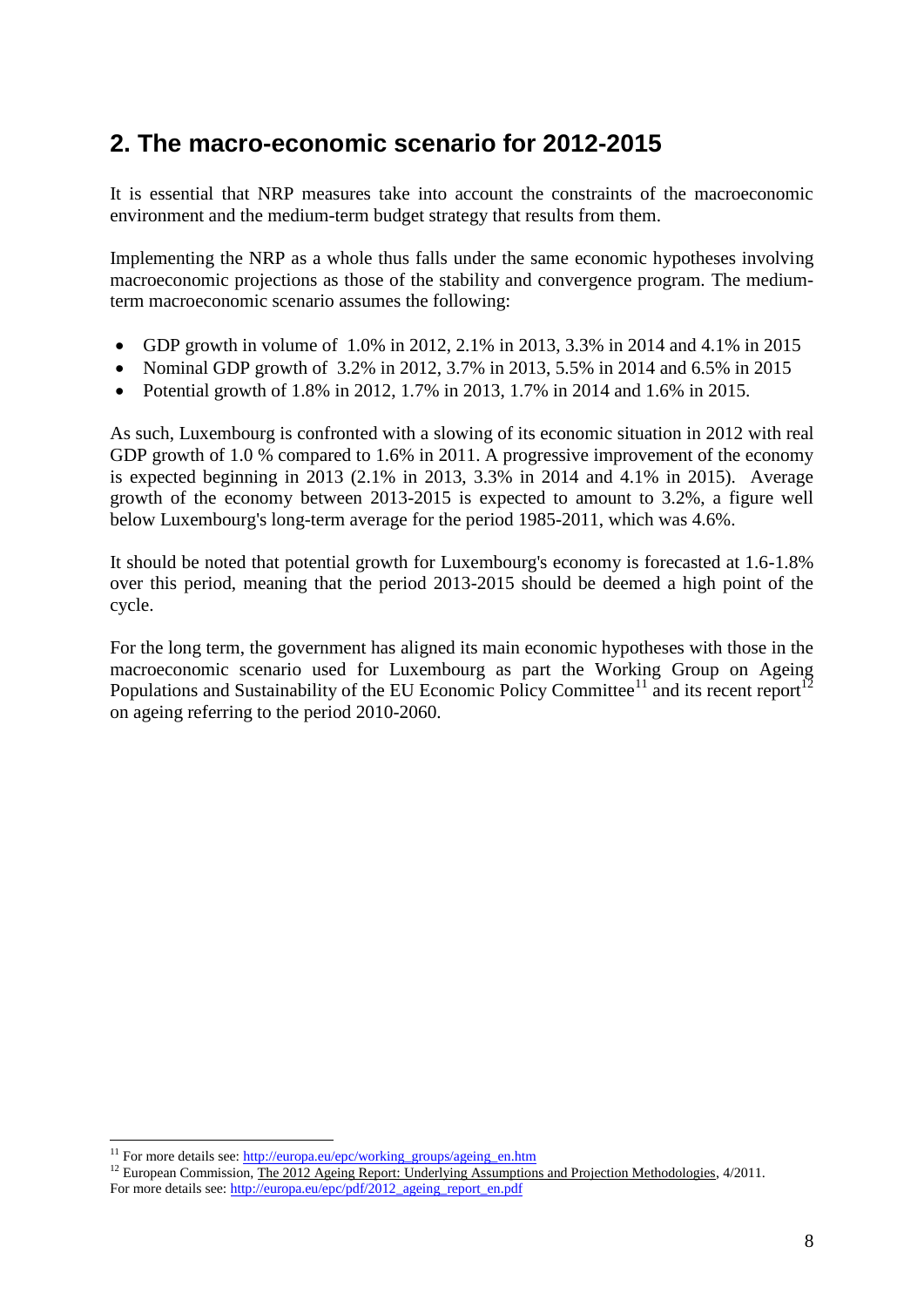## 2. The macro-economic scenario for 2012-2015

It is essential that NRP measures take into account the constraints of the macroeconomic environment and the medium-term budget strategy that results from them.

Implementing the NRP as a whole thus falls under the same economic hypotheses involving macroeconomic projections as those of the stability and convergence program. The medium-term macroeconomic scenario assumes the following:

- GDP growth in volume of 1.0% in 2012, 2.1% in 2013, 3.3% in 2014 and 4.1% in 2015
- Nominal GDP growth of 3.2% in 2012, 3.7% in 2013, 5.5% in 2014 and 6.5% in 2015
- Potential growth of 1.8% in 2012, 1.7% in 2013, 1.7% in 2014 and 1.6% in 2015.

As such, Luxembourg is confronted with a slowing of its economic situation in 2012 with real GDP growth of 1.0 % compared to 1.6% in 2011. A progressive improvement of the economy is expected beginning in 2013 (2.1% in 2013, 3.3% in 2014 and 4.1% in 2015). Average growth of the economy between 2013-2015 is expected to amount to 3.2%, a figure well below Luxembourg's long-term average for the period 1985-2011, which was 4.6%.

It should be noted that potential growth for Luxembourg's economy is forecasted at 1.6-1.8% over this period, meaning that the period 2013-2015 should be deemed a high point of the cycle.

For the long term, the government has aligned its main economic hypotheses with those in the macroeconomic scenario used for Luxembourg as part the Working Group on Ageing Populations and Sustainability of the EU Economic Policy Committee[11] and its recent report[12] on ageing referring to the period 2010-2060.

---

[11] For more details see: http://europa.eu/epc/working_groups/ageing_en.htm

[12] European Commission, The 2012 Ageing Report: Underlying Assumptions and Projection Methodologies, 4/2011. For more details see: http://europa.eu/epc/pdf/2012_ageing_report_en.pdf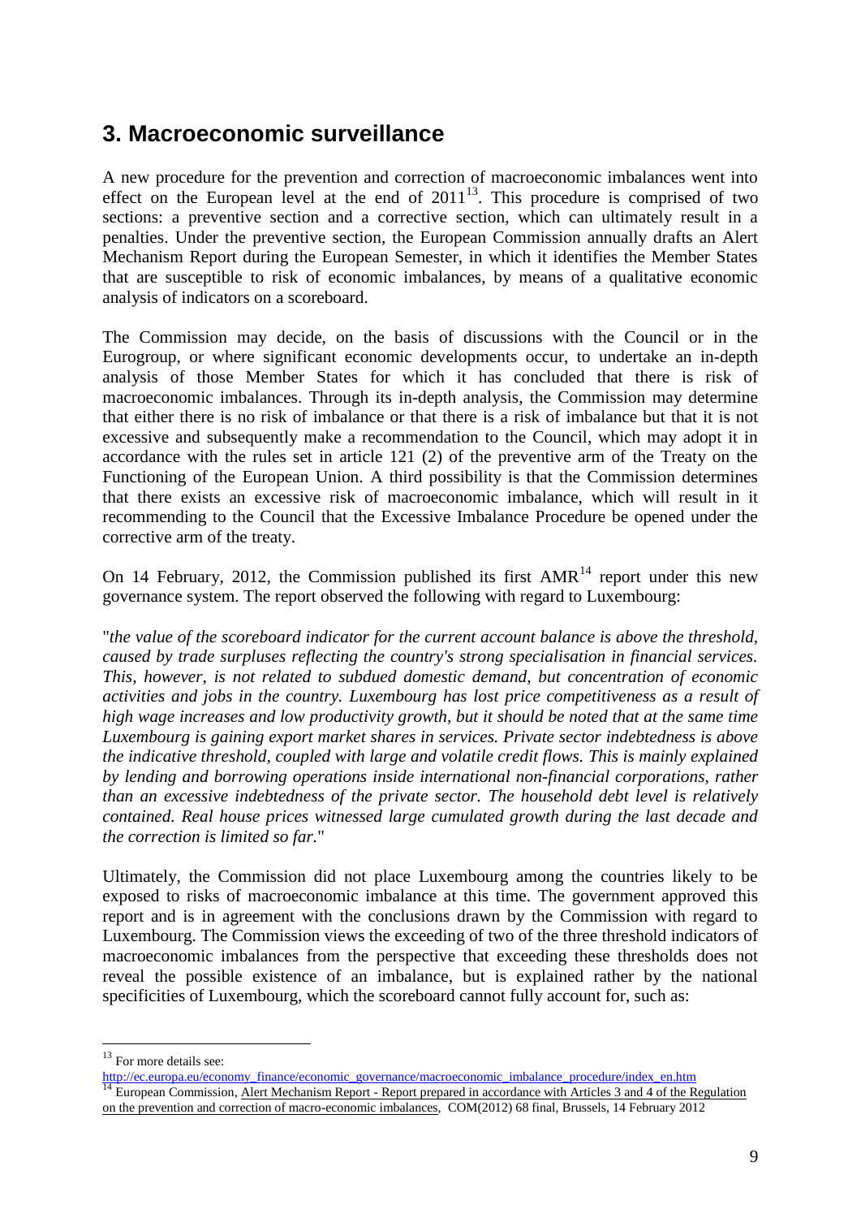## 3. Macroeconomic surveillance

A new procedure for the prevention and correction of macroeconomic imbalances went into effect on the European level at the end of 2011[13]. This procedure is comprised of two sections: a preventive section and a corrective section, which can ultimately result in a penalties. Under the preventive section, the European Commission annually drafts an Alert Mechanism Report during the European Semester, in which it identifies the Member States that are susceptible to risk of economic imbalances, by means of a qualitative economic analysis of indicators on a scoreboard.

The Commission may decide, on the basis of discussions with the Council or in the Eurogroup, or where significant economic developments occur, to undertake an in-depth analysis of those Member States for which it has concluded that there is risk of macroeconomic imbalances. Through its in-depth analysis, the Commission may determine that either there is no risk of imbalance or that there is a risk of imbalance but that it is not excessive and subsequently make a recommendation to the Council, which may adopt it in accordance with the rules set in article 121 (2) of the preventive arm of the Treaty on the Functioning of the European Union. A third possibility is that the Commission determines that there exists an excessive risk of macroeconomic imbalance, which will result in it recommending to the Council that the Excessive Imbalance Procedure be opened under the corrective arm of the treaty.

On 14 February, 2012, the Commission published its first AMR[14] report under this new governance system. The report observed the following with regard to Luxembourg:

"*the value of the scoreboard indicator for the current account balance is above the threshold, caused by trade surpluses reflecting the country's strong specialisation in financial services. This, however, is not related to subdued domestic demand, but concentration of economic activities and jobs in the country. Luxembourg has lost price competitiveness as a result of high wage increases and low productivity growth, but it should be noted that at the same time Luxembourg is gaining export market shares in services. Private sector indebtedness is above the indicative threshold, coupled with large and volatile credit flows. This is mainly explained by lending and borrowing operations inside international non-financial corporations, rather than an excessive indebtedness of the private sector. The household debt level is relatively contained. Real house prices witnessed large cumulated growth during the last decade and the correction is limited so far.*"

Ultimately, the Commission did not place Luxembourg among the countries likely to be exposed to risks of macroeconomic imbalance at this time. The government approved this report and is in agreement with the conclusions drawn by the Commission with regard to Luxembourg. The Commission views the exceeding of two of the three threshold indicators of macroeconomic imbalances from the perspective that exceeding these thresholds does not reveal the possible existence of an imbalance, but is explained rather by the national specificities of Luxembourg, which the scoreboard cannot fully account for, such as:

---

[13] For more details see: http://ec.europa.eu/economy_finance/economic_governance/macroeconomic_imbalance_procedure/index_en.htm

[14] European Commission, Alert Mechanism Report - Report prepared in accordance with Articles 3 and 4 of the Regulation on the prevention and correction of macro-economic imbalances, COM(2012) 68 final, Brussels, 14 February 2012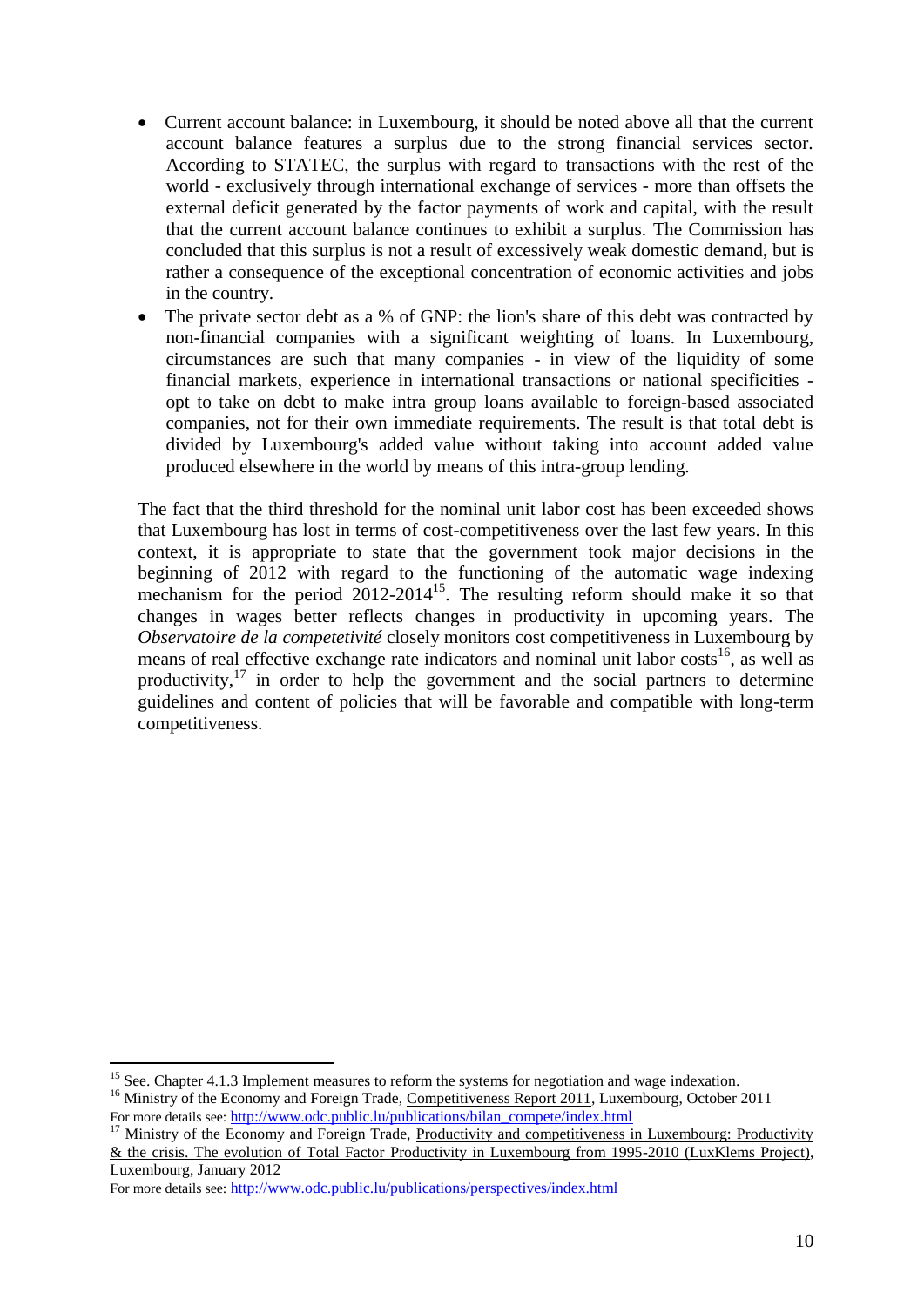- Current account balance: in Luxembourg, it should be noted above all that the current account balance features a surplus due to the strong financial services sector. According to STATEC, the surplus with regard to transactions with the rest of the world - exclusively through international exchange of services - more than offsets the external deficit generated by the factor payments of work and capital, with the result that the current account balance continues to exhibit a surplus. The Commission has concluded that this surplus is not a result of excessively weak domestic demand, but is rather a consequence of the exceptional concentration of economic activities and jobs in the country.
- The private sector debt as a % of GNP: the lion's share of this debt was contracted by non-financial companies with a significant weighting of loans. In Luxembourg, circumstances are such that many companies - in view of the liquidity of some financial markets, experience in international transactions or national specificities - opt to take on debt to make intra group loans available to foreign-based associated companies, not for their own immediate requirements. The result is that total debt is divided by Luxembourg's added value without taking into account added value produced elsewhere in the world by means of this intra-group lending.

The fact that the third threshold for the nominal unit labor cost has been exceeded shows that Luxembourg has lost in terms of cost-competitiveness over the last few years. In this context, it is appropriate to state that the government took major decisions in the beginning of 2012 with regard to the functioning of the automatic wage indexing mechanism for the period 2012-2014[15]. The resulting reform should make it so that changes in wages better reflects changes in productivity in upcoming years. The *Observatoire de la competetivité* closely monitors cost competitiveness in Luxembourg by means of real effective exchange rate indicators and nominal unit labor costs[16], as well as productivity,[17] in order to help the government and the social partners to determine guidelines and content of policies that will be favorable and compatible with long-term competitiveness.

---

[15] See. Chapter 4.1.3 Implement measures to reform the systems for negotiation and wage indexation.

[16] Ministry of the Economy and Foreign Trade, Competitiveness Report 2011, Luxembourg, October 2011
For more details see: http://www.odc.public.lu/publications/bilan_compete/index.html

[17] Ministry of the Economy and Foreign Trade, Productivity and competitiveness in Luxembourg: Productivity & the crisis. The evolution of Total Factor Productivity in Luxembourg from 1995-2010 (LuxKlems Project), Luxembourg, January 2012
For more details see: http://www.odc.public.lu/publications/perspectives/index.html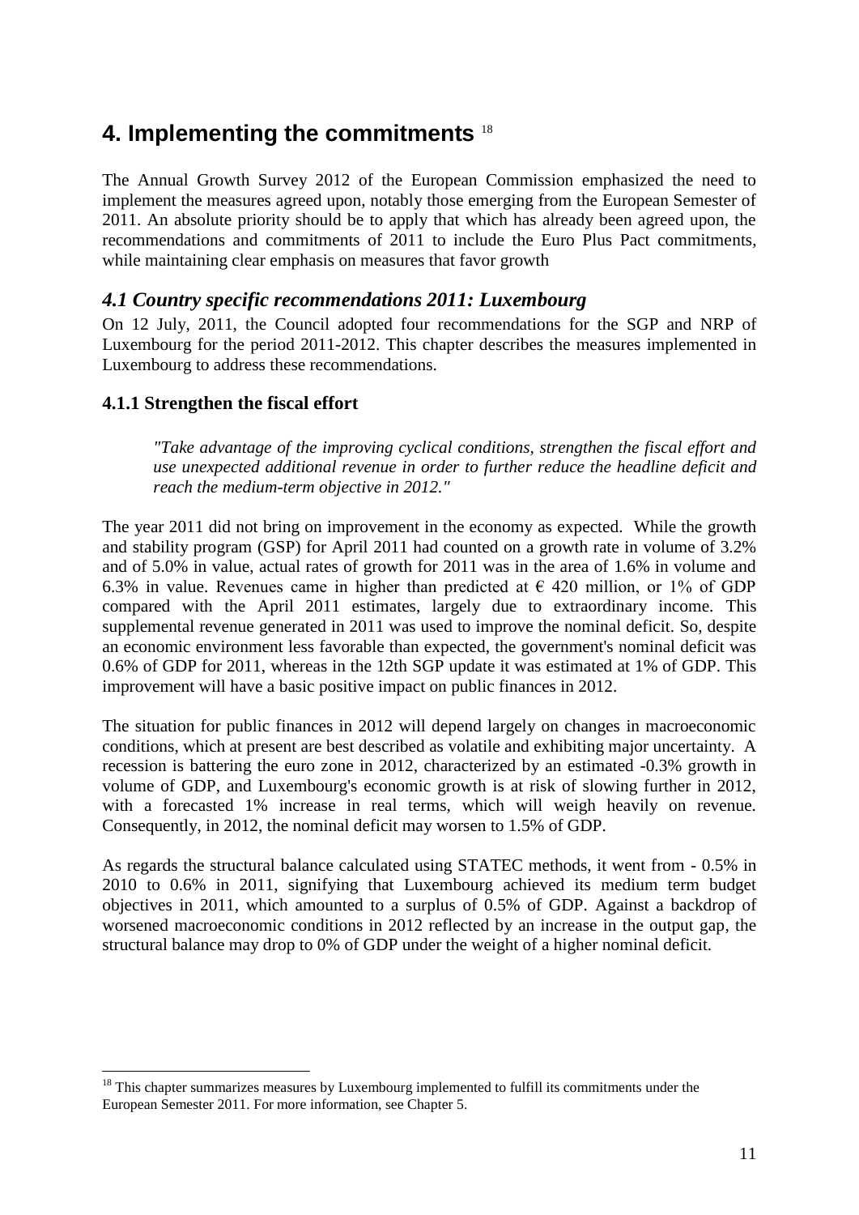# 4. Implementing the commitments [18]

The Annual Growth Survey 2012 of the European Commission emphasized the need to implement the measures agreed upon, notably those emerging from the European Semester of 2011. An absolute priority should be to apply that which has already been agreed upon, the recommendations and commitments of 2011 to include the Euro Plus Pact commitments, while maintaining clear emphasis on measures that favor growth

## *4.1 Country specific recommendations 2011: Luxembourg*

On 12 July, 2011, the Council adopted four recommendations for the SGP and NRP of Luxembourg for the period 2011-2012. This chapter describes the measures implemented in Luxembourg to address these recommendations.

### 4.1.1 Strengthen the fiscal effort

> *"Take advantage of the improving cyclical conditions, strengthen the fiscal effort and use unexpected additional revenue in order to further reduce the headline deficit and reach the medium-term objective in 2012."*

The year 2011 did not bring on improvement in the economy as expected. While the growth and stability program (GSP) for April 2011 had counted on a growth rate in volume of 3.2% and of 5.0% in value, actual rates of growth for 2011 was in the area of 1.6% in volume and 6.3% in value. Revenues came in higher than predicted at € 420 million, or 1% of GDP compared with the April 2011 estimates, largely due to extraordinary income. This supplemental revenue generated in 2011 was used to improve the nominal deficit. So, despite an economic environment less favorable than expected, the government's nominal deficit was 0.6% of GDP for 2011, whereas in the 12th SGP update it was estimated at 1% of GDP. This improvement will have a basic positive impact on public finances in 2012.

The situation for public finances in 2012 will depend largely on changes in macroeconomic conditions, which at present are best described as volatile and exhibiting major uncertainty. A recession is battering the euro zone in 2012, characterized by an estimated -0.3% growth in volume of GDP, and Luxembourg's economic growth is at risk of slowing further in 2012, with a forecasted 1% increase in real terms, which will weigh heavily on revenue. Consequently, in 2012, the nominal deficit may worsen to 1.5% of GDP.

As regards the structural balance calculated using STATEC methods, it went from - 0.5% in 2010 to 0.6% in 2011, signifying that Luxembourg achieved its medium term budget objectives in 2011, which amounted to a surplus of 0.5% of GDP. Against a backdrop of worsened macroeconomic conditions in 2012 reflected by an increase in the output gap, the structural balance may drop to 0% of GDP under the weight of a higher nominal deficit.

[18] This chapter summarizes measures by Luxembourg implemented to fulfill its commitments under the European Semester 2011. For more information, see Chapter 5.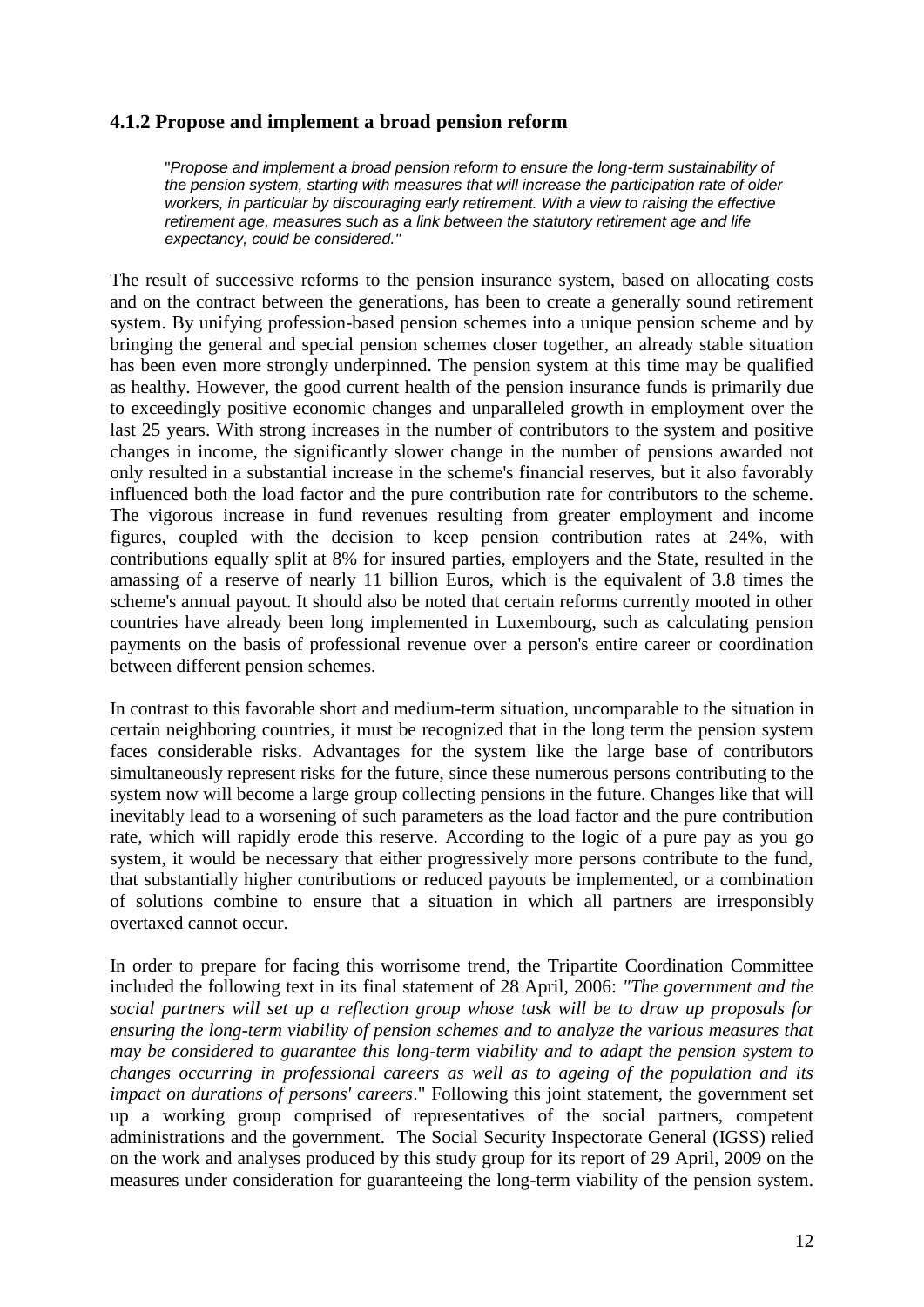### 4.1.2 Propose and implement a broad pension reform

> "*Propose and implement a broad pension reform to ensure the long-term sustainability of the pension system, starting with measures that will increase the participation rate of older workers, in particular by discouraging early retirement. With a view to raising the effective retirement age, measures such as a link between the statutory retirement age and life expectancy, could be considered."*

The result of successive reforms to the pension insurance system, based on allocating costs and on the contract between the generations, has been to create a generally sound retirement system. By unifying profession-based pension schemes into a unique pension scheme and by bringing the general and special pension schemes closer together, an already stable situation has been even more strongly underpinned. The pension system at this time may be qualified as healthy. However, the good current health of the pension insurance funds is primarily due to exceedingly positive economic changes and unparalleled growth in employment over the last 25 years. With strong increases in the number of contributors to the system and positive changes in income, the significantly slower change in the number of pensions awarded not only resulted in a substantial increase in the scheme's financial reserves, but it also favorably influenced both the load factor and the pure contribution rate for contributors to the scheme. The vigorous increase in fund revenues resulting from greater employment and income figures, coupled with the decision to keep pension contribution rates at 24%, with contributions equally split at 8% for insured parties, employers and the State, resulted in the amassing of a reserve of nearly 11 billion Euros, which is the equivalent of 3.8 times the scheme's annual payout. It should also be noted that certain reforms currently mooted in other countries have already been long implemented in Luxembourg, such as calculating pension payments on the basis of professional revenue over a person's entire career or coordination between different pension schemes.

In contrast to this favorable short and medium-term situation, uncomparable to the situation in certain neighboring countries, it must be recognized that in the long term the pension system faces considerable risks. Advantages for the system like the large base of contributors simultaneously represent risks for the future, since these numerous persons contributing to the system now will become a large group collecting pensions in the future. Changes like that will inevitably lead to a worsening of such parameters as the load factor and the pure contribution rate, which will rapidly erode this reserve. According to the logic of a pure pay as you go system, it would be necessary that either progressively more persons contribute to the fund, that substantially higher contributions or reduced payouts be implemented, or a combination of solutions combine to ensure that a situation in which all partners are irresponsibly overtaxed cannot occur.

In order to prepare for facing this worrisome trend, the Tripartite Coordination Committee included the following text in its final statement of 28 April, 2006: *"The government and the social partners will set up a reflection group whose task will be to draw up proposals for ensuring the long-term viability of pension schemes and to analyze the various measures that may be considered to guarantee this long-term viability and to adapt the pension system to changes occurring in professional careers as well as to ageing of the population and its impact on durations of persons' careers*." Following this joint statement, the government set up a working group comprised of representatives of the social partners, competent administrations and the government. The Social Security Inspectorate General (IGSS) relied on the work and analyses produced by this study group for its report of 29 April, 2009 on the measures under consideration for guaranteeing the long-term viability of the pension system.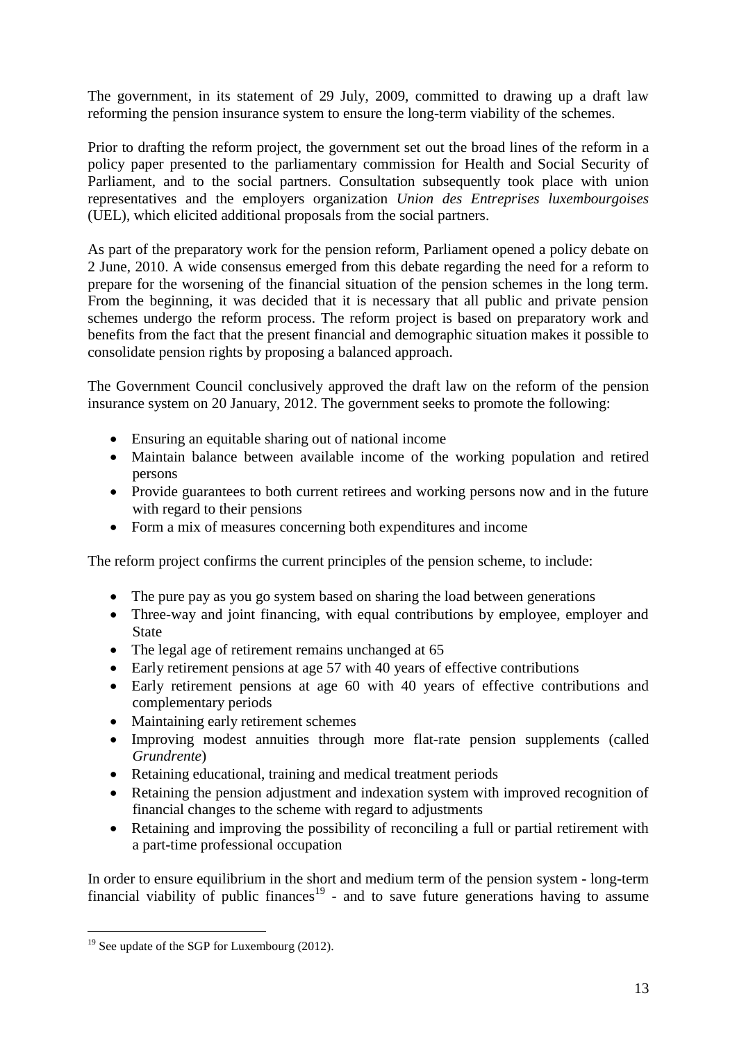The government, in its statement of 29 July, 2009, committed to drawing up a draft law reforming the pension insurance system to ensure the long-term viability of the schemes.

Prior to drafting the reform project, the government set out the broad lines of the reform in a policy paper presented to the parliamentary commission for Health and Social Security of Parliament, and to the social partners. Consultation subsequently took place with union representatives and the employers organization *Union des Entreprises luxembourgoises* (UEL), which elicited additional proposals from the social partners.

As part of the preparatory work for the pension reform, Parliament opened a policy debate on 2 June, 2010. A wide consensus emerged from this debate regarding the need for a reform to prepare for the worsening of the financial situation of the pension schemes in the long term. From the beginning, it was decided that it is necessary that all public and private pension schemes undergo the reform process. The reform project is based on preparatory work and benefits from the fact that the present financial and demographic situation makes it possible to consolidate pension rights by proposing a balanced approach.

The Government Council conclusively approved the draft law on the reform of the pension insurance system on 20 January, 2012. The government seeks to promote the following:

- Ensuring an equitable sharing out of national income
- Maintain balance between available income of the working population and retired persons
- Provide guarantees to both current retirees and working persons now and in the future with regard to their pensions
- Form a mix of measures concerning both expenditures and income

The reform project confirms the current principles of the pension scheme, to include:

- The pure pay as you go system based on sharing the load between generations
- Three-way and joint financing, with equal contributions by employee, employer and State
- The legal age of retirement remains unchanged at 65
- Early retirement pensions at age 57 with 40 years of effective contributions
- Early retirement pensions at age 60 with 40 years of effective contributions and complementary periods
- Maintaining early retirement schemes
- Improving modest annuities through more flat-rate pension supplements (called *Grundrente*)
- Retaining educational, training and medical treatment periods
- Retaining the pension adjustment and indexation system with improved recognition of financial changes to the scheme with regard to adjustments
- Retaining and improving the possibility of reconciling a full or partial retirement with a part-time professional occupation

In order to ensure equilibrium in the short and medium term of the pension system - long-term financial viability of public finances[19] - and to save future generations having to assume

[19] See update of the SGP for Luxembourg (2012).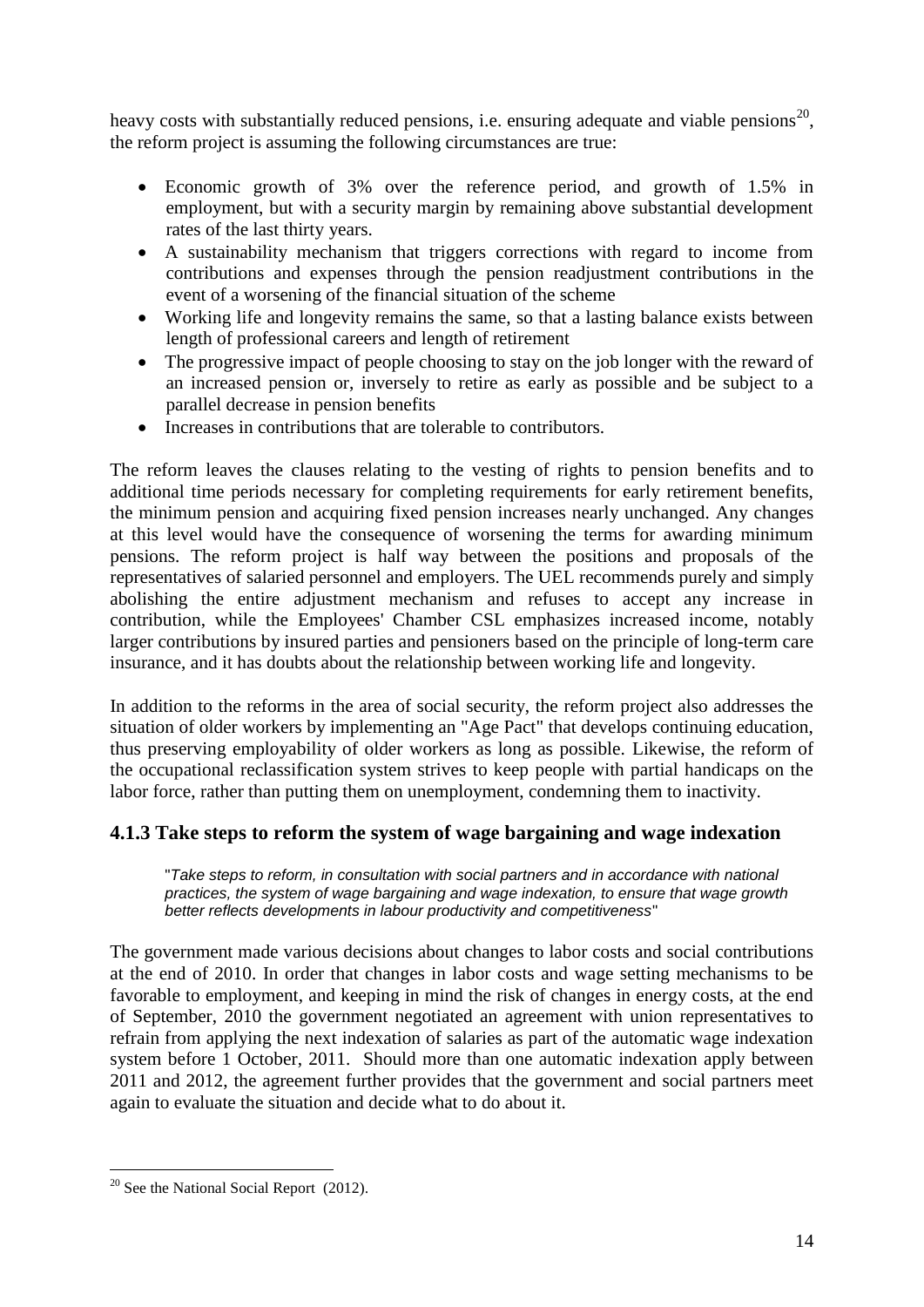heavy costs with substantially reduced pensions, i.e. ensuring adequate and viable pensions[20], the reform project is assuming the following circumstances are true:

- Economic growth of 3% over the reference period, and growth of 1.5% in employment, but with a security margin by remaining above substantial development rates of the last thirty years.
- A sustainability mechanism that triggers corrections with regard to income from contributions and expenses through the pension readjustment contributions in the event of a worsening of the financial situation of the scheme
- Working life and longevity remains the same, so that a lasting balance exists between length of professional careers and length of retirement
- The progressive impact of people choosing to stay on the job longer with the reward of an increased pension or, inversely to retire as early as possible and be subject to a parallel decrease in pension benefits
- Increases in contributions that are tolerable to contributors.

The reform leaves the clauses relating to the vesting of rights to pension benefits and to additional time periods necessary for completing requirements for early retirement benefits, the minimum pension and acquiring fixed pension increases nearly unchanged. Any changes at this level would have the consequence of worsening the terms for awarding minimum pensions. The reform project is half way between the positions and proposals of the representatives of salaried personnel and employers. The UEL recommends purely and simply abolishing the entire adjustment mechanism and refuses to accept any increase in contribution, while the Employees' Chamber CSL emphasizes increased income, notably larger contributions by insured parties and pensioners based on the principle of long-term care insurance, and it has doubts about the relationship between working life and longevity.

In addition to the reforms in the area of social security, the reform project also addresses the situation of older workers by implementing an "Age Pact" that develops continuing education, thus preserving employability of older workers as long as possible. Likewise, the reform of the occupational reclassification system strives to keep people with partial handicaps on the labor force, rather than putting them on unemployment, condemning them to inactivity.

### 4.1.3 Take steps to reform the system of wage bargaining and wage indexation

"*Take steps to reform, in consultation with social partners and in accordance with national practices, the system of wage bargaining and wage indexation, to ensure that wage growth better reflects developments in labour productivity and competitiveness*"

The government made various decisions about changes to labor costs and social contributions at the end of 2010. In order that changes in labor costs and wage setting mechanisms to be favorable to employment, and keeping in mind the risk of changes in energy costs, at the end of September, 2010 the government negotiated an agreement with union representatives to refrain from applying the next indexation of salaries as part of the automatic wage indexation system before 1 October, 2011. Should more than one automatic indexation apply between 2011 and 2012, the agreement further provides that the government and social partners meet again to evaluate the situation and decide what to do about it.

[20] See the National Social Report (2012).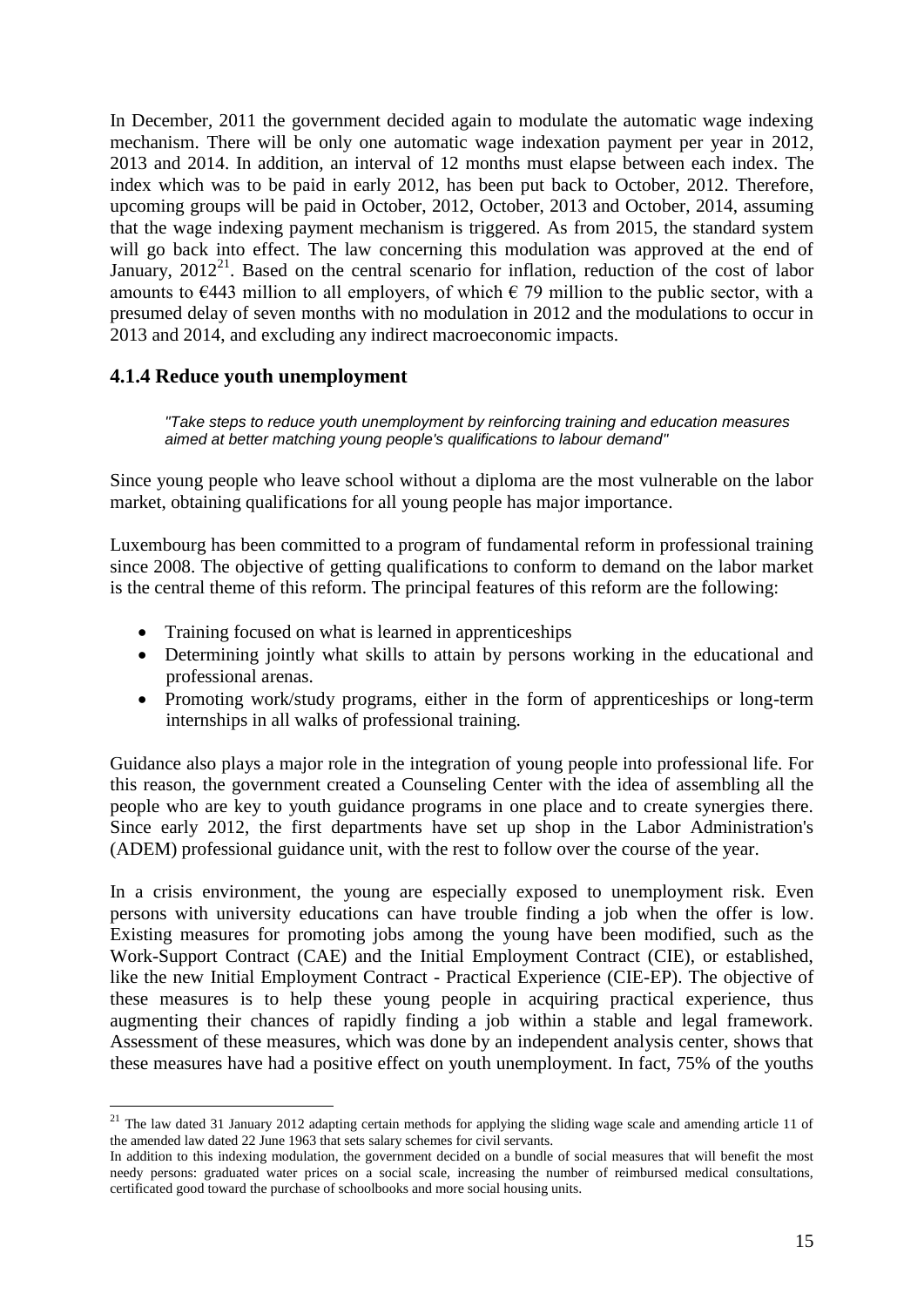In December, 2011 the government decided again to modulate the automatic wage indexing mechanism. There will be only one automatic wage indexation payment per year in 2012, 2013 and 2014. In addition, an interval of 12 months must elapse between each index. The index which was to be paid in early 2012, has been put back to October, 2012. Therefore, upcoming groups will be paid in October, 2012, October, 2013 and October, 2014, assuming that the wage indexing payment mechanism is triggered. As from 2015, the standard system will go back into effect. The law concerning this modulation was approved at the end of January, 2012[21]. Based on the central scenario for inflation, reduction of the cost of labor amounts to €443 million to all employers, of which € 79 million to the public sector, with a presumed delay of seven months with no modulation in 2012 and the modulations to occur in 2013 and 2014, and excluding any indirect macroeconomic impacts.

### 4.1.4 Reduce youth unemployment

> *"Take steps to reduce youth unemployment by reinforcing training and education measures aimed at better matching young people's qualifications to labour demand"*

Since young people who leave school without a diploma are the most vulnerable on the labor market, obtaining qualifications for all young people has major importance.

Luxembourg has been committed to a program of fundamental reform in professional training since 2008. The objective of getting qualifications to conform to demand on the labor market is the central theme of this reform. The principal features of this reform are the following:

- Training focused on what is learned in apprenticeships
- Determining jointly what skills to attain by persons working in the educational and professional arenas.
- Promoting work/study programs, either in the form of apprenticeships or long-term internships in all walks of professional training.

Guidance also plays a major role in the integration of young people into professional life. For this reason, the government created a Counseling Center with the idea of assembling all the people who are key to youth guidance programs in one place and to create synergies there. Since early 2012, the first departments have set up shop in the Labor Administration's (ADEM) professional guidance unit, with the rest to follow over the course of the year.

In a crisis environment, the young are especially exposed to unemployment risk. Even persons with university educations can have trouble finding a job when the offer is low. Existing measures for promoting jobs among the young have been modified, such as the Work-Support Contract (CAE) and the Initial Employment Contract (CIE), or established, like the new Initial Employment Contract - Practical Experience (CIE-EP). The objective of these measures is to help these young people in acquiring practical experience, thus augmenting their chances of rapidly finding a job within a stable and legal framework. Assessment of these measures, which was done by an independent analysis center, shows that these measures have had a positive effect on youth unemployment. In fact, 75% of the youths

---

[21] The law dated 31 January 2012 adapting certain methods for applying the sliding wage scale and amending article 11 of the amended law dated 22 June 1963 that sets salary schemes for civil servants.
In addition to this indexing modulation, the government decided on a bundle of social measures that will benefit the most needy persons: graduated water prices on a social scale, increasing the number of reimbursed medical consultations, certificated good toward the purchase of schoolbooks and more social housing units.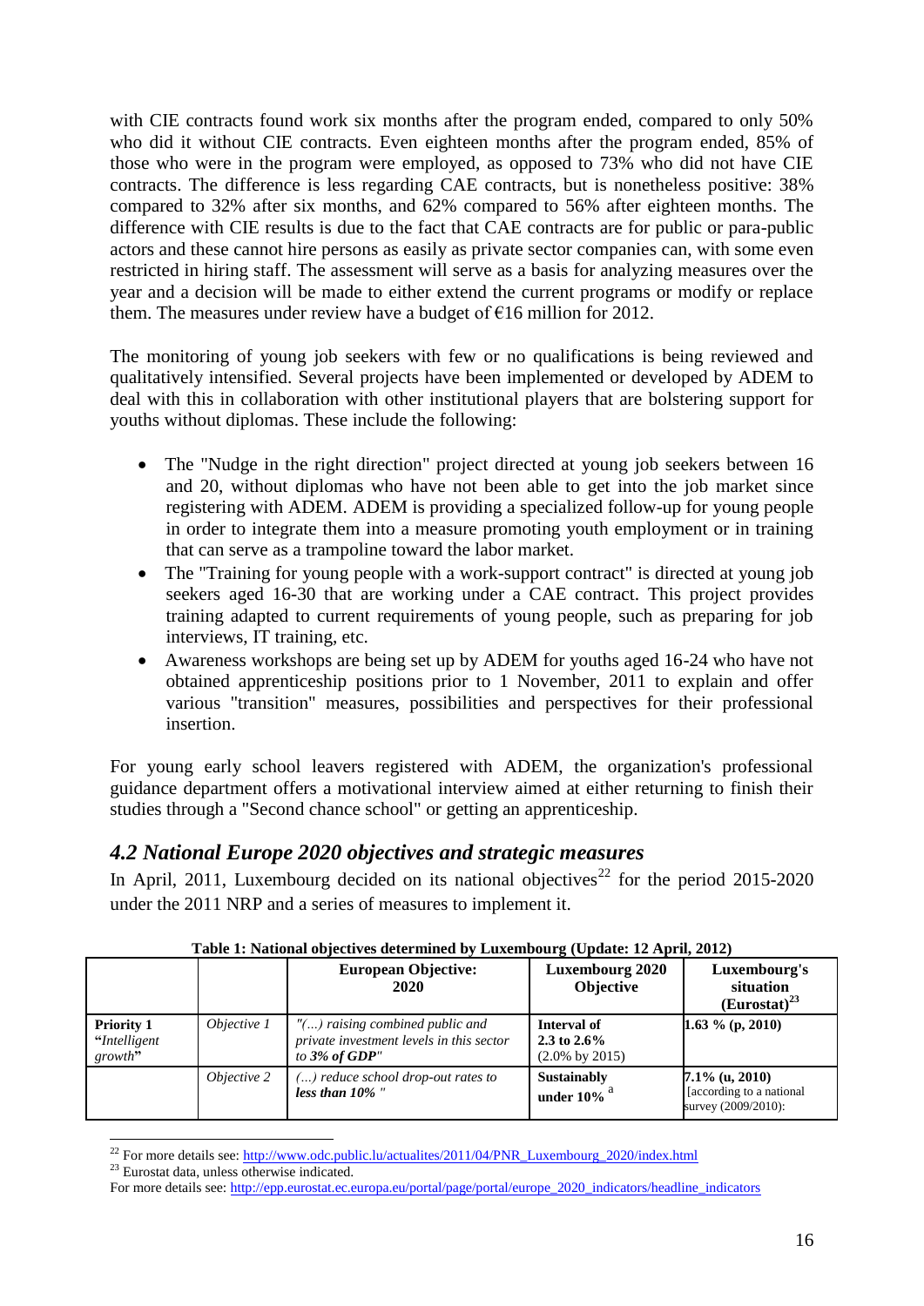with CIE contracts found work six months after the program ended, compared to only 50% who did it without CIE contracts. Even eighteen months after the program ended, 85% of those who were in the program were employed, as opposed to 73% who did not have CIE contracts. The difference is less regarding CAE contracts, but is nonetheless positive: 38% compared to 32% after six months, and 62% compared to 56% after eighteen months. The difference with CIE results is due to the fact that CAE contracts are for public or para-public actors and these cannot hire persons as easily as private sector companies can, with some even restricted in hiring staff. The assessment will serve as a basis for analyzing measures over the year and a decision will be made to either extend the current programs or modify or replace them. The measures under review have a budget of €16 million for 2012.

The monitoring of young job seekers with few or no qualifications is being reviewed and qualitatively intensified. Several projects have been implemented or developed by ADEM to deal with this in collaboration with other institutional players that are bolstering support for youths without diplomas. These include the following:

- The "Nudge in the right direction" project directed at young job seekers between 16 and 20, without diplomas who have not been able to get into the job market since registering with ADEM. ADEM is providing a specialized follow-up for young people in order to integrate them into a measure promoting youth employment or in training that can serve as a trampoline toward the labor market.
- The "Training for young people with a work-support contract" is directed at young job seekers aged 16-30 that are working under a CAE contract. This project provides training adapted to current requirements of young people, such as preparing for job interviews, IT training, etc.
- Awareness workshops are being set up by ADEM for youths aged 16-24 who have not obtained apprenticeship positions prior to 1 November, 2011 to explain and offer various "transition" measures, possibilities and perspectives for their professional insertion.

For young early school leavers registered with ADEM, the organization's professional guidance department offers a motivational interview aimed at either returning to finish their studies through a "Second chance school" or getting an apprenticeship.

## 4.2 National Europe 2020 objectives and strategic measures

In April, 2011, Luxembourg decided on its national objectives[22] for the period 2015-2020 under the 2011 NRP and a series of measures to implement it.

**Table 1: National objectives determined by Luxembourg (Update: 12 April, 2012)**

| | | **European Objective: 2020** | **Luxembourg 2020 Objective** | **Luxembourg's situation (Eurostat)[23]** |
|---|---|---|---|---|
| **Priority 1** *"Intelligent growth"* | *Objective 1* | *"(...) raising combined public and private investment levels in this sector to **3% of GDP**"* | **Interval of 2.3 to 2.6%** (2.0% by 2015) | **1.63 % (p, 2010)** |
| | *Objective 2* | *(...) reduce school drop-out rates to **less than 10%** "* | **Sustainably under 10%** [a] | **7.1% (u, 2010)** [according to a national survey (2009/2010): |

[22] For more details see: http://www.odc.public.lu/actualites/2011/04/PNR_Luxembourg_2020/index.html

[23] Eurostat data, unless otherwise indicated.

For more details see: http://epp.eurostat.ec.europa.eu/portal/page/portal/europe_2020_indicators/headline_indicators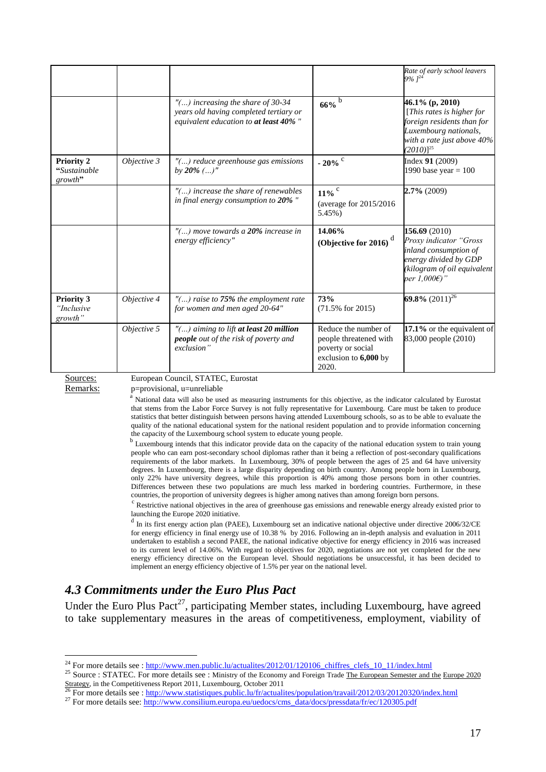| | | | | |
|---|---|---|---|---|
| | | | | *Rate of early school leavers 9% ]*[24] |
| | | *"(…) increasing the share of 30-34 years old having completed tertiary or equivalent education to **at least 40%** "* | **66%** [b] | **46.1% (p, 2010)** *[This rates is higher for foreign residents than for Luxembourg nationals, with a rate just above 40% (2010)]*[25] |
| **Priority 2** **"***Sustainable growth***"** | *Objective 3* | *"(…) reduce greenhouse gas emissions by **20%** (…)"* | **- 20%** [c] | Index **91** (2009) 1990 base year = 100 |
| | | *"(…) increase the share of renewables in final energy consumption to **20%** "* | **11%** [c] (average for 2015/2016 5.45%) | **2.7%** (2009) |
| | | *"(…) move towards a **20%** increase in energy efficiency"* | **14.06% (Objective for 2016)** [d] | **156.69** (2010) *Proxy indicator "Gross inland consumption of energy divided by GDP (kilogram of oil equivalent per 1,000€)"* |
| **Priority 3** *"Inclusive growth"* | *Objective 4* | *"(…) raise to **75%** the employment rate for women and men aged 20-64"* | **73%** (71.5% for 2015) | **69.8%** (2011)[26] |
| | *Objective 5* | *"(…) aiming to lift **at least 20 million people** out of the risk of poverty and exclusion"* | Reduce the number of people threatened with poverty or social exclusion to **6,000** by 2020. | **17.1%** or the equivalent of 83,000 people (2010) |

Sources: European Council, STATEC, Eurostat

Remarks: p=provisional, u=unreliable

[a] National data will also be used as measuring instruments for this objective, as the indicator calculated by Eurostat that stems from the Labor Force Survey is not fully representative for Luxembourg. Care must be taken to produce statistics that better distinguish between persons having attended Luxembourg schools, so as to be able to evaluate the quality of the national educational system for the national resident population and to provide information concerning the capacity of the Luxembourg school system to educate young people.

[b] Luxembourg intends that this indicator provide data on the capacity of the national education system to train young people who can earn post-secondary school diplomas rather than it being a reflection of post-secondary qualifications requirements of the labor markets. In Luxembourg, 30% of people between the ages of 25 and 64 have university degrees. In Luxembourg, there is a large disparity depending on birth country. Among people born in Luxembourg, only 22% have university degrees, while this proportion is 40% among those persons born in other countries. Differences between these two populations are much less marked in bordering countries. Furthermore, in these countries, the proportion of university degrees is higher among natives than among foreign born persons.

[c] Restrictive national objectives in the area of greenhouse gas emissions and renewable energy already existed prior to launching the Europe 2020 initiative.

[d] In its first energy action plan (PAEE), Luxembourg set an indicative national objective under directive 2006/32/CE for energy efficiency in final energy use of 10.38 % by 2016. Following an in-depth analysis and evaluation in 2011 undertaken to establish a second PAEE, the national indicative objective for energy efficiency in 2016 was increased to its current level of 14.06%. With regard to objectives for 2020, negotiations are not yet completed for the new energy efficiency directive on the European level. Should negotiations be unsuccessful, it has been decided to implement an energy efficiency objective of 1.5% per year on the national level.

## *4.3 Commitments under the Euro Plus Pact*

Under the Euro Plus Pact[27], participating Member states, including Luxembourg, have agreed to take supplementary measures in the areas of competitiveness, employment, viability of

---

[24] For more details see : http://www.men.public.lu/actualites/2012/01/120106_chiffres_clefs_10_11/index.html

[25] Source : STATEC. For more details see : Ministry of the Economy and Foreign Trade The European Semester and the Europe 2020 Strategy, in the Competitiveness Report 2011, Luxembourg, October 2011

[26] For more details see : http://www.statistiques.public.lu/fr/actualites/population/travail/2012/03/20120320/index.html

[27] For more details see: http://www.consilium.europa.eu/uedocs/cms_data/docs/pressdata/fr/ec/120305.pdf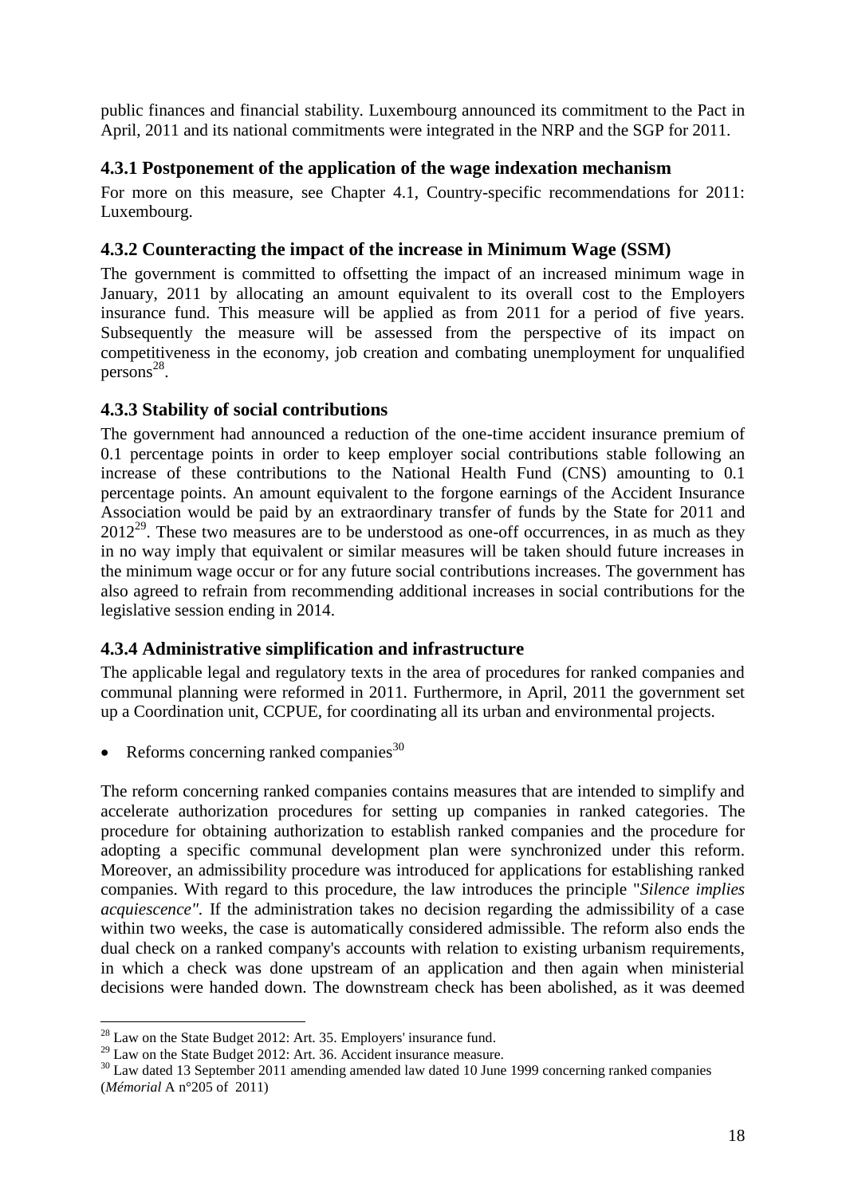public finances and financial stability. Luxembourg announced its commitment to the Pact in April, 2011 and its national commitments were integrated in the NRP and the SGP for 2011.

### 4.3.1 Postponement of the application of the wage indexation mechanism

For more on this measure, see Chapter 4.1, Country-specific recommendations for 2011: Luxembourg.

### 4.3.2 Counteracting the impact of the increase in Minimum Wage (SSM)

The government is committed to offsetting the impact of an increased minimum wage in January, 2011 by allocating an amount equivalent to its overall cost to the Employers insurance fund. This measure will be applied as from 2011 for a period of five years. Subsequently the measure will be assessed from the perspective of its impact on competitiveness in the economy, job creation and combating unemployment for unqualified persons[28].

### 4.3.3 Stability of social contributions

The government had announced a reduction of the one-time accident insurance premium of 0.1 percentage points in order to keep employer social contributions stable following an increase of these contributions to the National Health Fund (CNS) amounting to 0.1 percentage points. An amount equivalent to the forgone earnings of the Accident Insurance Association would be paid by an extraordinary transfer of funds by the State for 2011 and 2012[29]. These two measures are to be understood as one-off occurrences, in as much as they in no way imply that equivalent or similar measures will be taken should future increases in the minimum wage occur or for any future social contributions increases. The government has also agreed to refrain from recommending additional increases in social contributions for the legislative session ending in 2014.

### 4.3.4 Administrative simplification and infrastructure

The applicable legal and regulatory texts in the area of procedures for ranked companies and communal planning were reformed in 2011. Furthermore, in April, 2011 the government set up a Coordination unit, CCPUE, for coordinating all its urban and environmental projects.

- Reforms concerning ranked companies[30]

The reform concerning ranked companies contains measures that are intended to simplify and accelerate authorization procedures for setting up companies in ranked categories. The procedure for obtaining authorization to establish ranked companies and the procedure for adopting a specific communal development plan were synchronized under this reform. Moreover, an admissibility procedure was introduced for applications for establishing ranked companies. With regard to this procedure, the law introduces the principle "*Silence implies acquiescence"*. If the administration takes no decision regarding the admissibility of a case within two weeks, the case is automatically considered admissible. The reform also ends the dual check on a ranked company's accounts with relation to existing urbanism requirements, in which a check was done upstream of an application and then again when ministerial decisions were handed down. The downstream check has been abolished, as it was deemed

---

[28] Law on the State Budget 2012: Art. 35. Employers' insurance fund.

[29] Law on the State Budget 2012: Art. 36. Accident insurance measure.

[30] Law dated 13 September 2011 amending amended law dated 10 June 1999 concerning ranked companies (*Mémorial* A n°205 of 2011)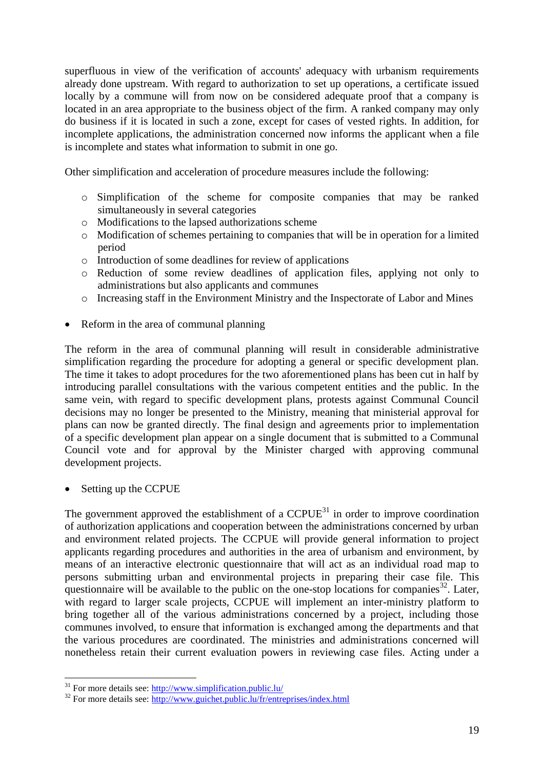superfluous in view of the verification of accounts' adequacy with urbanism requirements already done upstream. With regard to authorization to set up operations, a certificate issued locally by a commune will from now on be considered adequate proof that a company is located in an area appropriate to the business object of the firm. A ranked company may only do business if it is located in such a zone, except for cases of vested rights. In addition, for incomplete applications, the administration concerned now informs the applicant when a file is incomplete and states what information to submit in one go.

Other simplification and acceleration of procedure measures include the following:

- Simplification of the scheme for composite companies that may be ranked simultaneously in several categories
- Modifications to the lapsed authorizations scheme
- Modification of schemes pertaining to companies that will be in operation for a limited period
- Introduction of some deadlines for review of applications
- Reduction of some review deadlines of application files, applying not only to administrations but also applicants and communes
- Increasing staff in the Environment Ministry and the Inspectorate of Labor and Mines

- Reform in the area of communal planning

The reform in the area of communal planning will result in considerable administrative simplification regarding the procedure for adopting a general or specific development plan. The time it takes to adopt procedures for the two aforementioned plans has been cut in half by introducing parallel consultations with the various competent entities and the public. In the same vein, with regard to specific development plans, protests against Communal Council decisions may no longer be presented to the Ministry, meaning that ministerial approval for plans can now be granted directly. The final design and agreements prior to implementation of a specific development plan appear on a single document that is submitted to a Communal Council vote and for approval by the Minister charged with approving communal development projects.

- Setting up the CCPUE

The government approved the establishment of a CCPUE[31] in order to improve coordination of authorization applications and cooperation between the administrations concerned by urban and environment related projects. The CCPUE will provide general information to project applicants regarding procedures and authorities in the area of urbanism and environment, by means of an interactive electronic questionnaire that will act as an individual road map to persons submitting urban and environmental projects in preparing their case file. This questionnaire will be available to the public on the one-stop locations for companies[32]. Later, with regard to larger scale projects, CCPUE will implement an inter-ministry platform to bring together all of the various administrations concerned by a project, including those communes involved, to ensure that information is exchanged among the departments and that the various procedures are coordinated. The ministries and administrations concerned will nonetheless retain their current evaluation powers in reviewing case files. Acting under a

[31] For more details see: http://www.simplification.public.lu/

[32] For more details see: http://www.guichet.public.lu/fr/entreprises/index.html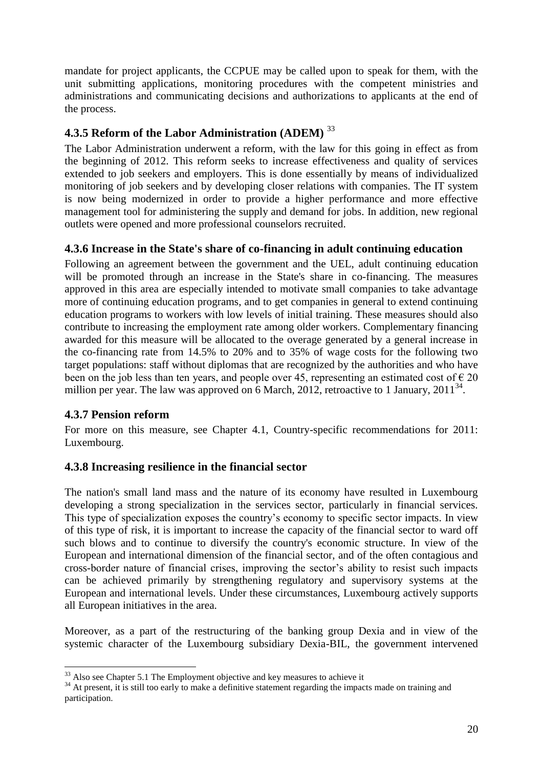mandate for project applicants, the CCPUE may be called upon to speak for them, with the unit submitting applications, monitoring procedures with the competent ministries and administrations and communicating decisions and authorizations to applicants at the end of the process.

### 4.3.5 Reform of the Labor Administration (ADEM) [33]

The Labor Administration underwent a reform, with the law for this going in effect as from the beginning of 2012. This reform seeks to increase effectiveness and quality of services extended to job seekers and employers. This is done essentially by means of individualized monitoring of job seekers and by developing closer relations with companies. The IT system is now being modernized in order to provide a higher performance and more effective management tool for administering the supply and demand for jobs. In addition, new regional outlets were opened and more professional counselors recruited.

### 4.3.6 Increase in the State's share of co-financing in adult continuing education

Following an agreement between the government and the UEL, adult continuing education will be promoted through an increase in the State's share in co-financing. The measures approved in this area are especially intended to motivate small companies to take advantage more of continuing education programs, and to get companies in general to extend continuing education programs to workers with low levels of initial training. These measures should also contribute to increasing the employment rate among older workers. Complementary financing awarded for this measure will be allocated to the overage generated by a general increase in the co-financing rate from 14.5% to 20% and to 35% of wage costs for the following two target populations: staff without diplomas that are recognized by the authorities and who have been on the job less than ten years, and people over 45, representing an estimated cost of € 20 million per year. The law was approved on 6 March, 2012, retroactive to 1 January, 2011[34].

### 4.3.7 Pension reform

For more on this measure, see Chapter 4.1, Country-specific recommendations for 2011: Luxembourg.

### 4.3.8 Increasing resilience in the financial sector

The nation's small land mass and the nature of its economy have resulted in Luxembourg developing a strong specialization in the services sector, particularly in financial services. This type of specialization exposes the country's economy to specific sector impacts. In view of this type of risk, it is important to increase the capacity of the financial sector to ward off such blows and to continue to diversify the country's economic structure. In view of the European and international dimension of the financial sector, and of the often contagious and cross-border nature of financial crises, improving the sector's ability to resist such impacts can be achieved primarily by strengthening regulatory and supervisory systems at the European and international levels. Under these circumstances, Luxembourg actively supports all European initiatives in the area.

Moreover, as a part of the restructuring of the banking group Dexia and in view of the systemic character of the Luxembourg subsidiary Dexia-BIL, the government intervened

---

[33] Also see Chapter 5.1 The Employment objective and key measures to achieve it

[34] At present, it is still too early to make a definitive statement regarding the impacts made on training and participation.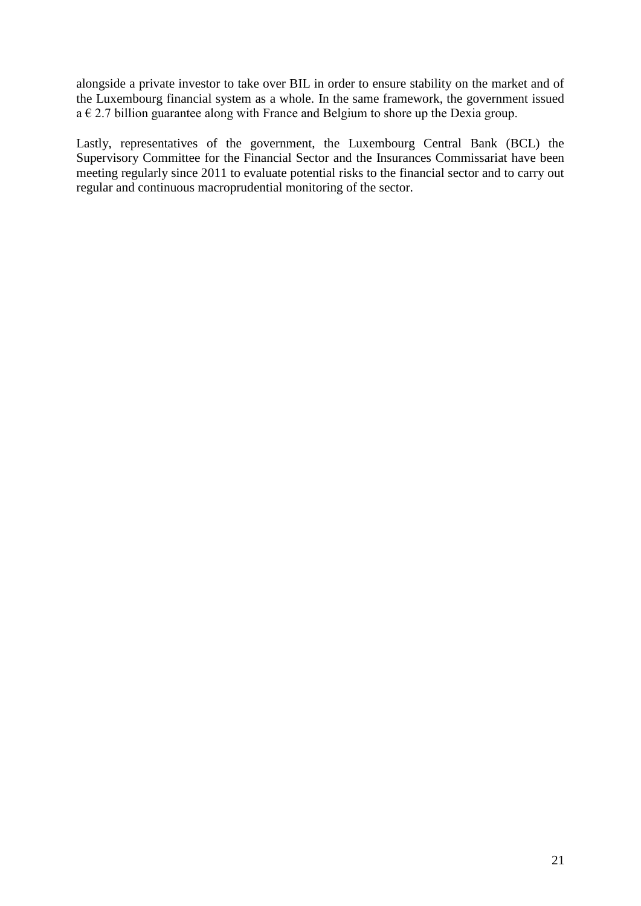alongside a private investor to take over BIL in order to ensure stability on the market and of the Luxembourg financial system as a whole. In the same framework, the government issued a € 2.7 billion guarantee along with France and Belgium to shore up the Dexia group.

Lastly, representatives of the government, the Luxembourg Central Bank (BCL) the Supervisory Committee for the Financial Sector and the Insurances Commissariat have been meeting regularly since 2011 to evaluate potential risks to the financial sector and to carry out regular and continuous macroprudential monitoring of the sector.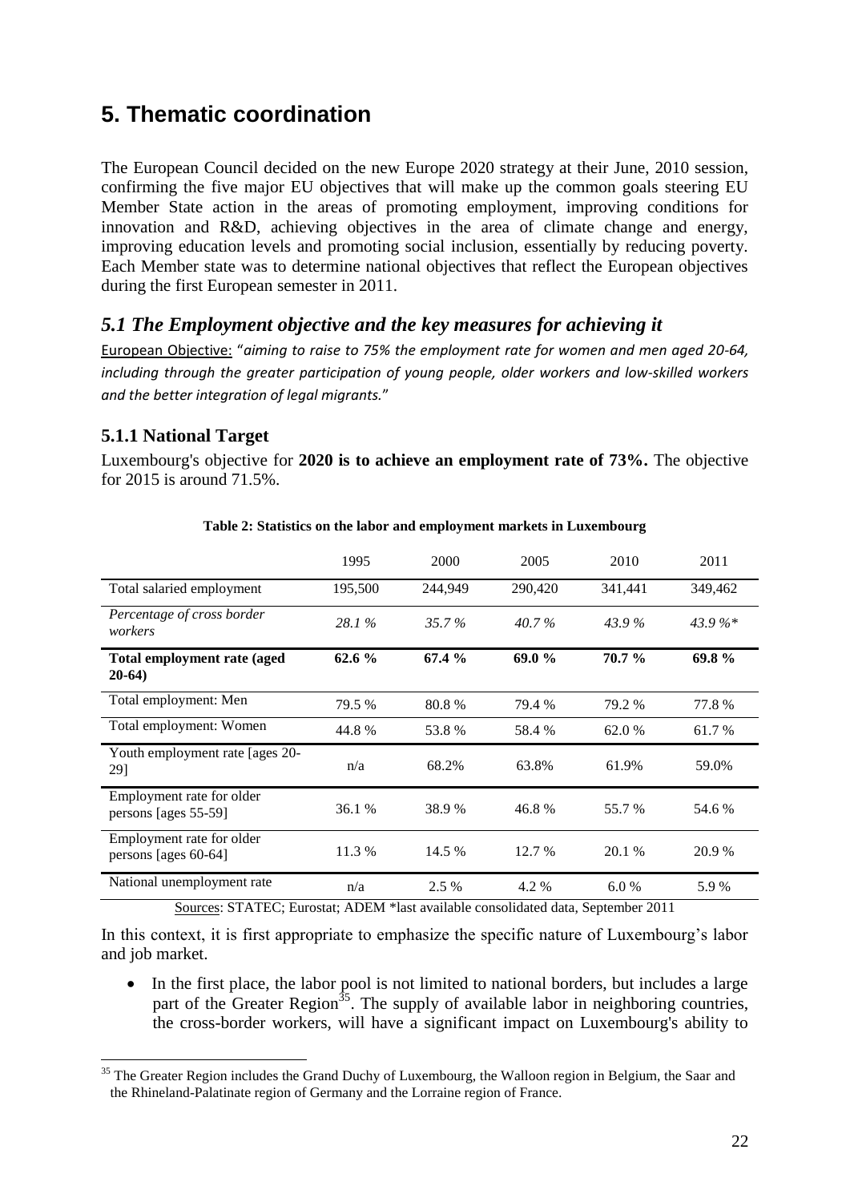# 5. Thematic coordination

The European Council decided on the new Europe 2020 strategy at their June, 2010 session, confirming the five major EU objectives that will make up the common goals steering EU Member State action in the areas of promoting employment, improving conditions for innovation and R&D, achieving objectives in the area of climate change and energy, improving education levels and promoting social inclusion, essentially by reducing poverty. Each Member state was to determine national objectives that reflect the European objectives during the first European semester in 2011.

## *5.1 The Employment objective and the key measures for achieving it*

European Objective: "*aiming to raise to 75% the employment rate for women and men aged 20-64, including through the greater participation of young people, older workers and low-skilled workers and the better integration of legal migrants.*"

### 5.1.1 National Target

Luxembourg's objective for **2020 is to achieve an employment rate of 73%.** The objective for 2015 is around 71.5%.

**Table 2: Statistics on the labor and employment markets in Luxembourg**

| | 1995 | 2000 | 2005 | 2010 | 2011 |
|---|---|---|---|---|---|
| Total salaried employment | 195,500 | 244,949 | 290,420 | 341,441 | 349,462 |
| *Percentage of cross border workers* | *28.1 %* | *35.7 %* | *40.7 %* | *43.9 %* | *43.9 %\** |
| **Total employment rate (aged 20-64)** | **62.6 %** | **67.4 %** | **69.0 %** | **70.7 %** | **69.8 %** |
| Total employment: Men | 79.5 % | 80.8 % | 79.4 % | 79.2 % | 77.8 % |
| Total employment: Women | 44.8 % | 53.8 % | 58.4 % | 62.0 % | 61.7 % |
| Youth employment rate [ages 20-29] | n/a | 68.2% | 63.8% | 61.9% | 59.0% |
| Employment rate for older persons [ages 55-59] | 36.1 % | 38.9 % | 46.8 % | 55.7 % | 54.6 % |
| Employment rate for older persons [ages 60-64] | 11.3 % | 14.5 % | 12.7 % | 20.1 % | 20.9 % |
| National unemployment rate | n/a | 2.5 % | 4.2 % | 6.0 % | 5.9 % |

Sources: STATEC; Eurostat; ADEM \*last available consolidated data, September 2011

In this context, it is first appropriate to emphasize the specific nature of Luxembourg's labor and job market.

- In the first place, the labor pool is not limited to national borders, but includes a large part of the Greater Region[35]. The supply of available labor in neighboring countries, the cross-border workers, will have a significant impact on Luxembourg's ability to

[35] The Greater Region includes the Grand Duchy of Luxembourg, the Walloon region in Belgium, the Saar and the Rhineland-Palatinate region of Germany and the Lorraine region of France.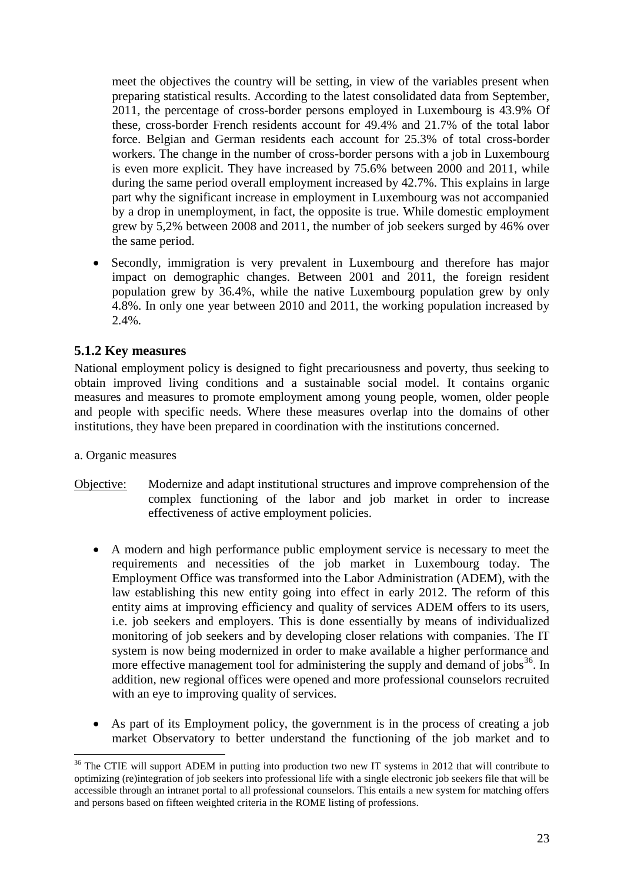meet the objectives the country will be setting, in view of the variables present when preparing statistical results. According to the latest consolidated data from September, 2011, the percentage of cross-border persons employed in Luxembourg is 43.9% Of these, cross-border French residents account for 49.4% and 21.7% of the total labor force. Belgian and German residents each account for 25.3% of total cross-border workers. The change in the number of cross-border persons with a job in Luxembourg is even more explicit. They have increased by 75.6% between 2000 and 2011, while during the same period overall employment increased by 42.7%. This explains in large part why the significant increase in employment in Luxembourg was not accompanied by a drop in unemployment, in fact, the opposite is true. While domestic employment grew by 5,2% between 2008 and 2011, the number of job seekers surged by 46% over the same period.

- Secondly, immigration is very prevalent in Luxembourg and therefore has major impact on demographic changes. Between 2001 and 2011, the foreign resident population grew by 36.4%, while the native Luxembourg population grew by only 4.8%. In only one year between 2010 and 2011, the working population increased by 2.4%.

### 5.1.2 Key measures

National employment policy is designed to fight precariousness and poverty, thus seeking to obtain improved living conditions and a sustainable social model. It contains organic measures and measures to promote employment among young people, women, older people and people with specific needs. Where these measures overlap into the domains of other institutions, they have been prepared in coordination with the institutions concerned.

a. Organic measures

Objective: Modernize and adapt institutional structures and improve comprehension of the complex functioning of the labor and job market in order to increase effectiveness of active employment policies.

- A modern and high performance public employment service is necessary to meet the requirements and necessities of the job market in Luxembourg today. The Employment Office was transformed into the Labor Administration (ADEM), with the law establishing this new entity going into effect in early 2012. The reform of this entity aims at improving efficiency and quality of services ADEM offers to its users, i.e. job seekers and employers. This is done essentially by means of individualized monitoring of job seekers and by developing closer relations with companies. The IT system is now being modernized in order to make available a higher performance and more effective management tool for administering the supply and demand of jobs[36]. In addition, new regional offices were opened and more professional counselors recruited with an eye to improving quality of services.

- As part of its Employment policy, the government is in the process of creating a job market Observatory to better understand the functioning of the job market and to

[36] The CTIE will support ADEM in putting into production two new IT systems in 2012 that will contribute to optimizing (re)integration of job seekers into professional life with a single electronic job seekers file that will be accessible through an intranet portal to all professional counselors. This entails a new system for matching offers and persons based on fifteen weighted criteria in the ROME listing of professions.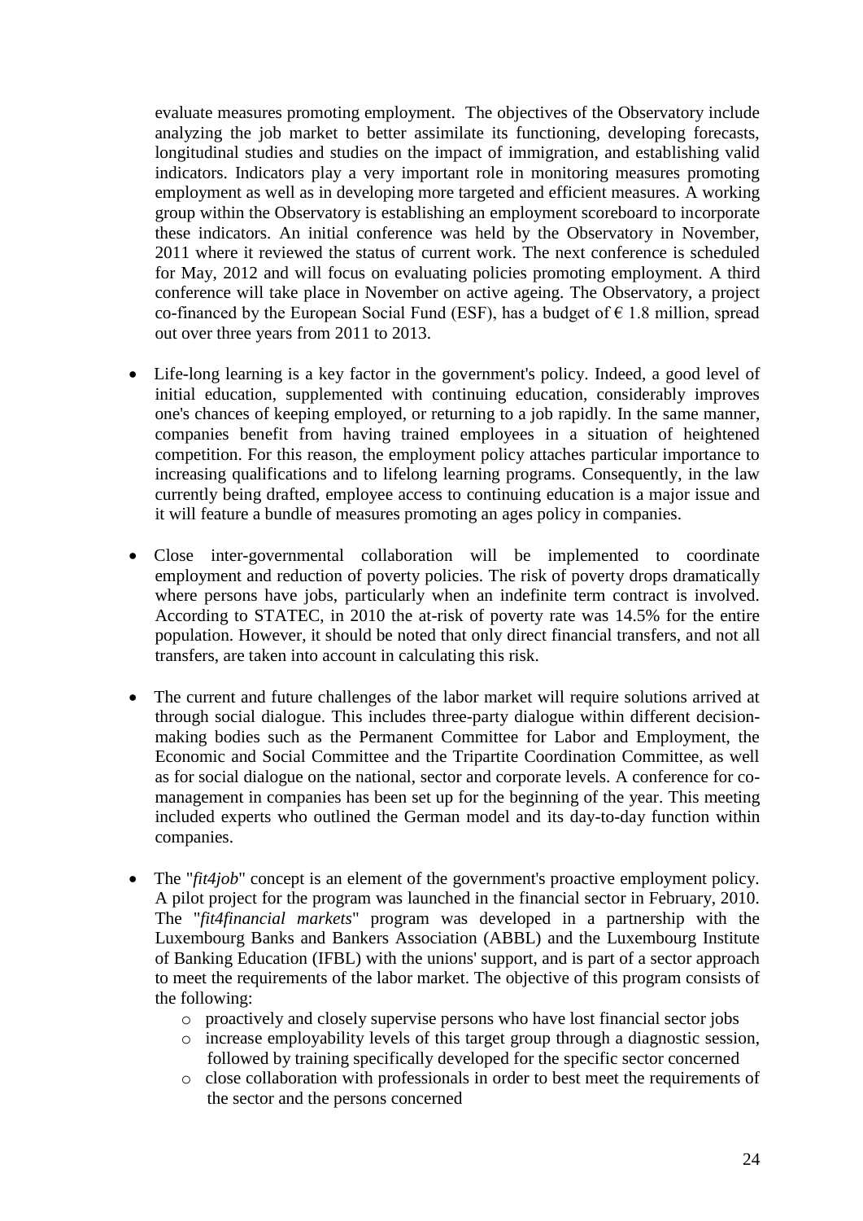evaluate measures promoting employment. The objectives of the Observatory include analyzing the job market to better assimilate its functioning, developing forecasts, longitudinal studies and studies on the impact of immigration, and establishing valid indicators. Indicators play a very important role in monitoring measures promoting employment as well as in developing more targeted and efficient measures. A working group within the Observatory is establishing an employment scoreboard to incorporate these indicators. An initial conference was held by the Observatory in November, 2011 where it reviewed the status of current work. The next conference is scheduled for May, 2012 and will focus on evaluating policies promoting employment. A third conference will take place in November on active ageing. The Observatory, a project co-financed by the European Social Fund (ESF), has a budget of € 1.8 million, spread out over three years from 2011 to 2013.

- Life-long learning is a key factor in the government's policy. Indeed, a good level of initial education, supplemented with continuing education, considerably improves one's chances of keeping employed, or returning to a job rapidly. In the same manner, companies benefit from having trained employees in a situation of heightened competition. For this reason, the employment policy attaches particular importance to increasing qualifications and to lifelong learning programs. Consequently, in the law currently being drafted, employee access to continuing education is a major issue and it will feature a bundle of measures promoting an ages policy in companies.

- Close inter-governmental collaboration will be implemented to coordinate employment and reduction of poverty policies. The risk of poverty drops dramatically where persons have jobs, particularly when an indefinite term contract is involved. According to STATEC, in 2010 the at-risk of poverty rate was 14.5% for the entire population. However, it should be noted that only direct financial transfers, and not all transfers, are taken into account in calculating this risk.

- The current and future challenges of the labor market will require solutions arrived at through social dialogue. This includes three-party dialogue within different decision-making bodies such as the Permanent Committee for Labor and Employment, the Economic and Social Committee and the Tripartite Coordination Committee, as well as for social dialogue on the national, sector and corporate levels. A conference for co-management in companies has been set up for the beginning of the year. This meeting included experts who outlined the German model and its day-to-day function within companies.

- The "*fit4job*" concept is an element of the government's proactive employment policy. A pilot project for the program was launched in the financial sector in February, 2010. The "*fit4financial markets*" program was developed in a partnership with the Luxembourg Banks and Bankers Association (ABBL) and the Luxembourg Institute of Banking Education (IFBL) with the unions' support, and is part of a sector approach to meet the requirements of the labor market. The objective of this program consists of the following:
  - proactively and closely supervise persons who have lost financial sector jobs
  - increase employability levels of this target group through a diagnostic session, followed by training specifically developed for the specific sector concerned
  - close collaboration with professionals in order to best meet the requirements of the sector and the persons concerned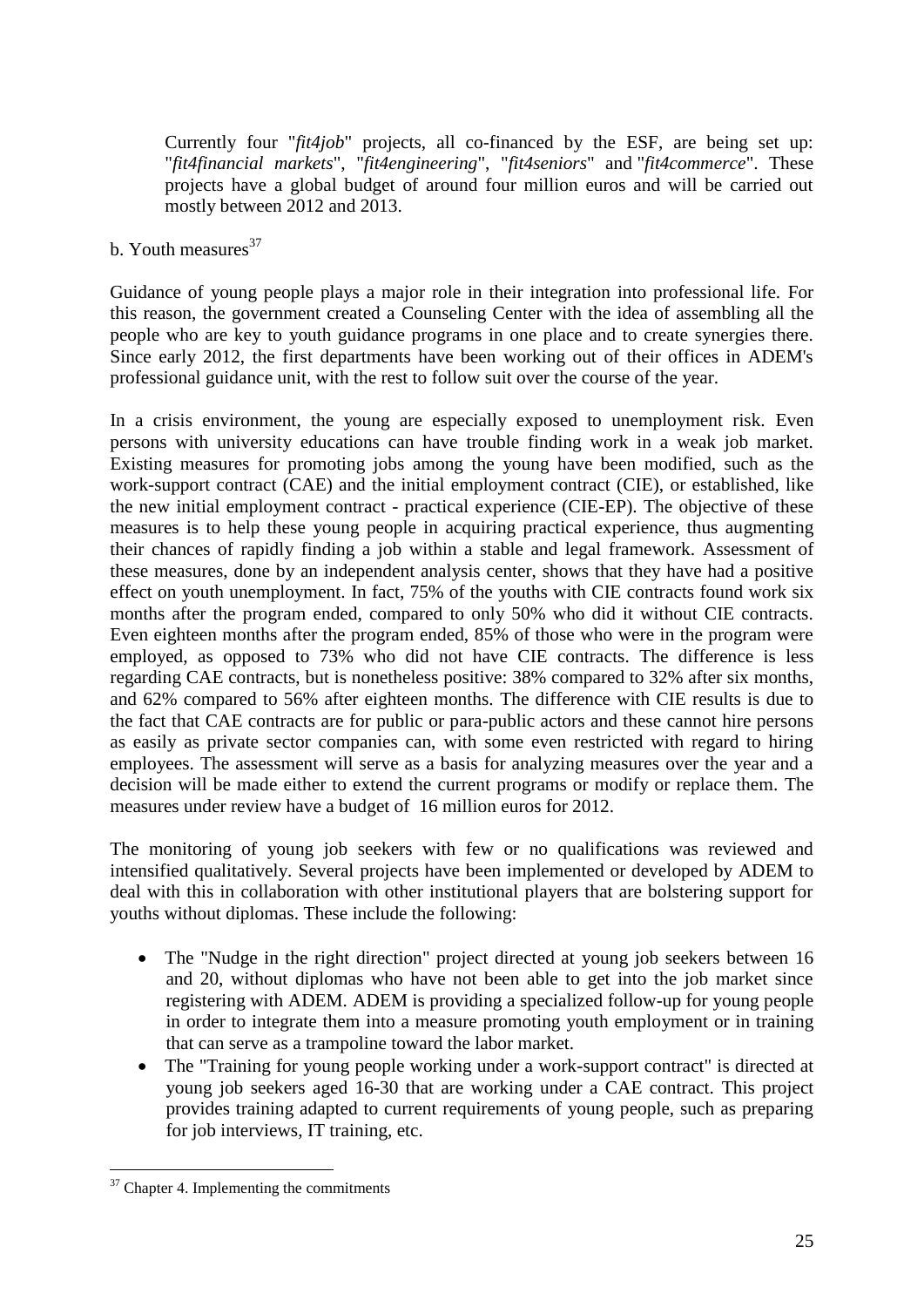Currently four "*fit4job*" projects, all co-financed by the ESF, are being set up: "*fit4financial markets*", "*fit4engineering*", "*fit4seniors*" and "*fit4commerce*". These projects have a global budget of around four million euros and will be carried out mostly between 2012 and 2013.

b. Youth measures[37]

Guidance of young people plays a major role in their integration into professional life. For this reason, the government created a Counseling Center with the idea of assembling all the people who are key to youth guidance programs in one place and to create synergies there. Since early 2012, the first departments have been working out of their offices in ADEM's professional guidance unit, with the rest to follow suit over the course of the year.

In a crisis environment, the young are especially exposed to unemployment risk. Even persons with university educations can have trouble finding work in a weak job market. Existing measures for promoting jobs among the young have been modified, such as the work-support contract (CAE) and the initial employment contract (CIE), or established, like the new initial employment contract - practical experience (CIE-EP). The objective of these measures is to help these young people in acquiring practical experience, thus augmenting their chances of rapidly finding a job within a stable and legal framework. Assessment of these measures, done by an independent analysis center, shows that they have had a positive effect on youth unemployment. In fact, 75% of the youths with CIE contracts found work six months after the program ended, compared to only 50% who did it without CIE contracts. Even eighteen months after the program ended, 85% of those who were in the program were employed, as opposed to 73% who did not have CIE contracts. The difference is less regarding CAE contracts, but is nonetheless positive: 38% compared to 32% after six months, and 62% compared to 56% after eighteen months. The difference with CIE results is due to the fact that CAE contracts are for public or para-public actors and these cannot hire persons as easily as private sector companies can, with some even restricted with regard to hiring employees. The assessment will serve as a basis for analyzing measures over the year and a decision will be made either to extend the current programs or modify or replace them. The measures under review have a budget of 16 million euros for 2012.

The monitoring of young job seekers with few or no qualifications was reviewed and intensified qualitatively. Several projects have been implemented or developed by ADEM to deal with this in collaboration with other institutional players that are bolstering support for youths without diplomas. These include the following:

- The "Nudge in the right direction" project directed at young job seekers between 16 and 20, without diplomas who have not been able to get into the job market since registering with ADEM. ADEM is providing a specialized follow-up for young people in order to integrate them into a measure promoting youth employment or in training that can serve as a trampoline toward the labor market.
- The "Training for young people working under a work-support contract" is directed at young job seekers aged 16-30 that are working under a CAE contract. This project provides training adapted to current requirements of young people, such as preparing for job interviews, IT training, etc.

[37] Chapter 4. Implementing the commitments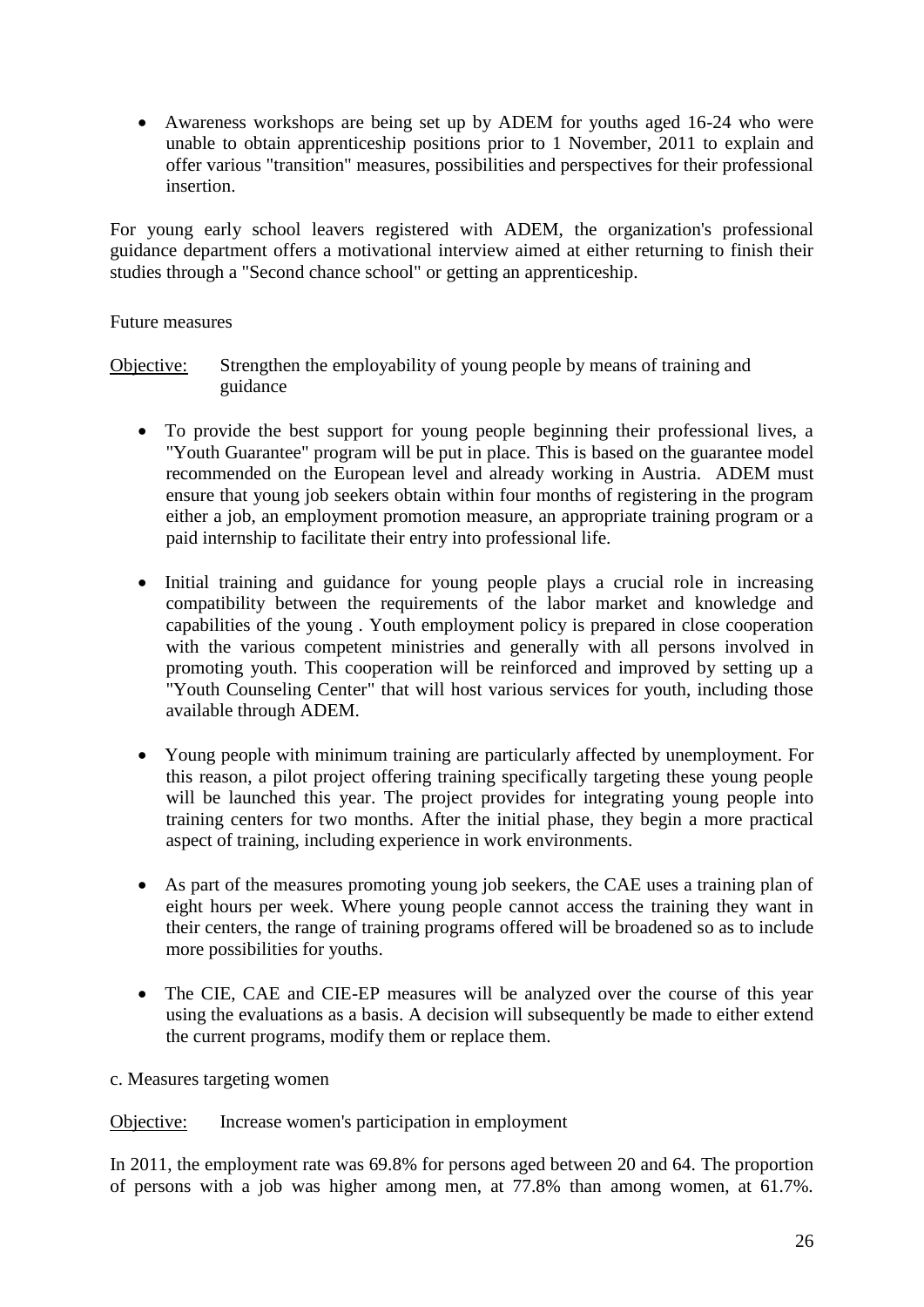- Awareness workshops are being set up by ADEM for youths aged 16-24 who were unable to obtain apprenticeship positions prior to 1 November, 2011 to explain and offer various "transition" measures, possibilities and perspectives for their professional insertion.

For young early school leavers registered with ADEM, the organization's professional guidance department offers a motivational interview aimed at either returning to finish their studies through a "Second chance school" or getting an apprenticeship.

Future measures

Objective: Strengthen the employability of young people by means of training and guidance

- To provide the best support for young people beginning their professional lives, a "Youth Guarantee" program will be put in place. This is based on the guarantee model recommended on the European level and already working in Austria. ADEM must ensure that young job seekers obtain within four months of registering in the program either a job, an employment promotion measure, an appropriate training program or a paid internship to facilitate their entry into professional life.

- Initial training and guidance for young people plays a crucial role in increasing compatibility between the requirements of the labor market and knowledge and capabilities of the young . Youth employment policy is prepared in close cooperation with the various competent ministries and generally with all persons involved in promoting youth. This cooperation will be reinforced and improved by setting up a "Youth Counseling Center" that will host various services for youth, including those available through ADEM.

- Young people with minimum training are particularly affected by unemployment. For this reason, a pilot project offering training specifically targeting these young people will be launched this year. The project provides for integrating young people into training centers for two months. After the initial phase, they begin a more practical aspect of training, including experience in work environments.

- As part of the measures promoting young job seekers, the CAE uses a training plan of eight hours per week. Where young people cannot access the training they want in their centers, the range of training programs offered will be broadened so as to include more possibilities for youths.

- The CIE, CAE and CIE-EP measures will be analyzed over the course of this year using the evaluations as a basis. A decision will subsequently be made to either extend the current programs, modify them or replace them.

c. Measures targeting women

Objective: Increase women's participation in employment

In 2011, the employment rate was 69.8% for persons aged between 20 and 64. The proportion of persons with a job was higher among men, at 77.8% than among women, at 61.7%.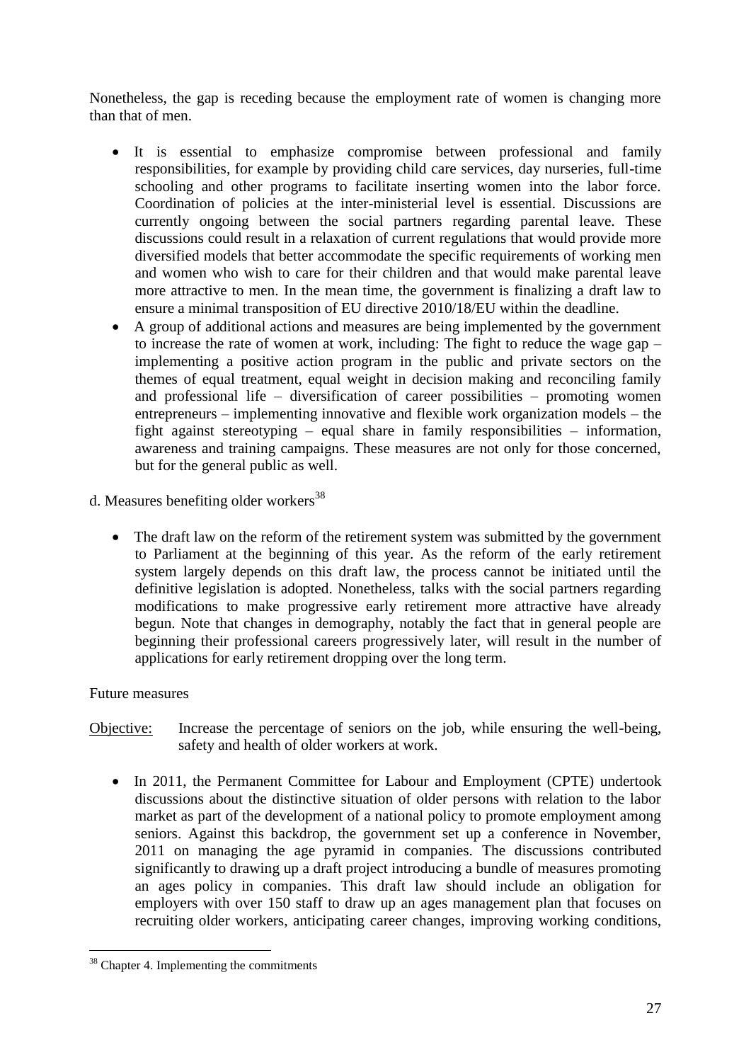Nonetheless, the gap is receding because the employment rate of women is changing more than that of men.

- It is essential to emphasize compromise between professional and family responsibilities, for example by providing child care services, day nurseries, full-time schooling and other programs to facilitate inserting women into the labor force. Coordination of policies at the inter-ministerial level is essential. Discussions are currently ongoing between the social partners regarding parental leave. These discussions could result in a relaxation of current regulations that would provide more diversified models that better accommodate the specific requirements of working men and women who wish to care for their children and that would make parental leave more attractive to men. In the mean time, the government is finalizing a draft law to ensure a minimal transposition of EU directive 2010/18/EU within the deadline.
- A group of additional actions and measures are being implemented by the government to increase the rate of women at work, including: The fight to reduce the wage gap – implementing a positive action program in the public and private sectors on the themes of equal treatment, equal weight in decision making and reconciling family and professional life – diversification of career possibilities – promoting women entrepreneurs – implementing innovative and flexible work organization models – the fight against stereotyping – equal share in family responsibilities – information, awareness and training campaigns. These measures are not only for those concerned, but for the general public as well.

d. Measures benefiting older workers[38]

- The draft law on the reform of the retirement system was submitted by the government to Parliament at the beginning of this year. As the reform of the early retirement system largely depends on this draft law, the process cannot be initiated until the definitive legislation is adopted. Nonetheless, talks with the social partners regarding modifications to make progressive early retirement more attractive have already begun. Note that changes in demography, notably the fact that in general people are beginning their professional careers progressively later, will result in the number of applications for early retirement dropping over the long term.

Future measures

Objective: Increase the percentage of seniors on the job, while ensuring the well-being, safety and health of older workers at work.

- In 2011, the Permanent Committee for Labour and Employment (CPTE) undertook discussions about the distinctive situation of older persons with relation to the labor market as part of the development of a national policy to promote employment among seniors. Against this backdrop, the government set up a conference in November, 2011 on managing the age pyramid in companies. The discussions contributed significantly to drawing up a draft project introducing a bundle of measures promoting an ages policy in companies. This draft law should include an obligation for employers with over 150 staff to draw up an ages management plan that focuses on recruiting older workers, anticipating career changes, improving working conditions,

[38] Chapter 4. Implementing the commitments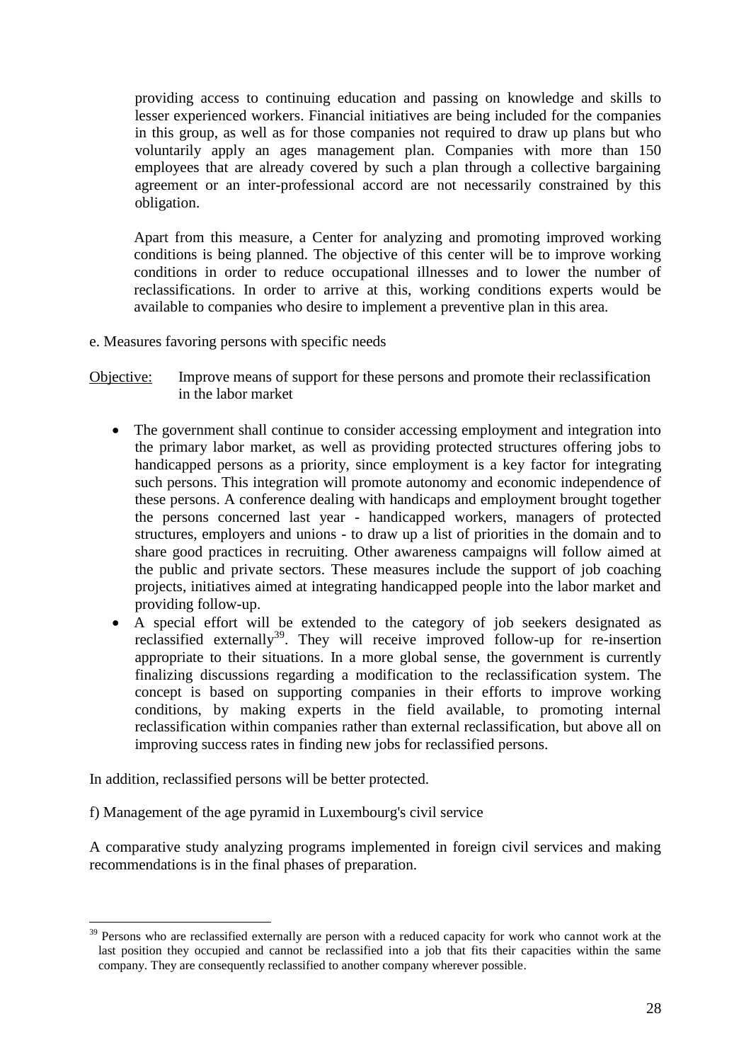providing access to continuing education and passing on knowledge and skills to lesser experienced workers. Financial initiatives are being included for the companies in this group, as well as for those companies not required to draw up plans but who voluntarily apply an ages management plan. Companies with more than 150 employees that are already covered by such a plan through a collective bargaining agreement or an inter-professional accord are not necessarily constrained by this obligation.

Apart from this measure, a Center for analyzing and promoting improved working conditions is being planned. The objective of this center will be to improve working conditions in order to reduce occupational illnesses and to lower the number of reclassifications. In order to arrive at this, working conditions experts would be available to companies who desire to implement a preventive plan in this area.

e. Measures favoring persons with specific needs

Objective: Improve means of support for these persons and promote their reclassification in the labor market

- The government shall continue to consider accessing employment and integration into the primary labor market, as well as providing protected structures offering jobs to handicapped persons as a priority, since employment is a key factor for integrating such persons. This integration will promote autonomy and economic independence of these persons. A conference dealing with handicaps and employment brought together the persons concerned last year - handicapped workers, managers of protected structures, employers and unions - to draw up a list of priorities in the domain and to share good practices in recruiting. Other awareness campaigns will follow aimed at the public and private sectors. These measures include the support of job coaching projects, initiatives aimed at integrating handicapped people into the labor market and providing follow-up.
- A special effort will be extended to the category of job seekers designated as reclassified externally[39]. They will receive improved follow-up for re-insertion appropriate to their situations. In a more global sense, the government is currently finalizing discussions regarding a modification to the reclassification system. The concept is based on supporting companies in their efforts to improve working conditions, by making experts in the field available, to promoting internal reclassification within companies rather than external reclassification, but above all on improving success rates in finding new jobs for reclassified persons.

In addition, reclassified persons will be better protected.

f) Management of the age pyramid in Luxembourg's civil service

A comparative study analyzing programs implemented in foreign civil services and making recommendations is in the final phases of preparation.

[39] Persons who are reclassified externally are person with a reduced capacity for work who cannot work at the last position they occupied and cannot be reclassified into a job that fits their capacities within the same company. They are consequently reclassified to another company wherever possible.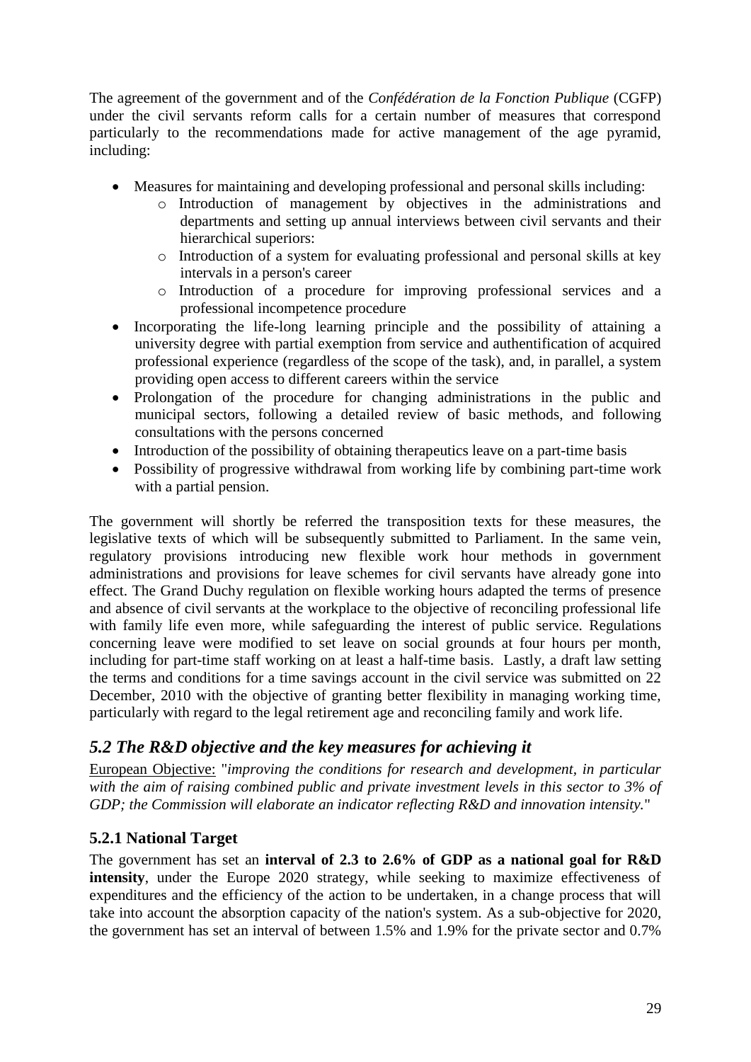The agreement of the government and of the *Confédération de la Fonction Publique* (CGFP) under the civil servants reform calls for a certain number of measures that correspond particularly to the recommendations made for active management of the age pyramid, including:

- Measures for maintaining and developing professional and personal skills including:
    - Introduction of management by objectives in the administrations and departments and setting up annual interviews between civil servants and their hierarchical superiors:
    - Introduction of a system for evaluating professional and personal skills at key intervals in a person's career
    - Introduction of a procedure for improving professional services and a professional incompetence procedure
- Incorporating the life-long learning principle and the possibility of attaining a university degree with partial exemption from service and authentification of acquired professional experience (regardless of the scope of the task), and, in parallel, a system providing open access to different careers within the service
- Prolongation of the procedure for changing administrations in the public and municipal sectors, following a detailed review of basic methods, and following consultations with the persons concerned
- Introduction of the possibility of obtaining therapeutics leave on a part-time basis
- Possibility of progressive withdrawal from working life by combining part-time work with a partial pension.

The government will shortly be referred the transposition texts for these measures, the legislative texts of which will be subsequently submitted to Parliament. In the same vein, regulatory provisions introducing new flexible work hour methods in government administrations and provisions for leave schemes for civil servants have already gone into effect. The Grand Duchy regulation on flexible working hours adapted the terms of presence and absence of civil servants at the workplace to the objective of reconciling professional life with family life even more, while safeguarding the interest of public service. Regulations concerning leave were modified to set leave on social grounds at four hours per month, including for part-time staff working on at least a half-time basis. Lastly, a draft law setting the terms and conditions for a time savings account in the civil service was submitted on 22 December, 2010 with the objective of granting better flexibility in managing working time, particularly with regard to the legal retirement age and reconciling family and work life.

## *5.2 The R&D objective and the key measures for achieving it*

European Objective: "*improving the conditions for research and development, in particular with the aim of raising combined public and private investment levels in this sector to 3% of GDP; the Commission will elaborate an indicator reflecting R&D and innovation intensity.*"

### 5.2.1 National Target

The government has set an **interval of 2.3 to 2.6% of GDP as a national goal for R&D intensity**, under the Europe 2020 strategy, while seeking to maximize effectiveness of expenditures and the efficiency of the action to be undertaken, in a change process that will take into account the absorption capacity of the nation's system. As a sub-objective for 2020, the government has set an interval of between 1.5% and 1.9% for the private sector and 0.7%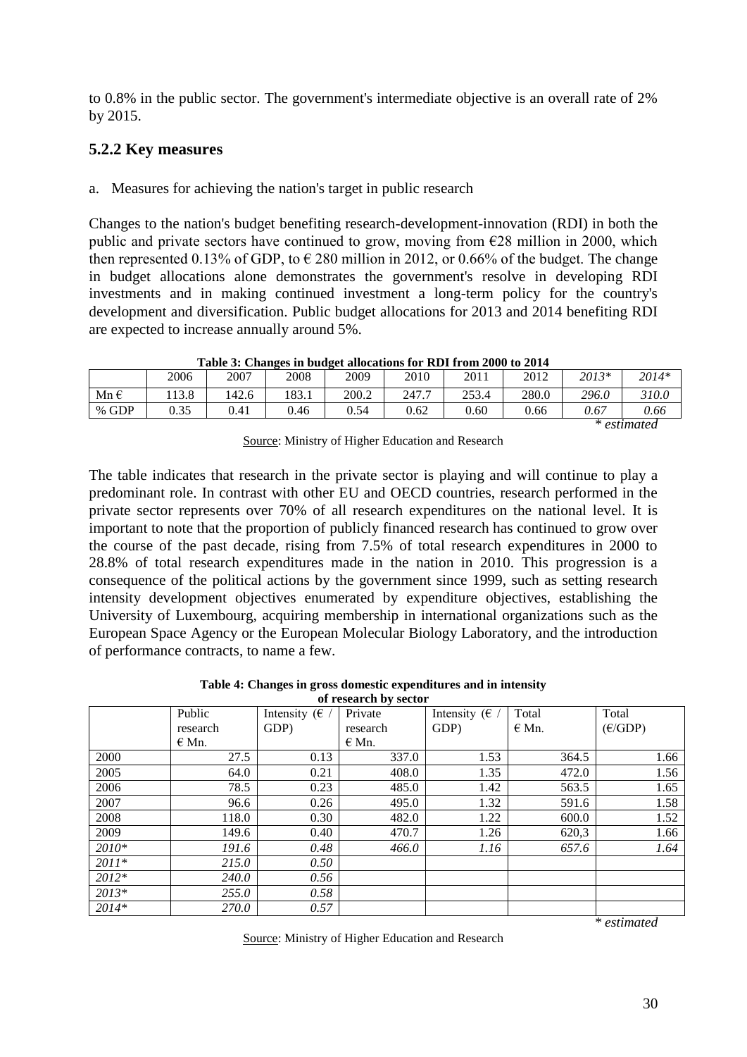to 0.8% in the public sector. The government's intermediate objective is an overall rate of 2% by 2015.

### 5.2.2 Key measures

a. Measures for achieving the nation's target in public research

Changes to the nation's budget benefiting research-development-innovation (RDI) in both the public and private sectors have continued to grow, moving from €28 million in 2000, which then represented 0.13% of GDP, to € 280 million in 2012, or 0.66% of the budget. The change in budget allocations alone demonstrates the government's resolve in developing RDI investments and in making continued investment a long-term policy for the country's development and diversification. Public budget allocations for 2013 and 2014 benefiting RDI are expected to increase annually around 5%.

**Table 3: Changes in budget allocations for RDI from 2000 to 2014**

| | 2006 | 2007 | 2008 | 2009 | 2010 | 2011 | 2012 | *2013\** | *2014\** |
|---|---|---|---|---|---|---|---|---|---|
| Mn € | 113.8 | 142.6 | 183.1 | 200.2 | 247.7 | 253.4 | 280.0 | *296.0* | *310.0* |
| % GDP | 0.35 | 0.41 | 0.46 | 0.54 | 0.62 | 0.60 | 0.66 | *0.67* | *0.66* |

*\* estimated*

Source: Ministry of Higher Education and Research

The table indicates that research in the private sector is playing and will continue to play a predominant role. In contrast with other EU and OECD countries, research performed in the private sector represents over 70% of all research expenditures on the national level. It is important to note that the proportion of publicly financed research has continued to grow over the course of the past decade, rising from 7.5% of total research expenditures in 2000 to 28.8% of total research expenditures made in the nation in 2010. This progression is a consequence of the political actions by the government since 1999, such as setting research intensity development objectives enumerated by expenditure objectives, establishing the University of Luxembourg, acquiring membership in international organizations such as the European Space Agency or the European Molecular Biology Laboratory, and the introduction of performance contracts, to name a few.

**Table 4: Changes in gross domestic expenditures and in intensity of research by sector**

| | Public research € Mn. | Intensity (€ / GDP) | Private research € Mn. | Intensity (€ / GDP) | Total € Mn. | Total (€/GDP) |
|---|---|---|---|---|---|---|
| 2000 | 27.5 | 0.13 | 337.0 | 1.53 | 364.5 | 1.66 |
| 2005 | 64.0 | 0.21 | 408.0 | 1.35 | 472.0 | 1.56 |
| 2006 | 78.5 | 0.23 | 485.0 | 1.42 | 563.5 | 1.65 |
| 2007 | 96.6 | 0.26 | 495.0 | 1.32 | 591.6 | 1.58 |
| 2008 | 118.0 | 0.30 | 482.0 | 1.22 | 600.0 | 1.52 |
| 2009 | 149.6 | 0.40 | 470.7 | 1.26 | 620,3 | 1.66 |
| *2010\** | *191.6* | *0.48* | *466.0* | *1.16* | *657.6* | *1.64* |
| *2011\** | *215.0* | *0.50* | | | | |
| *2012\** | *240.0* | *0.56* | | | | |
| *2013\** | *255.0* | *0.58* | | | | |
| *2014\** | *270.0* | *0.57* | | | | |

*\* estimated*

Source: Ministry of Higher Education and Research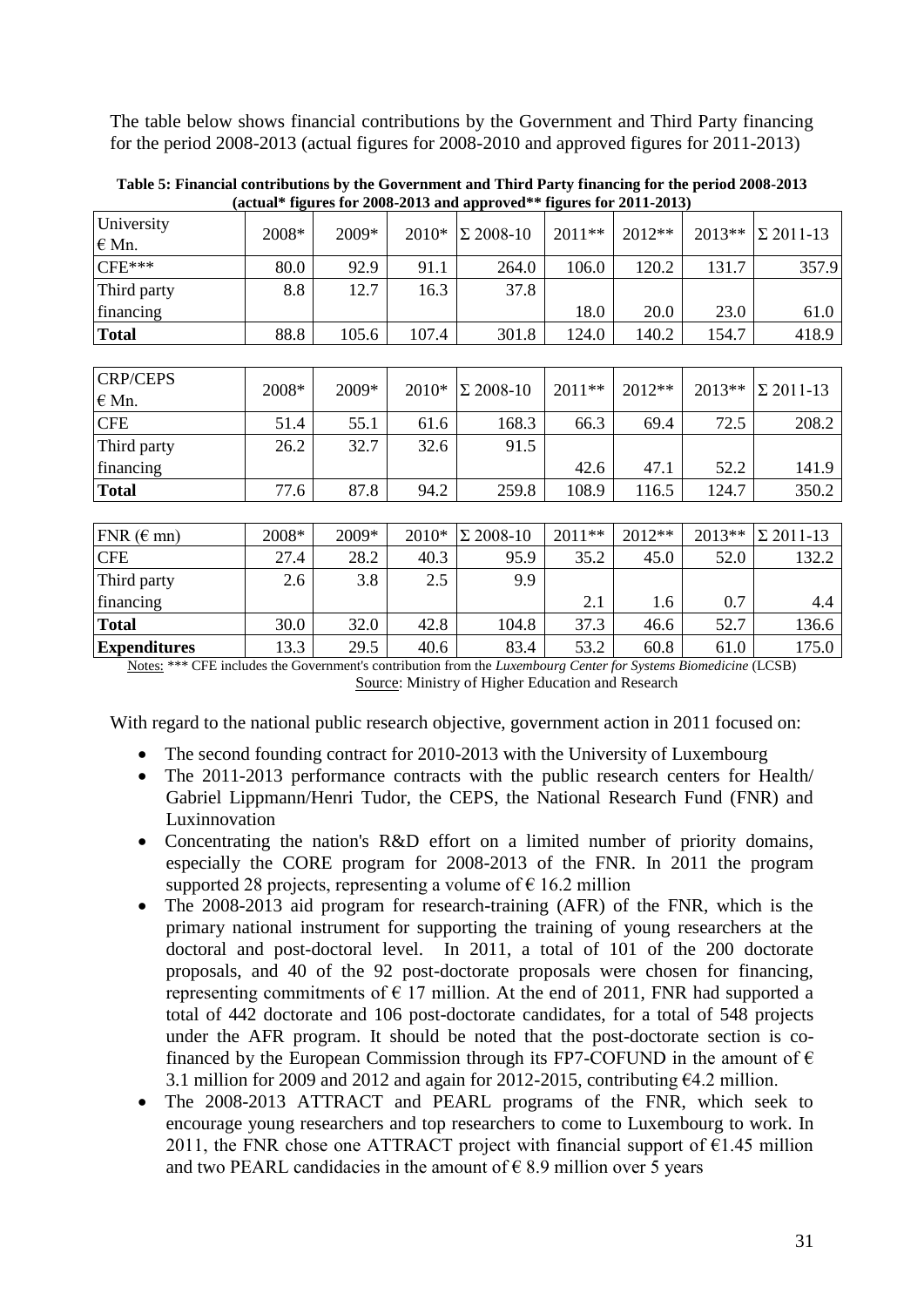The table below shows financial contributions by the Government and Third Party financing for the period 2008-2013 (actual figures for 2008-2010 and approved figures for 2011-2013)

**Table 5: Financial contributions by the Government and Third Party financing for the period 2008-2013 (actual* figures for 2008-2013 and approved** figures for 2011-2013)**

| University € Mn. | 2008* | 2009* | 2010* | Σ 2008-10 | 2011** | 2012** | 2013** | Σ 2011-13 |
|---|---|---|---|---|---|---|---|---|
| CFE*** | 80.0 | 92.9 | 91.1 | 264.0 | 106.0 | 120.2 | 131.7 | 357.9 |
| Third party financing | 8.8 | 12.7 | 16.3 | 37.8 | 18.0 | 20.0 | 23.0 | 61.0 |
| **Total** | 88.8 | 105.6 | 107.4 | 301.8 | 124.0 | 140.2 | 154.7 | 418.9 |

| CRP/CEPS € Mn. | 2008* | 2009* | 2010* | Σ 2008-10 | 2011** | 2012** | 2013** | Σ 2011-13 |
|---|---|---|---|---|---|---|---|---|
| CFE | 51.4 | 55.1 | 61.6 | 168.3 | 66.3 | 69.4 | 72.5 | 208.2 |
| Third party financing | 26.2 | 32.7 | 32.6 | 91.5 | 42.6 | 47.1 | 52.2 | 141.9 |
| **Total** | 77.6 | 87.8 | 94.2 | 259.8 | 108.9 | 116.5 | 124.7 | 350.2 |

| FNR (€ mn) | 2008* | 2009* | 2010* | Σ 2008-10 | 2011** | 2012** | 2013** | Σ 2011-13 |
|---|---|---|---|---|---|---|---|---|
| CFE | 27.4 | 28.2 | 40.3 | 95.9 | 35.2 | 45.0 | 52.0 | 132.2 |
| Third party financing | 2.6 | 3.8 | 2.5 | 9.9 | 2.1 | 1.6 | 0.7 | 4.4 |
| **Total** | 30.0 | 32.0 | 42.8 | 104.8 | 37.3 | 46.6 | 52.7 | 136.6 |
| **Expenditures** | 13.3 | 29.5 | 40.6 | 83.4 | 53.2 | 60.8 | 61.0 | 175.0 |

Notes: *** CFE includes the Government's contribution from the *Luxembourg Center for Systems Biomedicine* (LCSB)

Source: Ministry of Higher Education and Research

With regard to the national public research objective, government action in 2011 focused on:

- The second founding contract for 2010-2013 with the University of Luxembourg
- The 2011-2013 performance contracts with the public research centers for Health/ Gabriel Lippmann/Henri Tudor, the CEPS, the National Research Fund (FNR) and Luxinnovation
- Concentrating the nation's R&D effort on a limited number of priority domains, especially the CORE program for 2008-2013 of the FNR. In 2011 the program supported 28 projects, representing a volume of € 16.2 million
- The 2008-2013 aid program for research-training (AFR) of the FNR, which is the primary national instrument for supporting the training of young researchers at the doctoral and post-doctoral level. In 2011, a total of 101 of the 200 doctorate proposals, and 40 of the 92 post-doctorate proposals were chosen for financing, representing commitments of € 17 million. At the end of 2011, FNR had supported a total of 442 doctorate and 106 post-doctorate candidates, for a total of 548 projects under the AFR program. It should be noted that the post-doctorate section is co-financed by the European Commission through its FP7-COFUND in the amount of € 3.1 million for 2009 and 2012 and again for 2012-2015, contributing €4.2 million.
- The 2008-2013 ATTRACT and PEARL programs of the FNR, which seek to encourage young researchers and top researchers to come to Luxembourg to work. In 2011, the FNR chose one ATTRACT project with financial support of €1.45 million and two PEARL candidacies in the amount of € 8.9 million over 5 years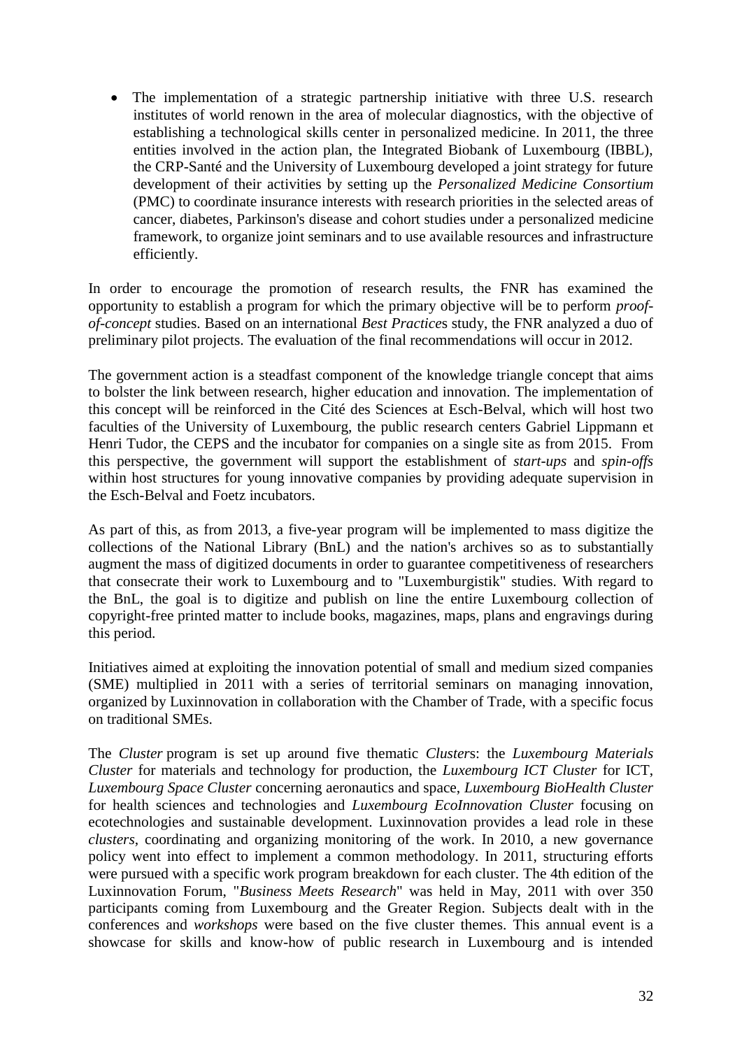- The implementation of a strategic partnership initiative with three U.S. research institutes of world renown in the area of molecular diagnostics, with the objective of establishing a technological skills center in personalized medicine. In 2011, the three entities involved in the action plan, the Integrated Biobank of Luxembourg (IBBL), the CRP-Santé and the University of Luxembourg developed a joint strategy for future development of their activities by setting up the *Personalized Medicine Consortium* (PMC) to coordinate insurance interests with research priorities in the selected areas of cancer, diabetes, Parkinson's disease and cohort studies under a personalized medicine framework, to organize joint seminars and to use available resources and infrastructure efficiently.

In order to encourage the promotion of research results, the FNR has examined the opportunity to establish a program for which the primary objective will be to perform *proof-of-concept* studies. Based on an international *Best Practice*s study, the FNR analyzed a duo of preliminary pilot projects. The evaluation of the final recommendations will occur in 2012.

The government action is a steadfast component of the knowledge triangle concept that aims to bolster the link between research, higher education and innovation. The implementation of this concept will be reinforced in the Cité des Sciences at Esch-Belval, which will host two faculties of the University of Luxembourg, the public research centers Gabriel Lippmann et Henri Tudor, the CEPS and the incubator for companies on a single site as from 2015. From this perspective, the government will support the establishment of *start-ups* and *spin-offs* within host structures for young innovative companies by providing adequate supervision in the Esch-Belval and Foetz incubators.

As part of this, as from 2013, a five-year program will be implemented to mass digitize the collections of the National Library (BnL) and the nation's archives so as to substantially augment the mass of digitized documents in order to guarantee competitiveness of researchers that consecrate their work to Luxembourg and to "Luxemburgistik" studies. With regard to the BnL, the goal is to digitize and publish on line the entire Luxembourg collection of copyright-free printed matter to include books, magazines, maps, plans and engravings during this period.

Initiatives aimed at exploiting the innovation potential of small and medium sized companies (SME) multiplied in 2011 with a series of territorial seminars on managing innovation, organized by Luxinnovation in collaboration with the Chamber of Trade, with a specific focus on traditional SMEs.

The *Cluster* program is set up around five thematic *Cluster*s: the *Luxembourg Materials Cluster* for materials and technology for production, the *Luxembourg ICT Cluster* for ICT, *Luxembourg Space Cluster* concerning aeronautics and space, *Luxembourg BioHealth Cluster* for health sciences and technologies and *Luxembourg EcoInnovation Cluster* focusing on ecotechnologies and sustainable development. Luxinnovation provides a lead role in these *clusters*, coordinating and organizing monitoring of the work. In 2010, a new governance policy went into effect to implement a common methodology. In 2011, structuring efforts were pursued with a specific work program breakdown for each cluster. The 4th edition of the Luxinnovation Forum, "*Business Meets Research*" was held in May, 2011 with over 350 participants coming from Luxembourg and the Greater Region. Subjects dealt with in the conferences and *workshops* were based on the five cluster themes. This annual event is a showcase for skills and know-how of public research in Luxembourg and is intended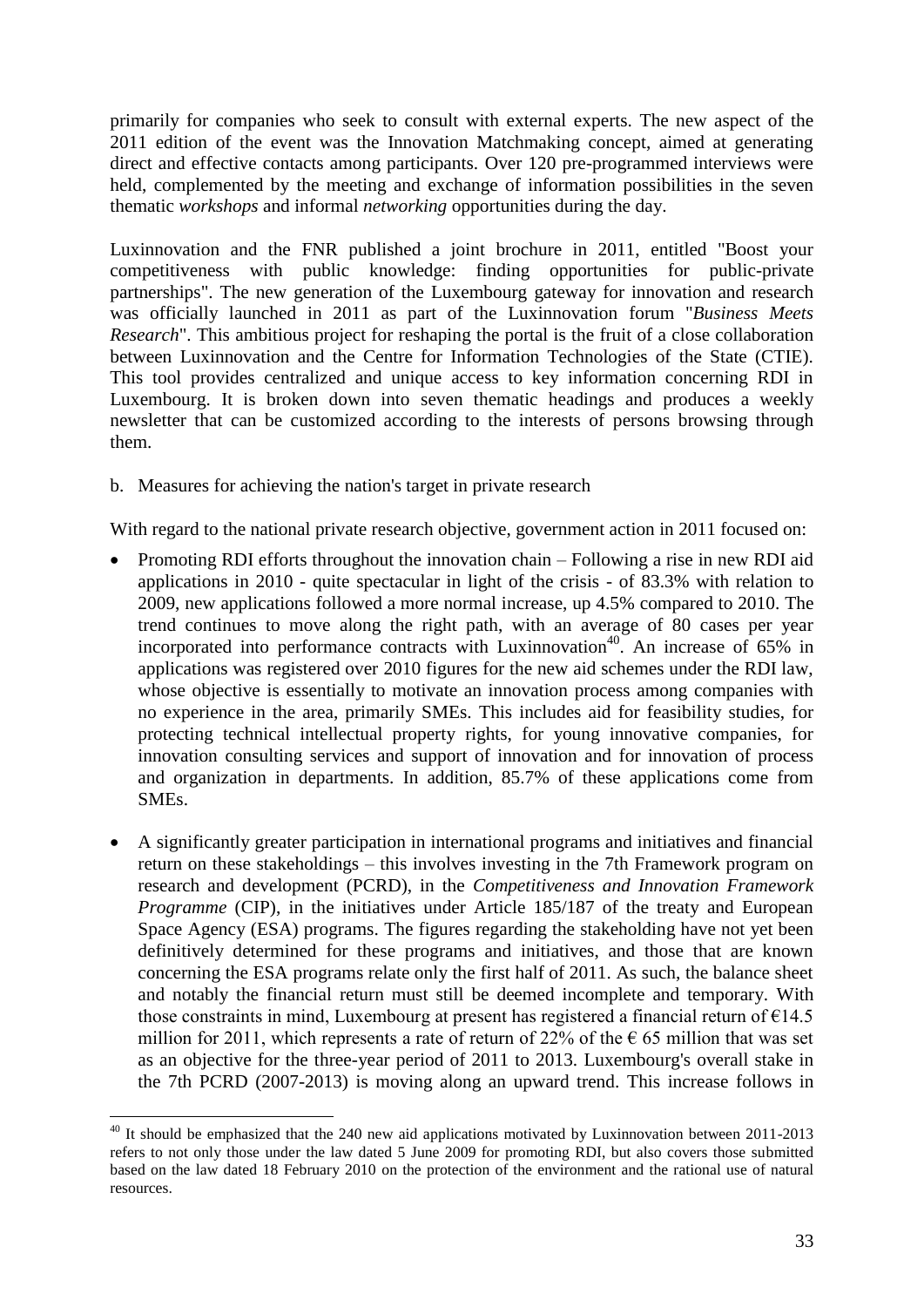primarily for companies who seek to consult with external experts. The new aspect of the 2011 edition of the event was the Innovation Matchmaking concept, aimed at generating direct and effective contacts among participants. Over 120 pre-programmed interviews were held, complemented by the meeting and exchange of information possibilities in the seven thematic *workshops* and informal *networking* opportunities during the day.

Luxinnovation and the FNR published a joint brochure in 2011, entitled "Boost your competitiveness with public knowledge: finding opportunities for public-private partnerships". The new generation of the Luxembourg gateway for innovation and research was officially launched in 2011 as part of the Luxinnovation forum "*Business Meets Research*". This ambitious project for reshaping the portal is the fruit of a close collaboration between Luxinnovation and the Centre for Information Technologies of the State (CTIE). This tool provides centralized and unique access to key information concerning RDI in Luxembourg. It is broken down into seven thematic headings and produces a weekly newsletter that can be customized according to the interests of persons browsing through them.

b. Measures for achieving the nation's target in private research

With regard to the national private research objective, government action in 2011 focused on:

- Promoting RDI efforts throughout the innovation chain – Following a rise in new RDI aid applications in 2010 - quite spectacular in light of the crisis - of 83.3% with relation to 2009, new applications followed a more normal increase, up 4.5% compared to 2010. The trend continues to move along the right path, with an average of 80 cases per year incorporated into performance contracts with Luxinnovation[40]. An increase of 65% in applications was registered over 2010 figures for the new aid schemes under the RDI law, whose objective is essentially to motivate an innovation process among companies with no experience in the area, primarily SMEs. This includes aid for feasibility studies, for protecting technical intellectual property rights, for young innovative companies, for innovation consulting services and support of innovation and for innovation of process and organization in departments. In addition, 85.7% of these applications come from SMEs.

- A significantly greater participation in international programs and initiatives and financial return on these stakeholdings – this involves investing in the 7th Framework program on research and development (PCRD), in the *Competitiveness and Innovation Framework Programme* (CIP), in the initiatives under Article 185/187 of the treaty and European Space Agency (ESA) programs. The figures regarding the stakeholding have not yet been definitively determined for these programs and initiatives, and those that are known concerning the ESA programs relate only the first half of 2011. As such, the balance sheet and notably the financial return must still be deemed incomplete and temporary. With those constraints in mind, Luxembourg at present has registered a financial return of €14.5 million for 2011, which represents a rate of return of 22% of the € 65 million that was set as an objective for the three-year period of 2011 to 2013. Luxembourg's overall stake in the 7th PCRD (2007-2013) is moving along an upward trend. This increase follows in

---

[40] It should be emphasized that the 240 new aid applications motivated by Luxinnovation between 2011-2013 refers to not only those under the law dated 5 June 2009 for promoting RDI, but also covers those submitted based on the law dated 18 February 2010 on the protection of the environment and the rational use of natural resources.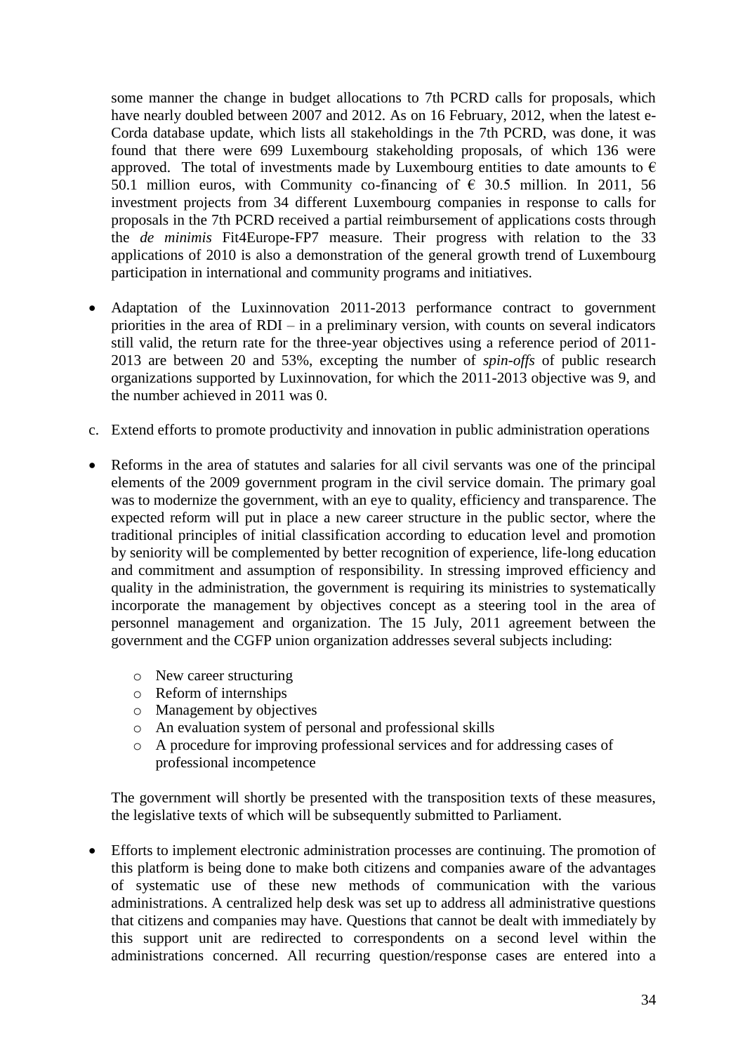some manner the change in budget allocations to 7th PCRD calls for proposals, which have nearly doubled between 2007 and 2012. As on 16 February, 2012, when the latest e-Corda database update, which lists all stakeholdings in the 7th PCRD, was done, it was found that there were 699 Luxembourg stakeholding proposals, of which 136 were approved. The total of investments made by Luxembourg entities to date amounts to € 50.1 million euros, with Community co-financing of € 30.5 million. In 2011, 56 investment projects from 34 different Luxembourg companies in response to calls for proposals in the 7th PCRD received a partial reimbursement of applications costs through the *de minimis* Fit4Europe-FP7 measure. Their progress with relation to the 33 applications of 2010 is also a demonstration of the general growth trend of Luxembourg participation in international and community programs and initiatives.

- Adaptation of the Luxinnovation 2011-2013 performance contract to government priorities in the area of RDI – in a preliminary version, with counts on several indicators still valid, the return rate for the three-year objectives using a reference period of 2011-2013 are between 20 and 53%, excepting the number of *spin-offs* of public research organizations supported by Luxinnovation, for which the 2011-2013 objective was 9, and the number achieved in 2011 was 0.

c. Extend efforts to promote productivity and innovation in public administration operations

- Reforms in the area of statutes and salaries for all civil servants was one of the principal elements of the 2009 government program in the civil service domain. The primary goal was to modernize the government, with an eye to quality, efficiency and transparence. The expected reform will put in place a new career structure in the public sector, where the traditional principles of initial classification according to education level and promotion by seniority will be complemented by better recognition of experience, life-long education and commitment and assumption of responsibility. In stressing improved efficiency and quality in the administration, the government is requiring its ministries to systematically incorporate the management by objectives concept as a steering tool in the area of personnel management and organization. The 15 July, 2011 agreement between the government and the CGFP union organization addresses several subjects including:
  - New career structuring
  - Reform of internships
  - Management by objectives
  - An evaluation system of personal and professional skills
  - A procedure for improving professional services and for addressing cases of professional incompetence

  The government will shortly be presented with the transposition texts of these measures, the legislative texts of which will be subsequently submitted to Parliament.

- Efforts to implement electronic administration processes are continuing. The promotion of this platform is being done to make both citizens and companies aware of the advantages of systematic use of these new methods of communication with the various administrations. A centralized help desk was set up to address all administrative questions that citizens and companies may have. Questions that cannot be dealt with immediately by this support unit are redirected to correspondents on a second level within the administrations concerned. All recurring question/response cases are entered into a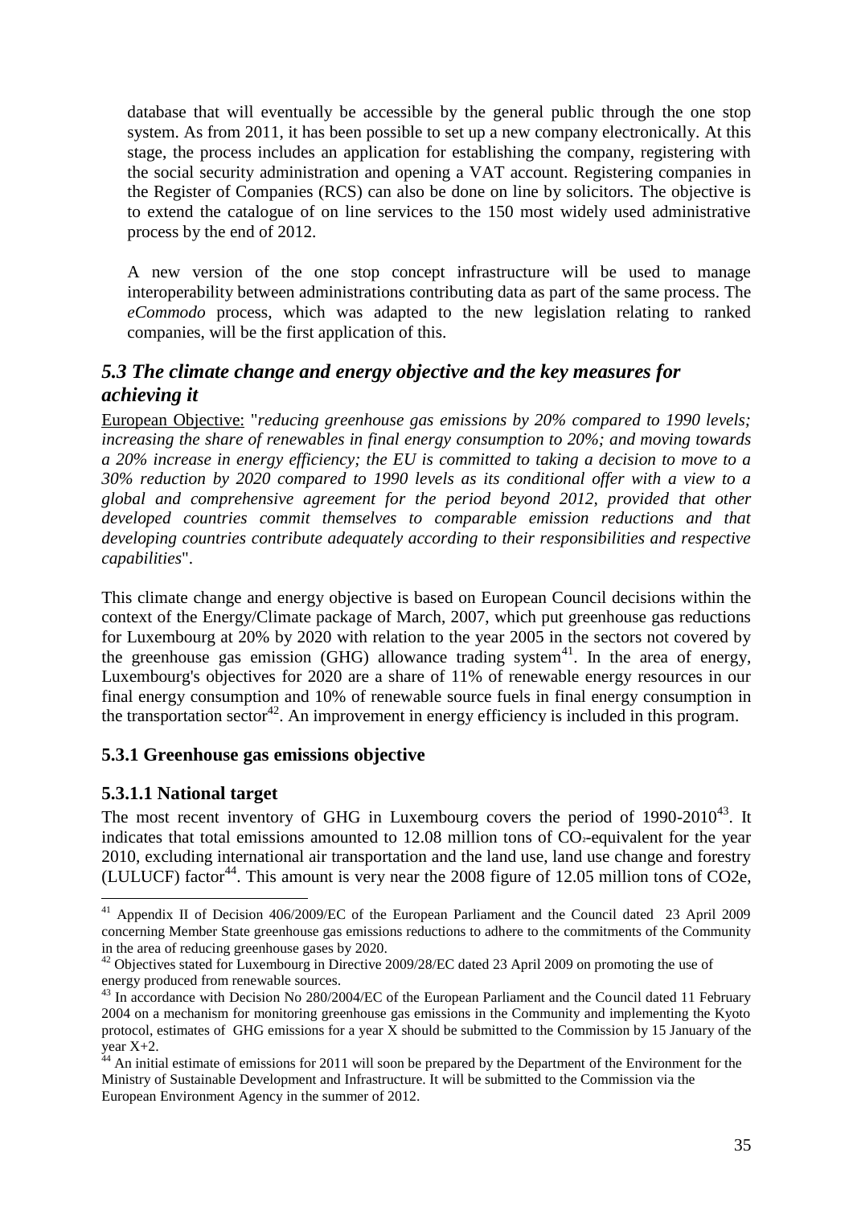database that will eventually be accessible by the general public through the one stop system. As from 2011, it has been possible to set up a new company electronically. At this stage, the process includes an application for establishing the company, registering with the social security administration and opening a VAT account. Registering companies in the Register of Companies (RCS) can also be done on line by solicitors. The objective is to extend the catalogue of on line services to the 150 most widely used administrative process by the end of 2012.

A new version of the one stop concept infrastructure will be used to manage interoperability between administrations contributing data as part of the same process. The *eCommodo* process, which was adapted to the new legislation relating to ranked companies, will be the first application of this.

## *5.3 The climate change and energy objective and the key measures for achieving it*

European Objective: "*reducing greenhouse gas emissions by 20% compared to 1990 levels; increasing the share of renewables in final energy consumption to 20%; and moving towards a 20% increase in energy efficiency; the EU is committed to taking a decision to move to a 30% reduction by 2020 compared to 1990 levels as its conditional offer with a view to a global and comprehensive agreement for the period beyond 2012, provided that other developed countries commit themselves to comparable emission reductions and that developing countries contribute adequately according to their responsibilities and respective capabilities*".

This climate change and energy objective is based on European Council decisions within the context of the Energy/Climate package of March, 2007, which put greenhouse gas reductions for Luxembourg at 20% by 2020 with relation to the year 2005 in the sectors not covered by the greenhouse gas emission (GHG) allowance trading system[41]. In the area of energy, Luxembourg's objectives for 2020 are a share of 11% of renewable energy resources in our final energy consumption and 10% of renewable source fuels in final energy consumption in the transportation sector[42]. An improvement in energy efficiency is included in this program.

### 5.3.1 Greenhouse gas emissions objective

#### 5.3.1.1 National target

The most recent inventory of GHG in Luxembourg covers the period of 1990-2010[43]. It indicates that total emissions amounted to 12.08 million tons of $CO_2$-equivalent for the year 2010, excluding international air transportation and the land use, land use change and forestry (LULUCF) factor[44]. This amount is very near the 2008 figure of 12.05 million tons of CO2e,

---

[41] Appendix II of Decision 406/2009/EC of the European Parliament and the Council dated 23 April 2009 concerning Member State greenhouse gas emissions reductions to adhere to the commitments of the Community in the area of reducing greenhouse gases by 2020.

[42] Objectives stated for Luxembourg in Directive 2009/28/EC dated 23 April 2009 on promoting the use of energy produced from renewable sources.

[43] In accordance with Decision No 280/2004/EC of the European Parliament and the Council dated 11 February 2004 on a mechanism for monitoring greenhouse gas emissions in the Community and implementing the Kyoto protocol, estimates of GHG emissions for a year X should be submitted to the Commission by 15 January of the year X+2.

[44] An initial estimate of emissions for 2011 will soon be prepared by the Department of the Environment for the Ministry of Sustainable Development and Infrastructure. It will be submitted to the Commission via the European Environment Agency in the summer of 2012.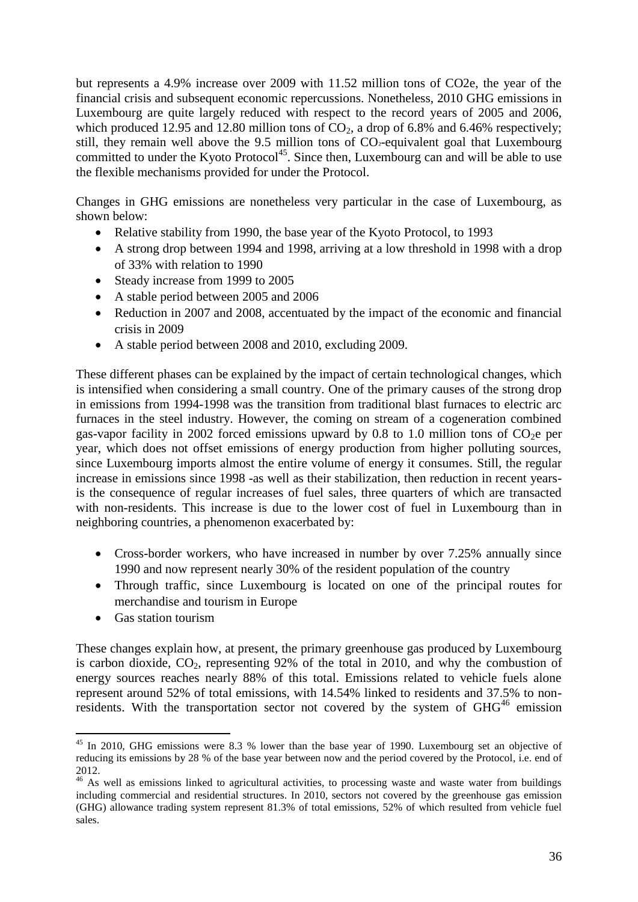but represents a 4.9% increase over 2009 with 11.52 million tons of CO2e, the year of the financial crisis and subsequent economic repercussions. Nonetheless, 2010 GHG emissions in Luxembourg are quite largely reduced with respect to the record years of 2005 and 2006, which produced 12.95 and 12.80 million tons of $CO_2$, a drop of 6.8% and 6.46% respectively; still, they remain well above the 9.5 million tons of $CO_2$-equivalent goal that Luxembourg committed to under the Kyoto Protocol[45]. Since then, Luxembourg can and will be able to use the flexible mechanisms provided for under the Protocol.

Changes in GHG emissions are nonetheless very particular in the case of Luxembourg, as shown below:

- Relative stability from 1990, the base year of the Kyoto Protocol, to 1993
- A strong drop between 1994 and 1998, arriving at a low threshold in 1998 with a drop of 33% with relation to 1990
- Steady increase from 1999 to 2005
- A stable period between 2005 and 2006
- Reduction in 2007 and 2008, accentuated by the impact of the economic and financial crisis in 2009
- A stable period between 2008 and 2010, excluding 2009.

These different phases can be explained by the impact of certain technological changes, which is intensified when considering a small country. One of the primary causes of the strong drop in emissions from 1994-1998 was the transition from traditional blast furnaces to electric arc furnaces in the steel industry. However, the coming on stream of a cogeneration combined gas-vapor facility in 2002 forced emissions upward by 0.8 to 1.0 million tons of $CO_2$e per year, which does not offset emissions of energy production from higher polluting sources, since Luxembourg imports almost the entire volume of energy it consumes. Still, the regular increase in emissions since 1998 -as well as their stabilization, then reduction in recent years- is the consequence of regular increases of fuel sales, three quarters of which are transacted with non-residents. This increase is due to the lower cost of fuel in Luxembourg than in neighboring countries, a phenomenon exacerbated by:

- Cross-border workers, who have increased in number by over 7.25% annually since 1990 and now represent nearly 30% of the resident population of the country
- Through traffic, since Luxembourg is located on one of the principal routes for merchandise and tourism in Europe
- Gas station tourism

These changes explain how, at present, the primary greenhouse gas produced by Luxembourg is carbon dioxide, $CO_2$, representing 92% of the total in 2010, and why the combustion of energy sources reaches nearly 88% of this total. Emissions related to vehicle fuels alone represent around 52% of total emissions, with 14.54% linked to residents and 37.5% to non-residents. With the transportation sector not covered by the system of GHG[46] emission

---

[45] In 2010, GHG emissions were 8.3 % lower than the base year of 1990. Luxembourg set an objective of reducing its emissions by 28 % of the base year between now and the period covered by the Protocol, i.e. end of 2012.

[46] As well as emissions linked to agricultural activities, to processing waste and waste water from buildings including commercial and residential structures. In 2010, sectors not covered by the greenhouse gas emission (GHG) allowance trading system represent 81.3% of total emissions, 52% of which resulted from vehicle fuel sales.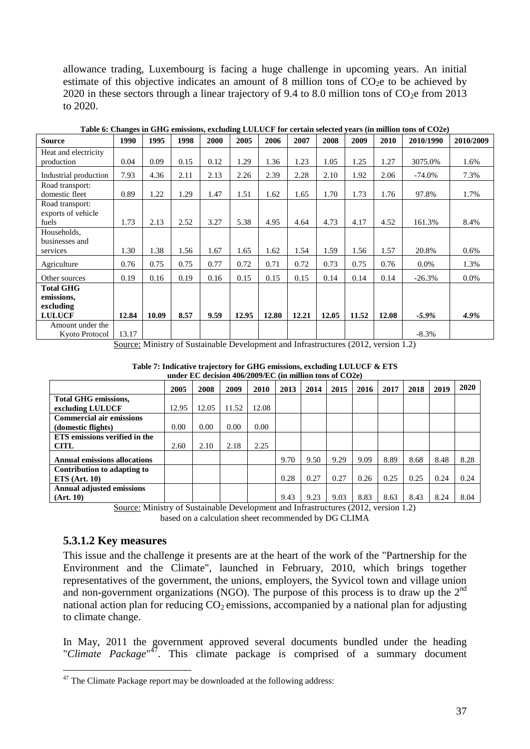allowance trading, Luxembourg is facing a huge challenge in upcoming years. An initial estimate of this objective indicates an amount of 8 million tons of $CO_2$e to be achieved by 2020 in these sectors through a linear trajectory of 9.4 to 8.0 million tons of $CO_2$e from 2013 to 2020.

**Table 6: Changes in GHG emissions, excluding LULUCF for certain selected years (in million tons of CO2e)**

| Source | 1990 | 1995 | 1998 | 2000 | 2005 | 2006 | 2007 | 2008 | 2009 | 2010 | 2010/1990 | 2010/2009 |
|---|---|---|---|---|---|---|---|---|---|---|---|---|
| Heat and electricity production | 0.04 | 0.09 | 0.15 | 0.12 | 1.29 | 1.36 | 1.23 | 1.05 | 1.25 | 1.27 | 3075.0% | 1.6% |
| Industrial production | 7.93 | 4.36 | 2.11 | 2.13 | 2.26 | 2.39 | 2.28 | 2.10 | 1.92 | 2.06 | -74.0% | 7.3% |
| Road transport: domestic fleet | 0.89 | 1.22 | 1.29 | 1.47 | 1.51 | 1.62 | 1.65 | 1.70 | 1.73 | 1.76 | 97.8% | 1.7% |
| Road transport: exports of vehicle fuels | 1.73 | 2.13 | 2.52 | 3.27 | 5.38 | 4.95 | 4.64 | 4.73 | 4.17 | 4.52 | 161.3% | 8.4% |
| Households, businesses and services | 1.30 | 1.38 | 1.56 | 1.67 | 1.65 | 1.62 | 1.54 | 1.59 | 1.56 | 1.57 | 20.8% | 0.6% |
| Agriculture | 0.76 | 0.75 | 0.75 | 0.77 | 0.72 | 0.71 | 0.72 | 0.73 | 0.75 | 0.76 | 0.0% | 1.3% |
| Other sources | 0.19 | 0.16 | 0.19 | 0.16 | 0.15 | 0.15 | 0.15 | 0.14 | 0.14 | 0.14 | -26.3% | 0.0% |
| **Total GHG emissions, excluding LULUCF** | **12.84** | **10.09** | **8.57** | **9.59** | **12.95** | **12.80** | **12.21** | **12.05** | **11.52** | **12.08** | ***-5.9%*** | ***4.9%*** |
| Amount under the Kyoto Protocol | 13.17 | | | | | | | | | | -8.3% | |

Source: Ministry of Sustainable Development and Infrastructures (2012, version 1.2)

**Table 7: Indicative trajectory for GHG emissions, excluding LULUCF & ETS under EC decision 406/2009/EC (in million tons of CO2e)**

| | 2005 | 2008 | 2009 | 2010 | 2013 | 2014 | 2015 | 2016 | 2017 | 2018 | 2019 | 2020 |
|---|---|---|---|---|---|---|---|---|---|---|---|---|
| **Total GHG emissions, excluding LULUCF** | 12.95 | 12.05 | 11.52 | 12.08 | | | | | | | | |
| **Commercial air emissions (domestic flights)** | 0.00 | 0.00 | 0.00 | 0.00 | | | | | | | | |
| **ETS emissions verified in the CITL** | 2.60 | 2.10 | 2.18 | 2.25 | | | | | | | | |
| **Annual emissions allocations** | | | | | 9.70 | 9.50 | 9.29 | 9.09 | 8.89 | 8.68 | 8.48 | 8.28 |
| **Contribution to adapting to ETS (Art. 10)** | | | | | 0.28 | 0.27 | 0.27 | 0.26 | 0.25 | 0.25 | 0.24 | 0.24 |
| **Annual adjusted emissions (Art. 10)** | | | | | 9.43 | 9.23 | 9.03 | 8.83 | 8.63 | 8.43 | 8.24 | 8.04 |

Source: Ministry of Sustainable Development and Infrastructures (2012, version 1.2) based on a calculation sheet recommended by DG CLIMA

### 5.3.1.2 Key measures

This issue and the challenge it presents are at the heart of the work of the "Partnership for the Environment and the Climate", launched in February, 2010, which brings together representatives of the government, the unions, employers, the Syvicol town and village union and non-government organizations (NGO). The purpose of this process is to draw up the 2nd national action plan for reducing $CO_2$ emissions, accompanied by a national plan for adjusting to climate change.

In May, 2011 the government approved several documents bundled under the heading "*Climate Package*"[47]. This climate package is comprised of a summary document

[47] The Climate Package report may be downloaded at the following address: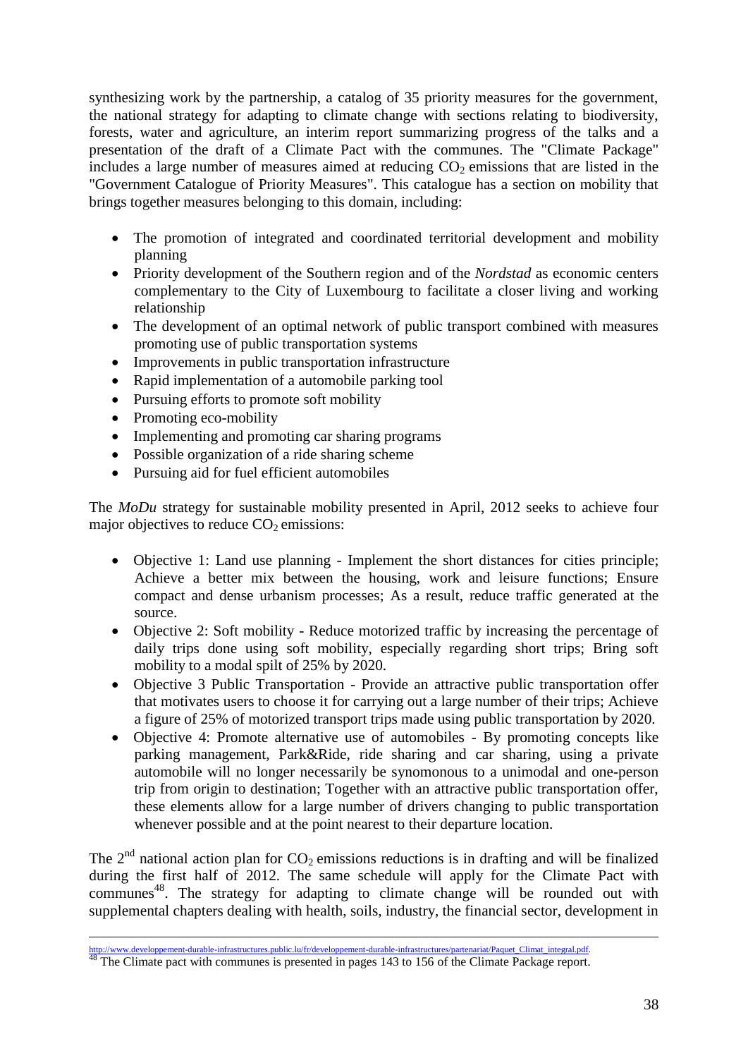synthesizing work by the partnership, a catalog of 35 priority measures for the government, the national strategy for adapting to climate change with sections relating to biodiversity, forests, water and agriculture, an interim report summarizing progress of the talks and a presentation of the draft of a Climate Pact with the communes. The "Climate Package" includes a large number of measures aimed at reducing $CO_2$ emissions that are listed in the "Government Catalogue of Priority Measures". This catalogue has a section on mobility that brings together measures belonging to this domain, including:

- The promotion of integrated and coordinated territorial development and mobility planning
- Priority development of the Southern region and of the *Nordstad* as economic centers complementary to the City of Luxembourg to facilitate a closer living and working relationship
- The development of an optimal network of public transport combined with measures promoting use of public transportation systems
- Improvements in public transportation infrastructure
- Rapid implementation of a automobile parking tool
- Pursuing efforts to promote soft mobility
- Promoting eco-mobility
- Implementing and promoting car sharing programs
- Possible organization of a ride sharing scheme
- Pursuing aid for fuel efficient automobiles

The *MoDu* strategy for sustainable mobility presented in April, 2012 seeks to achieve four major objectives to reduce $CO_2$ emissions:

- Objective 1: Land use planning - Implement the short distances for cities principle; Achieve a better mix between the housing, work and leisure functions; Ensure compact and dense urbanism processes; As a result, reduce traffic generated at the source.
- Objective 2: Soft mobility - Reduce motorized traffic by increasing the percentage of daily trips done using soft mobility, especially regarding short trips; Bring soft mobility to a modal spilt of 25% by 2020.
- Objective 3 Public Transportation - Provide an attractive public transportation offer that motivates users to choose it for carrying out a large number of their trips; Achieve a figure of 25% of motorized transport trips made using public transportation by 2020.
- Objective 4: Promote alternative use of automobiles - By promoting concepts like parking management, Park&Ride, ride sharing and car sharing, using a private automobile will no longer necessarily be synomonous to a unimodal and one-person trip from origin to destination; Together with an attractive public transportation offer, these elements allow for a large number of drivers changing to public transportation whenever possible and at the point nearest to their departure location.

The 2nd national action plan for $CO_2$ emissions reductions is in drafting and will be finalized during the first half of 2012. The same schedule will apply for the Climate Pact with communes[48]. The strategy for adapting to climate change will be rounded out with supplemental chapters dealing with health, soils, industry, the financial sector, development in

---

http://www.developpement-durable-infrastructures.public.lu/fr/developpement-durable-infrastructures/partenariat/Paquet_Climat_integral.pdf.

[48] The Climate pact with communes is presented in pages 143 to 156 of the Climate Package report.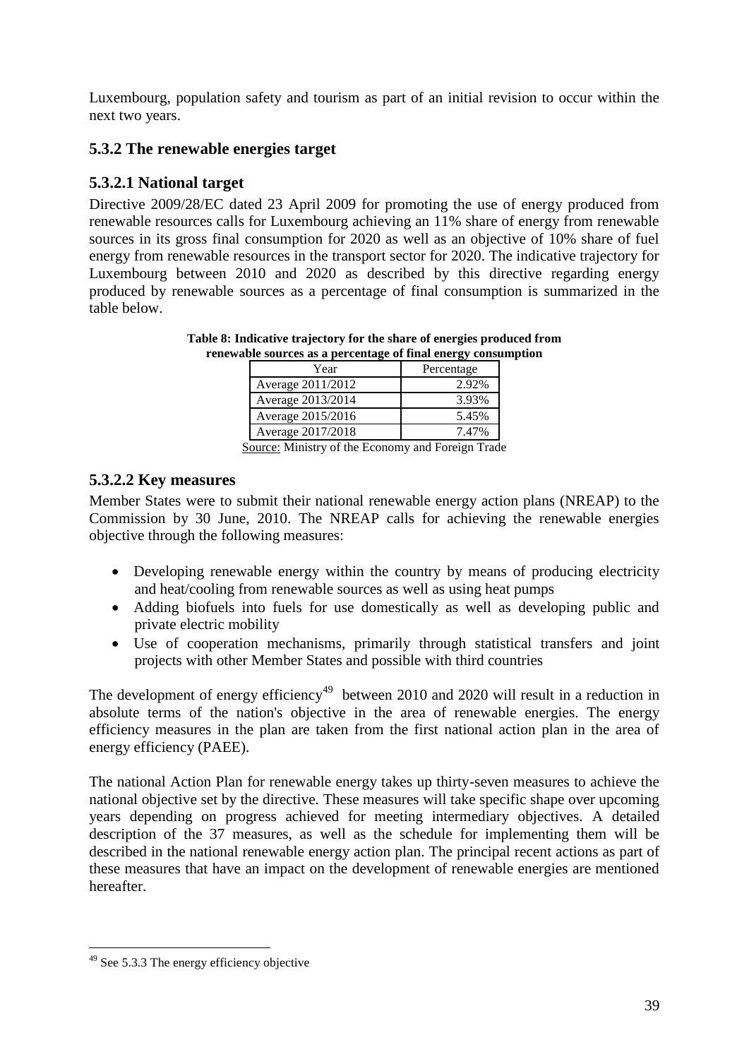Luxembourg, population safety and tourism as part of an initial revision to occur within the next two years.

### 5.3.2 The renewable energies target

#### 5.3.2.1 National target

Directive 2009/28/EC dated 23 April 2009 for promoting the use of energy produced from renewable resources calls for Luxembourg achieving an 11% share of energy from renewable sources in its gross final consumption for 2020 as well as an objective of 10% share of fuel energy from renewable resources in the transport sector for 2020. The indicative trajectory for Luxembourg between 2010 and 2020 as described by this directive regarding energy produced by renewable sources as a percentage of final consumption is summarized in the table below.

**Table 8: Indicative trajectory for the share of energies produced from renewable sources as a percentage of final energy consumption**

| Year | Percentage |
|---|---|
| Average 2011/2012 | 2.92% |
| Average 2013/2014 | 3.93% |
| Average 2015/2016 | 5.45% |
| Average 2017/2018 | 7.47% |

Source: Ministry of the Economy and Foreign Trade

#### 5.3.2.2 Key measures

Member States were to submit their national renewable energy action plans (NREAP) to the Commission by 30 June, 2010. The NREAP calls for achieving the renewable energies objective through the following measures:

- Developing renewable energy within the country by means of producing electricity and heat/cooling from renewable sources as well as using heat pumps
- Adding biofuels into fuels for use domestically as well as developing public and private electric mobility
- Use of cooperation mechanisms, primarily through statistical transfers and joint projects with other Member States and possible with third countries

The development of energy efficiency[49] between 2010 and 2020 will result in a reduction in absolute terms of the nation's objective in the area of renewable energies. The energy efficiency measures in the plan are taken from the first national action plan in the area of energy efficiency (PAEE).

The national Action Plan for renewable energy takes up thirty-seven measures to achieve the national objective set by the directive. These measures will take specific shape over upcoming years depending on progress achieved for meeting intermediary objectives. A detailed description of the 37 measures, as well as the schedule for implementing them will be described in the national renewable energy action plan. The principal recent actions as part of these measures that have an impact on the development of renewable energies are mentioned hereafter.

---

[49] See 5.3.3 The energy efficiency objective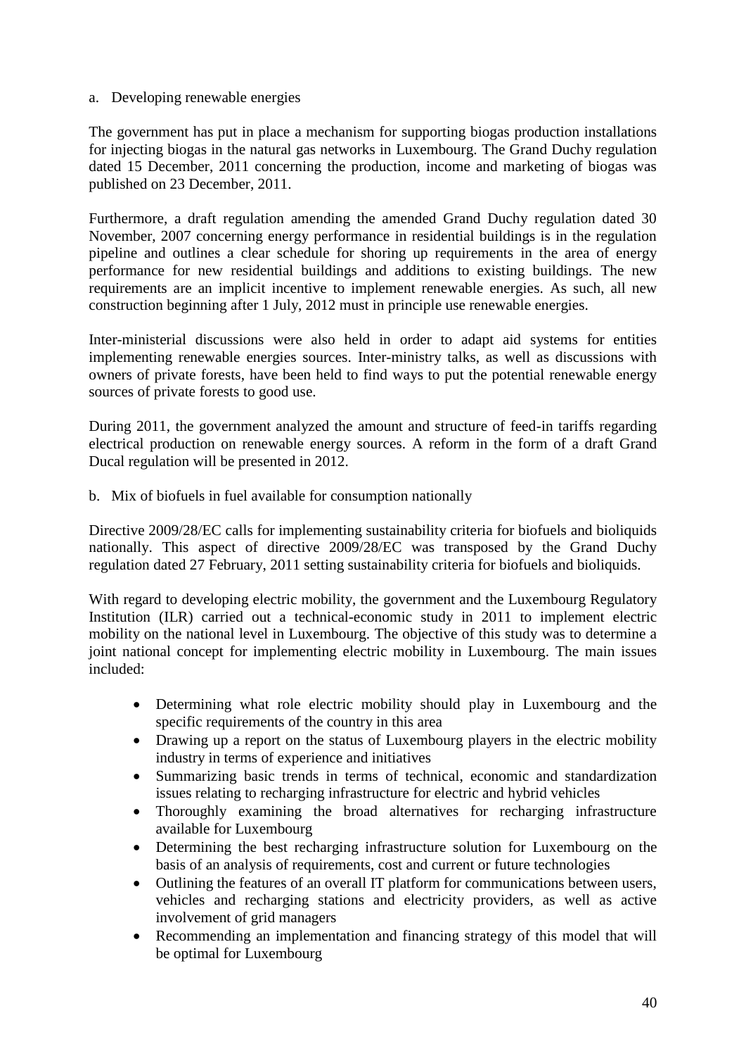a. Developing renewable energies

The government has put in place a mechanism for supporting biogas production installations for injecting biogas in the natural gas networks in Luxembourg. The Grand Duchy regulation dated 15 December, 2011 concerning the production, income and marketing of biogas was published on 23 December, 2011.

Furthermore, a draft regulation amending the amended Grand Duchy regulation dated 30 November, 2007 concerning energy performance in residential buildings is in the regulation pipeline and outlines a clear schedule for shoring up requirements in the area of energy performance for new residential buildings and additions to existing buildings. The new requirements are an implicit incentive to implement renewable energies. As such, all new construction beginning after 1 July, 2012 must in principle use renewable energies.

Inter-ministerial discussions were also held in order to adapt aid systems for entities implementing renewable energies sources. Inter-ministry talks, as well as discussions with owners of private forests, have been held to find ways to put the potential renewable energy sources of private forests to good use.

During 2011, the government analyzed the amount and structure of feed-in tariffs regarding electrical production on renewable energy sources. A reform in the form of a draft Grand Ducal regulation will be presented in 2012.

b. Mix of biofuels in fuel available for consumption nationally

Directive 2009/28/EC calls for implementing sustainability criteria for biofuels and bioliquids nationally. This aspect of directive 2009/28/EC was transposed by the Grand Duchy regulation dated 27 February, 2011 setting sustainability criteria for biofuels and bioliquids.

With regard to developing electric mobility, the government and the Luxembourg Regulatory Institution (ILR) carried out a technical-economic study in 2011 to implement electric mobility on the national level in Luxembourg. The objective of this study was to determine a joint national concept for implementing electric mobility in Luxembourg. The main issues included:

- Determining what role electric mobility should play in Luxembourg and the specific requirements of the country in this area
- Drawing up a report on the status of Luxembourg players in the electric mobility industry in terms of experience and initiatives
- Summarizing basic trends in terms of technical, economic and standardization issues relating to recharging infrastructure for electric and hybrid vehicles
- Thoroughly examining the broad alternatives for recharging infrastructure available for Luxembourg
- Determining the best recharging infrastructure solution for Luxembourg on the basis of an analysis of requirements, cost and current or future technologies
- Outlining the features of an overall IT platform for communications between users, vehicles and recharging stations and electricity providers, as well as active involvement of grid managers
- Recommending an implementation and financing strategy of this model that will be optimal for Luxembourg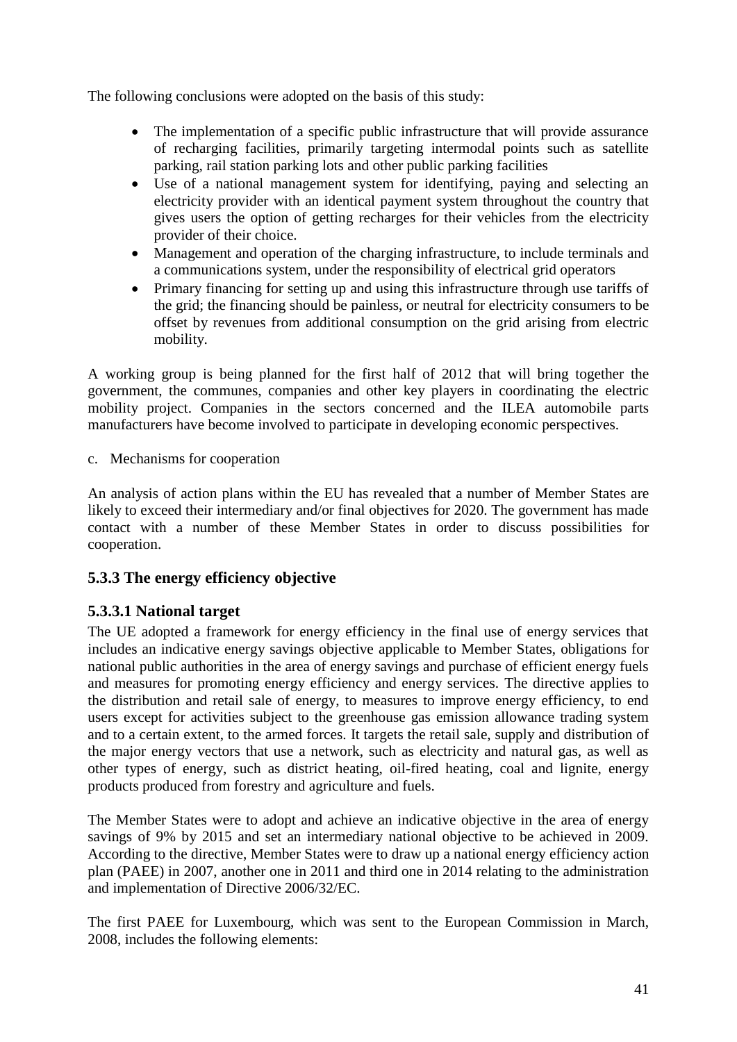The following conclusions were adopted on the basis of this study:

- The implementation of a specific public infrastructure that will provide assurance of recharging facilities, primarily targeting intermodal points such as satellite parking, rail station parking lots and other public parking facilities
- Use of a national management system for identifying, paying and selecting an electricity provider with an identical payment system throughout the country that gives users the option of getting recharges for their vehicles from the electricity provider of their choice.
- Management and operation of the charging infrastructure, to include terminals and a communications system, under the responsibility of electrical grid operators
- Primary financing for setting up and using this infrastructure through use tariffs of the grid; the financing should be painless, or neutral for electricity consumers to be offset by revenues from additional consumption on the grid arising from electric mobility.

A working group is being planned for the first half of 2012 that will bring together the government, the communes, companies and other key players in coordinating the electric mobility project. Companies in the sectors concerned and the ILEA automobile parts manufacturers have become involved to participate in developing economic perspectives.

c. Mechanisms for cooperation

An analysis of action plans within the EU has revealed that a number of Member States are likely to exceed their intermediary and/or final objectives for 2020. The government has made contact with a number of these Member States in order to discuss possibilities for cooperation.

### 5.3.3 The energy efficiency objective

### 5.3.3.1 National target

The UE adopted a framework for energy efficiency in the final use of energy services that includes an indicative energy savings objective applicable to Member States, obligations for national public authorities in the area of energy savings and purchase of efficient energy fuels and measures for promoting energy efficiency and energy services. The directive applies to the distribution and retail sale of energy, to measures to improve energy efficiency, to end users except for activities subject to the greenhouse gas emission allowance trading system and to a certain extent, to the armed forces. It targets the retail sale, supply and distribution of the major energy vectors that use a network, such as electricity and natural gas, as well as other types of energy, such as district heating, oil-fired heating, coal and lignite, energy products produced from forestry and agriculture and fuels.

The Member States were to adopt and achieve an indicative objective in the area of energy savings of 9% by 2015 and set an intermediary national objective to be achieved in 2009. According to the directive, Member States were to draw up a national energy efficiency action plan (PAEE) in 2007, another one in 2011 and third one in 2014 relating to the administration and implementation of Directive 2006/32/EC.

The first PAEE for Luxembourg, which was sent to the European Commission in March, 2008, includes the following elements: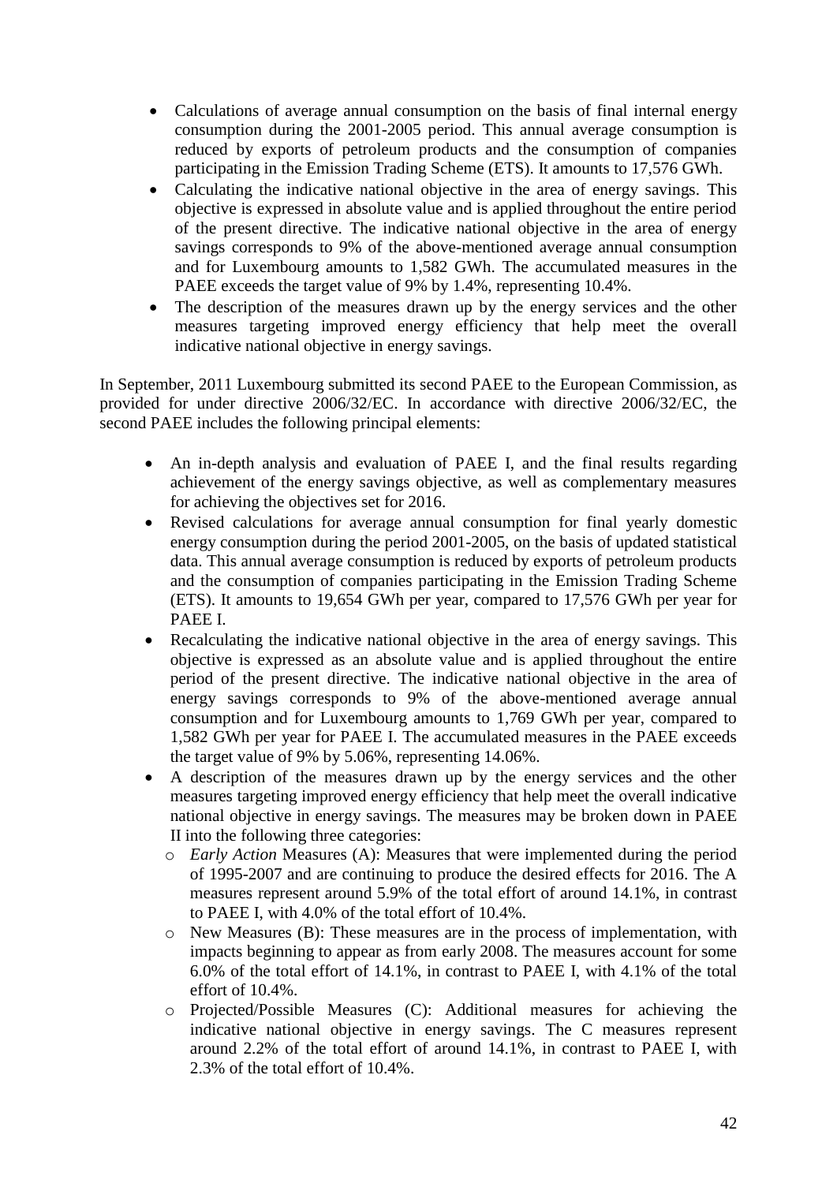- Calculations of average annual consumption on the basis of final internal energy consumption during the 2001-2005 period. This annual average consumption is reduced by exports of petroleum products and the consumption of companies participating in the Emission Trading Scheme (ETS). It amounts to 17,576 GWh.
- Calculating the indicative national objective in the area of energy savings. This objective is expressed in absolute value and is applied throughout the entire period of the present directive. The indicative national objective in the area of energy savings corresponds to 9% of the above-mentioned average annual consumption and for Luxembourg amounts to 1,582 GWh. The accumulated measures in the PAEE exceeds the target value of 9% by 1.4%, representing 10.4%.
- The description of the measures drawn up by the energy services and the other measures targeting improved energy efficiency that help meet the overall indicative national objective in energy savings.

In September, 2011 Luxembourg submitted its second PAEE to the European Commission, as provided for under directive 2006/32/EC. In accordance with directive 2006/32/EC, the second PAEE includes the following principal elements:

- An in-depth analysis and evaluation of PAEE I, and the final results regarding achievement of the energy savings objective, as well as complementary measures for achieving the objectives set for 2016.
- Revised calculations for average annual consumption for final yearly domestic energy consumption during the period 2001-2005, on the basis of updated statistical data. This annual average consumption is reduced by exports of petroleum products and the consumption of companies participating in the Emission Trading Scheme (ETS). It amounts to 19,654 GWh per year, compared to 17,576 GWh per year for PAEE I.
- Recalculating the indicative national objective in the area of energy savings. This objective is expressed as an absolute value and is applied throughout the entire period of the present directive. The indicative national objective in the area of energy savings corresponds to 9% of the above-mentioned average annual consumption and for Luxembourg amounts to 1,769 GWh per year, compared to 1,582 GWh per year for PAEE I. The accumulated measures in the PAEE exceeds the target value of 9% by 5.06%, representing 14.06%.
- A description of the measures drawn up by the energy services and the other measures targeting improved energy efficiency that help meet the overall indicative national objective in energy savings. The measures may be broken down in PAEE II into the following three categories:
  - *Early Action* Measures (A): Measures that were implemented during the period of 1995-2007 and are continuing to produce the desired effects for 2016. The A measures represent around 5.9% of the total effort of around 14.1%, in contrast to PAEE I, with 4.0% of the total effort of 10.4%.
  - New Measures (B): These measures are in the process of implementation, with impacts beginning to appear as from early 2008. The measures account for some 6.0% of the total effort of 14.1%, in contrast to PAEE I, with 4.1% of the total effort of 10.4%.
  - Projected/Possible Measures (C): Additional measures for achieving the indicative national objective in energy savings. The C measures represent around 2.2% of the total effort of around 14.1%, in contrast to PAEE I, with 2.3% of the total effort of 10.4%.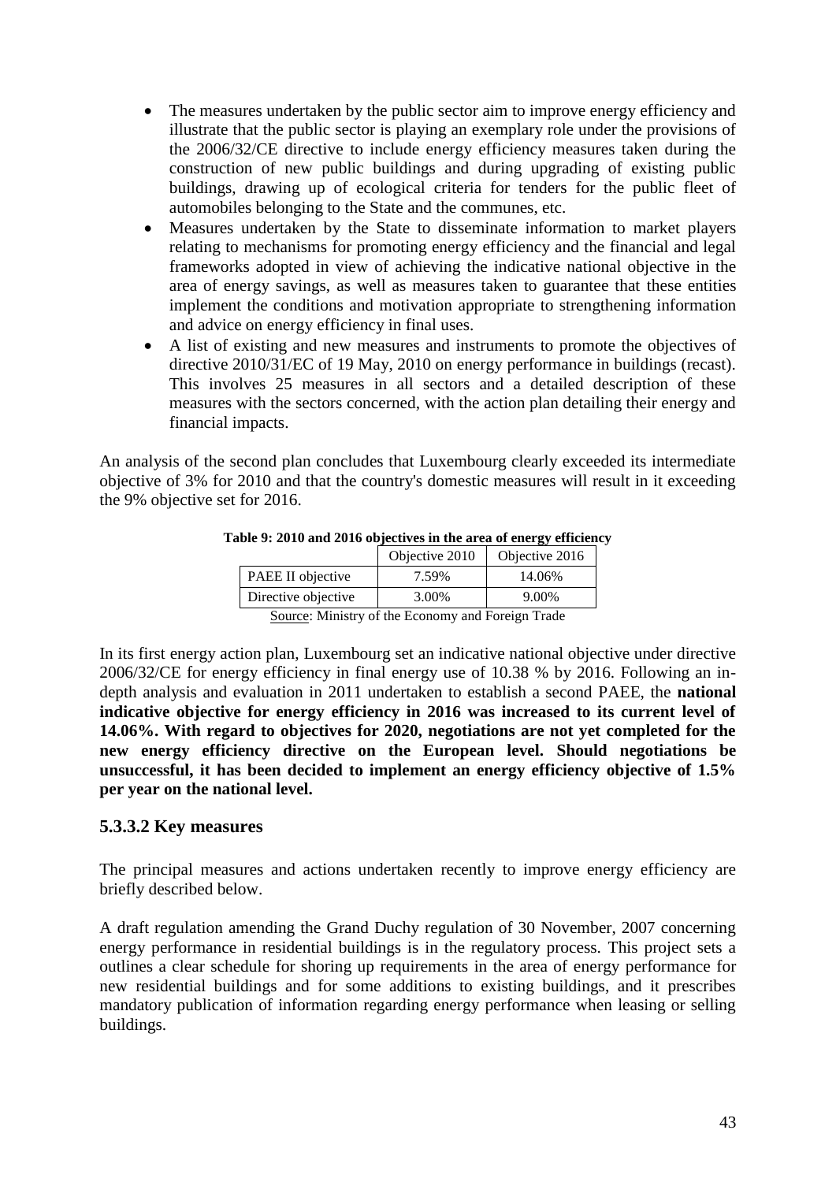- The measures undertaken by the public sector aim to improve energy efficiency and illustrate that the public sector is playing an exemplary role under the provisions of the 2006/32/CE directive to include energy efficiency measures taken during the construction of new public buildings and during upgrading of existing public buildings, drawing up of ecological criteria for tenders for the public fleet of automobiles belonging to the State and the communes, etc.
- Measures undertaken by the State to disseminate information to market players relating to mechanisms for promoting energy efficiency and the financial and legal frameworks adopted in view of achieving the indicative national objective in the area of energy savings, as well as measures taken to guarantee that these entities implement the conditions and motivation appropriate to strengthening information and advice on energy efficiency in final uses.
- A list of existing and new measures and instruments to promote the objectives of directive 2010/31/EC of 19 May, 2010 on energy performance in buildings (recast). This involves 25 measures in all sectors and a detailed description of these measures with the sectors concerned, with the action plan detailing their energy and financial impacts.

An analysis of the second plan concludes that Luxembourg clearly exceeded its intermediate objective of 3% for 2010 and that the country's domestic measures will result in it exceeding the 9% objective set for 2016.

**Table 9: 2010 and 2016 objectives in the area of energy efficiency**

| | Objective 2010 | Objective 2016 |
|---|---|---|
| PAEE II objective | 7.59% | 14.06% |
| Directive objective | 3.00% | 9.00% |

Source: Ministry of the Economy and Foreign Trade

In its first energy action plan, Luxembourg set an indicative national objective under directive 2006/32/CE for energy efficiency in final energy use of 10.38 % by 2016. Following an in-depth analysis and evaluation in 2011 undertaken to establish a second PAEE, the **national indicative objective for energy efficiency in 2016 was increased to its current level of 14.06%. With regard to objectives for 2020, negotiations are not yet completed for the new energy efficiency directive on the European level. Should negotiations be unsuccessful, it has been decided to implement an energy efficiency objective of 1.5% per year on the national level.**

### 5.3.3.2 Key measures

The principal measures and actions undertaken recently to improve energy efficiency are briefly described below.

A draft regulation amending the Grand Duchy regulation of 30 November, 2007 concerning energy performance in residential buildings is in the regulatory process. This project sets a outlines a clear schedule for shoring up requirements in the area of energy performance for new residential buildings and for some additions to existing buildings, and it prescribes mandatory publication of information regarding energy performance when leasing or selling buildings.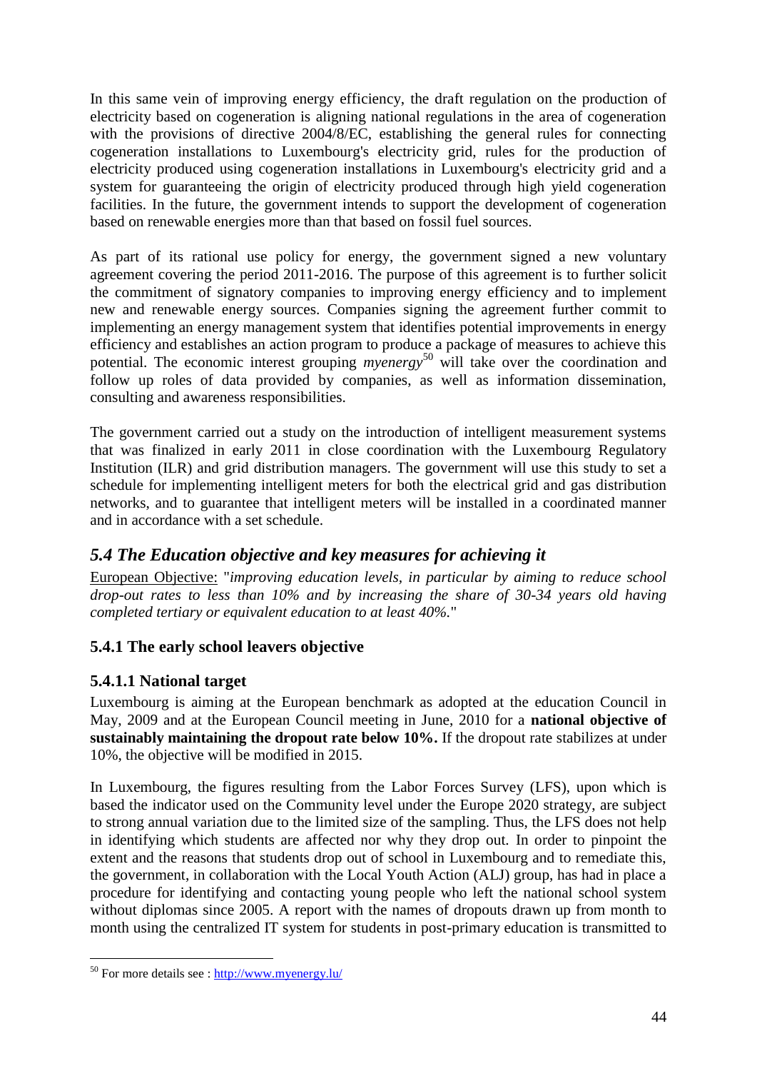In this same vein of improving energy efficiency, the draft regulation on the production of electricity based on cogeneration is aligning national regulations in the area of cogeneration with the provisions of directive 2004/8/EC, establishing the general rules for connecting cogeneration installations to Luxembourg's electricity grid, rules for the production of electricity produced using cogeneration installations in Luxembourg's electricity grid and a system for guaranteeing the origin of electricity produced through high yield cogeneration facilities. In the future, the government intends to support the development of cogeneration based on renewable energies more than that based on fossil fuel sources.

As part of its rational use policy for energy, the government signed a new voluntary agreement covering the period 2011-2016. The purpose of this agreement is to further solicit the commitment of signatory companies to improving energy efficiency and to implement new and renewable energy sources. Companies signing the agreement further commit to implementing an energy management system that identifies potential improvements in energy efficiency and establishes an action program to produce a package of measures to achieve this potential. The economic interest grouping *myenergy*[50] will take over the coordination and follow up roles of data provided by companies, as well as information dissemination, consulting and awareness responsibilities.

The government carried out a study on the introduction of intelligent measurement systems that was finalized in early 2011 in close coordination with the Luxembourg Regulatory Institution (ILR) and grid distribution managers. The government will use this study to set a schedule for implementing intelligent meters for both the electrical grid and gas distribution networks, and to guarantee that intelligent meters will be installed in a coordinated manner and in accordance with a set schedule.

## *5.4 The Education objective and key measures for achieving it*

European Objective: "*improving education levels, in particular by aiming to reduce school drop-out rates to less than 10% and by increasing the share of 30-34 years old having completed tertiary or equivalent education to at least 40%.*"

### 5.4.1 The early school leavers objective

#### 5.4.1.1 National target

Luxembourg is aiming at the European benchmark as adopted at the education Council in May, 2009 and at the European Council meeting in June, 2010 for a **national objective of sustainably maintaining the dropout rate below 10%.** If the dropout rate stabilizes at under 10%, the objective will be modified in 2015.

In Luxembourg, the figures resulting from the Labor Forces Survey (LFS), upon which is based the indicator used on the Community level under the Europe 2020 strategy, are subject to strong annual variation due to the limited size of the sampling. Thus, the LFS does not help in identifying which students are affected nor why they drop out. In order to pinpoint the extent and the reasons that students drop out of school in Luxembourg and to remediate this, the government, in collaboration with the Local Youth Action (ALJ) group, has had in place a procedure for identifying and contacting young people who left the national school system without diplomas since 2005. A report with the names of dropouts drawn up from month to month using the centralized IT system for students in post-primary education is transmitted to

[50] For more details see : http://www.myenergy.lu/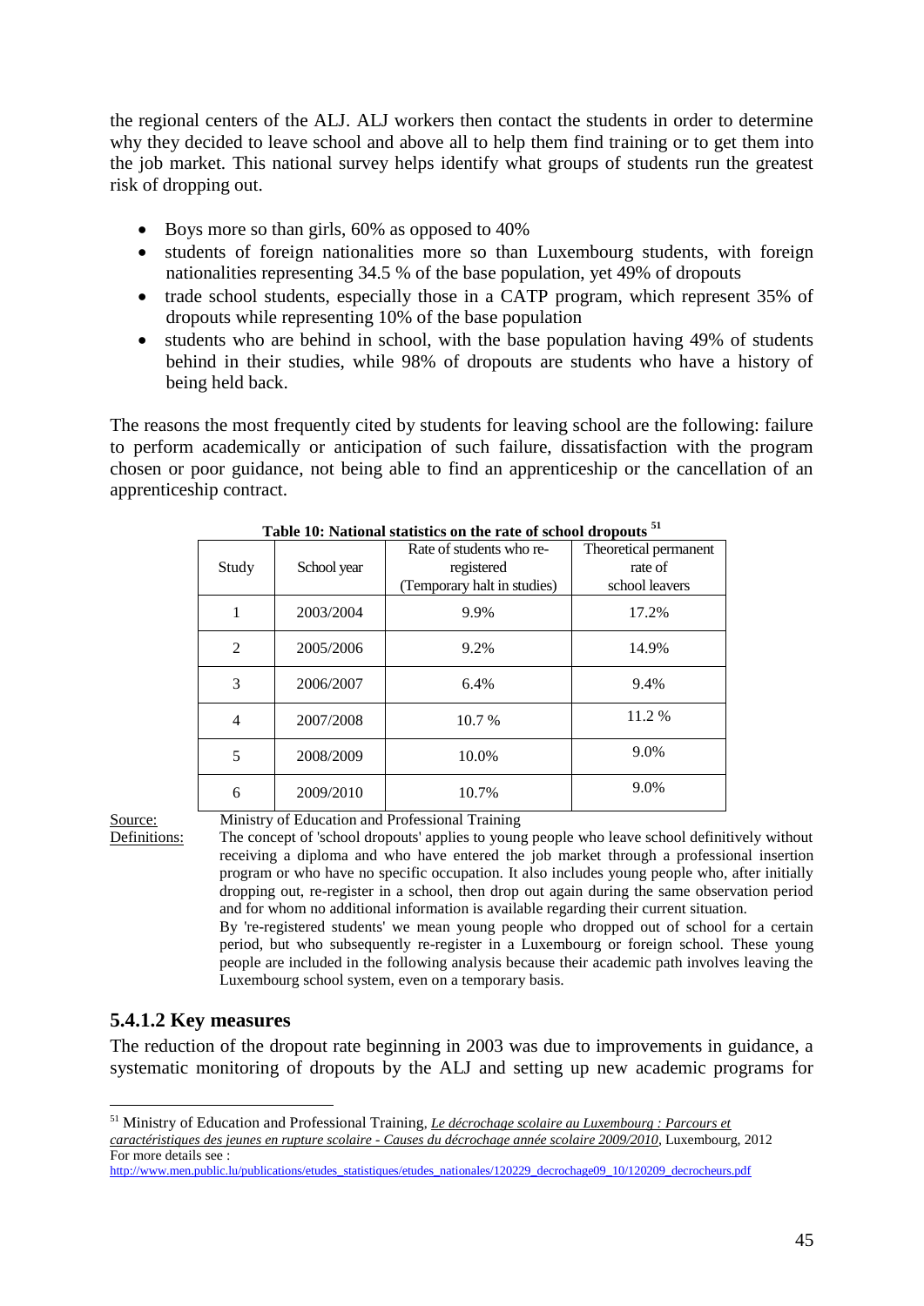the regional centers of the ALJ. ALJ workers then contact the students in order to determine why they decided to leave school and above all to help them find training or to get them into the job market. This national survey helps identify what groups of students run the greatest risk of dropping out.

- Boys more so than girls, 60% as opposed to 40%
- students of foreign nationalities more so than Luxembourg students, with foreign nationalities representing 34.5 % of the base population, yet 49% of dropouts
- trade school students, especially those in a CATP program, which represent 35% of dropouts while representing 10% of the base population
- students who are behind in school, with the base population having 49% of students behind in their studies, while 98% of dropouts are students who have a history of being held back.

The reasons the most frequently cited by students for leaving school are the following: failure to perform academically or anticipation of such failure, dissatisfaction with the program chosen or poor guidance, not being able to find an apprenticeship or the cancellation of an apprenticeship contract.

**Table 10: National statistics on the rate of school dropouts [51]**

| Study | School year | Rate of students who re-registered (Temporary halt in studies) | Theoretical permanent rate of school leavers |
|---|---|---|---|
| 1 | 2003/2004 | 9.9% | 17.2% |
| 2 | 2005/2006 | 9.2% | 14.9% |
| 3 | 2006/2007 | 6.4% | 9.4% |
| 4 | 2007/2008 | 10.7 % | 11.2 % |
| 5 | 2008/2009 | 10.0% | 9.0% |
| 6 | 2009/2010 | 10.7% | 9.0% |

Source: Ministry of Education and Professional Training

Definitions: The concept of 'school dropouts' applies to young people who leave school definitively without receiving a diploma and who have entered the job market through a professional insertion program or who have no specific occupation. It also includes young people who, after initially dropping out, re-register in a school, then drop out again during the same observation period and for whom no additional information is available regarding their current situation.
By 're-registered students' we mean young people who dropped out of school for a certain period, but who subsequently re-register in a Luxembourg or foreign school. These young people are included in the following analysis because their academic path involves leaving the Luxembourg school system, even on a temporary basis.

### 5.4.1.2 Key measures

The reduction of the dropout rate beginning in 2003 was due to improvements in guidance, a systematic monitoring of dropouts by the ALJ and setting up new academic programs for

---

[51] Ministry of Education and Professional Training, *Le décrochage scolaire au Luxembourg : Parcours et caractéristiques des jeunes en rupture scolaire - Causes du décrochage année scolaire 2009/2010*, Luxembourg, 2012
For more details see :
http://www.men.public.lu/publications/etudes_statistiques/etudes_nationales/120229_decrochage09_10/120209_decrocheurs.pdf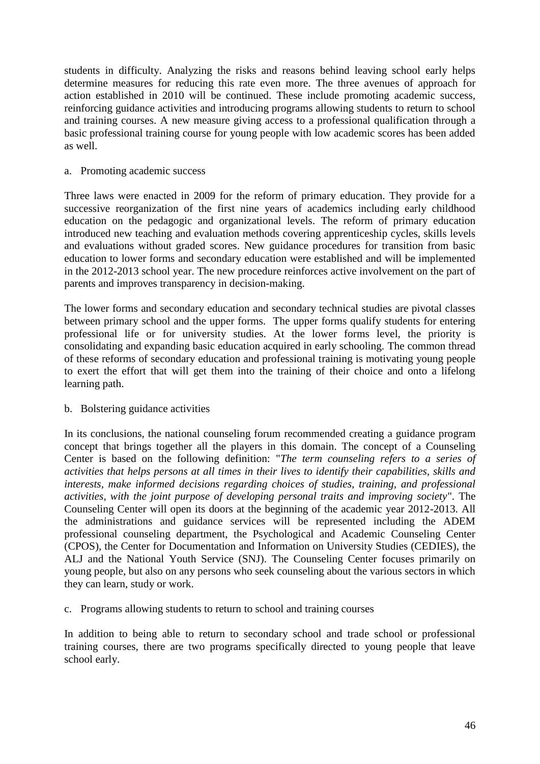students in difficulty. Analyzing the risks and reasons behind leaving school early helps determine measures for reducing this rate even more. The three avenues of approach for action established in 2010 will be continued. These include promoting academic success, reinforcing guidance activities and introducing programs allowing students to return to school and training courses. A new measure giving access to a professional qualification through a basic professional training course for young people with low academic scores has been added as well.

a. Promoting academic success

Three laws were enacted in 2009 for the reform of primary education. They provide for a successive reorganization of the first nine years of academics including early childhood education on the pedagogic and organizational levels. The reform of primary education introduced new teaching and evaluation methods covering apprenticeship cycles, skills levels and evaluations without graded scores. New guidance procedures for transition from basic education to lower forms and secondary education were established and will be implemented in the 2012-2013 school year. The new procedure reinforces active involvement on the part of parents and improves transparency in decision-making.

The lower forms and secondary education and secondary technical studies are pivotal classes between primary school and the upper forms. The upper forms qualify students for entering professional life or for university studies. At the lower forms level, the priority is consolidating and expanding basic education acquired in early schooling. The common thread of these reforms of secondary education and professional training is motivating young people to exert the effort that will get them into the training of their choice and onto a lifelong learning path.

b. Bolstering guidance activities

In its conclusions, the national counseling forum recommended creating a guidance program concept that brings together all the players in this domain. The concept of a Counseling Center is based on the following definition: "*The term counseling refers to a series of activities that helps persons at all times in their lives to identify their capabilities, skills and interests, make informed decisions regarding choices of studies, training, and professional activities, with the joint purpose of developing personal traits and improving society*". The Counseling Center will open its doors at the beginning of the academic year 2012-2013. All the administrations and guidance services will be represented including the ADEM professional counseling department, the Psychological and Academic Counseling Center (CPOS), the Center for Documentation and Information on University Studies (CEDIES), the ALJ and the National Youth Service (SNJ). The Counseling Center focuses primarily on young people, but also on any persons who seek counseling about the various sectors in which they can learn, study or work.

c. Programs allowing students to return to school and training courses

In addition to being able to return to secondary school and trade school or professional training courses, there are two programs specifically directed to young people that leave school early.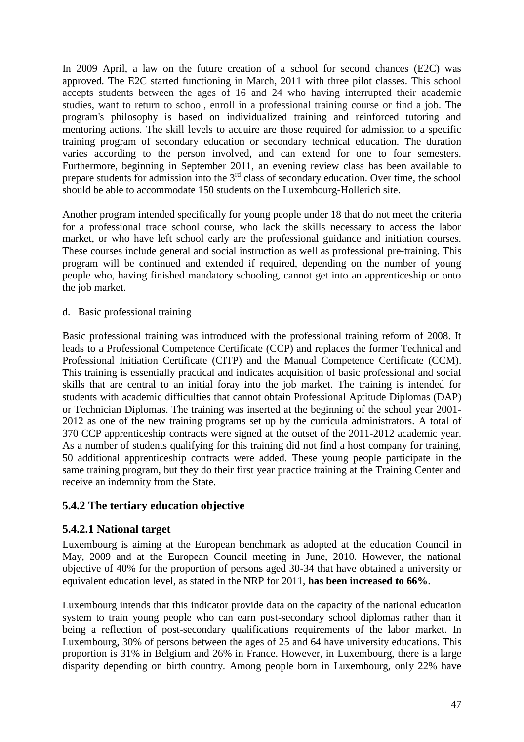In 2009 April, a law on the future creation of a school for second chances (E2C) was approved. The E2C started functioning in March, 2011 with three pilot classes. This school accepts students between the ages of 16 and 24 who having interrupted their academic studies, want to return to school, enroll in a professional training course or find a job. The program's philosophy is based on individualized training and reinforced tutoring and mentoring actions. The skill levels to acquire are those required for admission to a specific training program of secondary education or secondary technical education. The duration varies according to the person involved, and can extend for one to four semesters. Furthermore, beginning in September 2011, an evening review class has been available to prepare students for admission into the 3rd class of secondary education. Over time, the school should be able to accommodate 150 students on the Luxembourg-Hollerich site.

Another program intended specifically for young people under 18 that do not meet the criteria for a professional trade school course, who lack the skills necessary to access the labor market, or who have left school early are the professional guidance and initiation courses. These courses include general and social instruction as well as professional pre-training. This program will be continued and extended if required, depending on the number of young people who, having finished mandatory schooling, cannot get into an apprenticeship or onto the job market.

d. Basic professional training

Basic professional training was introduced with the professional training reform of 2008. It leads to a Professional Competence Certificate (CCP) and replaces the former Technical and Professional Initiation Certificate (CITP) and the Manual Competence Certificate (CCM). This training is essentially practical and indicates acquisition of basic professional and social skills that are central to an initial foray into the job market. The training is intended for students with academic difficulties that cannot obtain Professional Aptitude Diplomas (DAP) or Technician Diplomas. The training was inserted at the beginning of the school year 2001-2012 as one of the new training programs set up by the curricula administrators. A total of 370 CCP apprenticeship contracts were signed at the outset of the 2011-2012 academic year. As a number of students qualifying for this training did not find a host company for training, 50 additional apprenticeship contracts were added. These young people participate in the same training program, but they do their first year practice training at the Training Center and receive an indemnity from the State.

### 5.4.2 The tertiary education objective

#### 5.4.2.1 National target

Luxembourg is aiming at the European benchmark as adopted at the education Council in May, 2009 and at the European Council meeting in June, 2010. However, the national objective of 40% for the proportion of persons aged 30-34 that have obtained a university or equivalent education level, as stated in the NRP for 2011, **has been increased to 66%**.

Luxembourg intends that this indicator provide data on the capacity of the national education system to train young people who can earn post-secondary school diplomas rather than it being a reflection of post-secondary qualifications requirements of the labor market. In Luxembourg, 30% of persons between the ages of 25 and 64 have university educations. This proportion is 31% in Belgium and 26% in France. However, in Luxembourg, there is a large disparity depending on birth country. Among people born in Luxembourg, only 22% have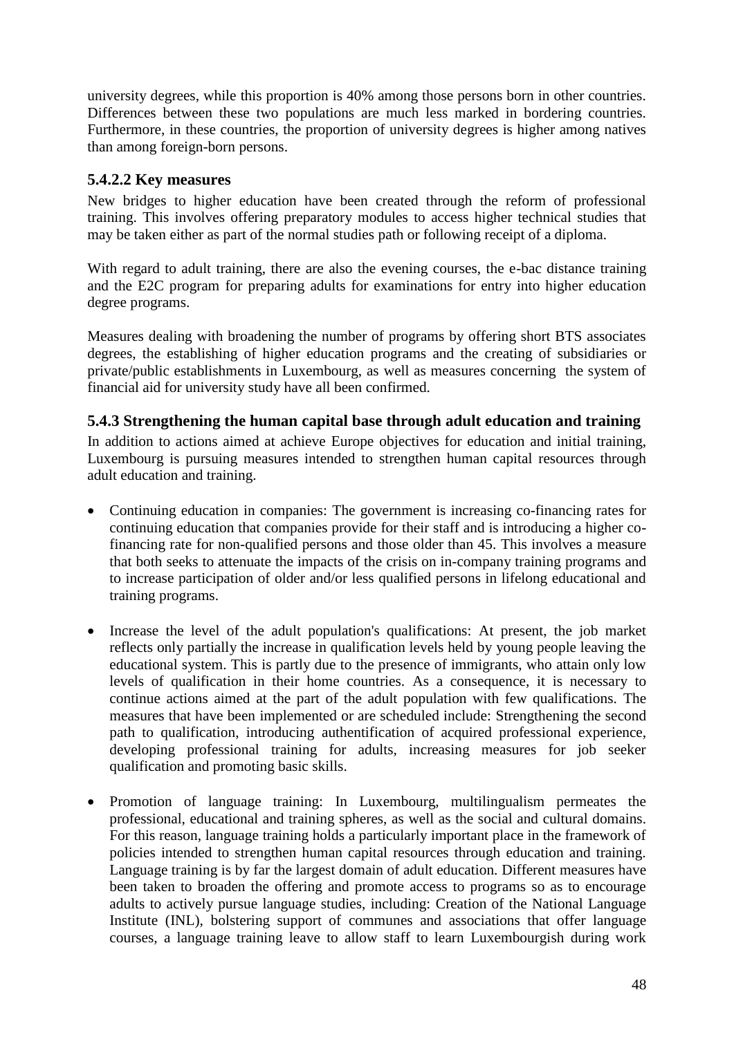university degrees, while this proportion is 40% among those persons born in other countries. Differences between these two populations are much less marked in bordering countries. Furthermore, in these countries, the proportion of university degrees is higher among natives than among foreign-born persons.

### 5.4.2.2 Key measures

New bridges to higher education have been created through the reform of professional training. This involves offering preparatory modules to access higher technical studies that may be taken either as part of the normal studies path or following receipt of a diploma.

With regard to adult training, there are also the evening courses, the e-bac distance training and the E2C program for preparing adults for examinations for entry into higher education degree programs.

Measures dealing with broadening the number of programs by offering short BTS associates degrees, the establishing of higher education programs and the creating of subsidiaries or private/public establishments in Luxembourg, as well as measures concerning the system of financial aid for university study have all been confirmed.

## 5.4.3 Strengthening the human capital base through adult education and training

In addition to actions aimed at achieve Europe objectives for education and initial training, Luxembourg is pursuing measures intended to strengthen human capital resources through adult education and training.

- Continuing education in companies: The government is increasing co-financing rates for continuing education that companies provide for their staff and is introducing a higher co-financing rate for non-qualified persons and those older than 45. This involves a measure that both seeks to attenuate the impacts of the crisis on in-company training programs and to increase participation of older and/or less qualified persons in lifelong educational and training programs.

- Increase the level of the adult population's qualifications: At present, the job market reflects only partially the increase in qualification levels held by young people leaving the educational system. This is partly due to the presence of immigrants, who attain only low levels of qualification in their home countries. As a consequence, it is necessary to continue actions aimed at the part of the adult population with few qualifications. The measures that have been implemented or are scheduled include: Strengthening the second path to qualification, introducing authentification of acquired professional experience, developing professional training for adults, increasing measures for job seeker qualification and promoting basic skills.

- Promotion of language training: In Luxembourg, multilingualism permeates the professional, educational and training spheres, as well as the social and cultural domains. For this reason, language training holds a particularly important place in the framework of policies intended to strengthen human capital resources through education and training. Language training is by far the largest domain of adult education. Different measures have been taken to broaden the offering and promote access to programs so as to encourage adults to actively pursue language studies, including: Creation of the National Language Institute (INL), bolstering support of communes and associations that offer language courses, a language training leave to allow staff to learn Luxembourgish during work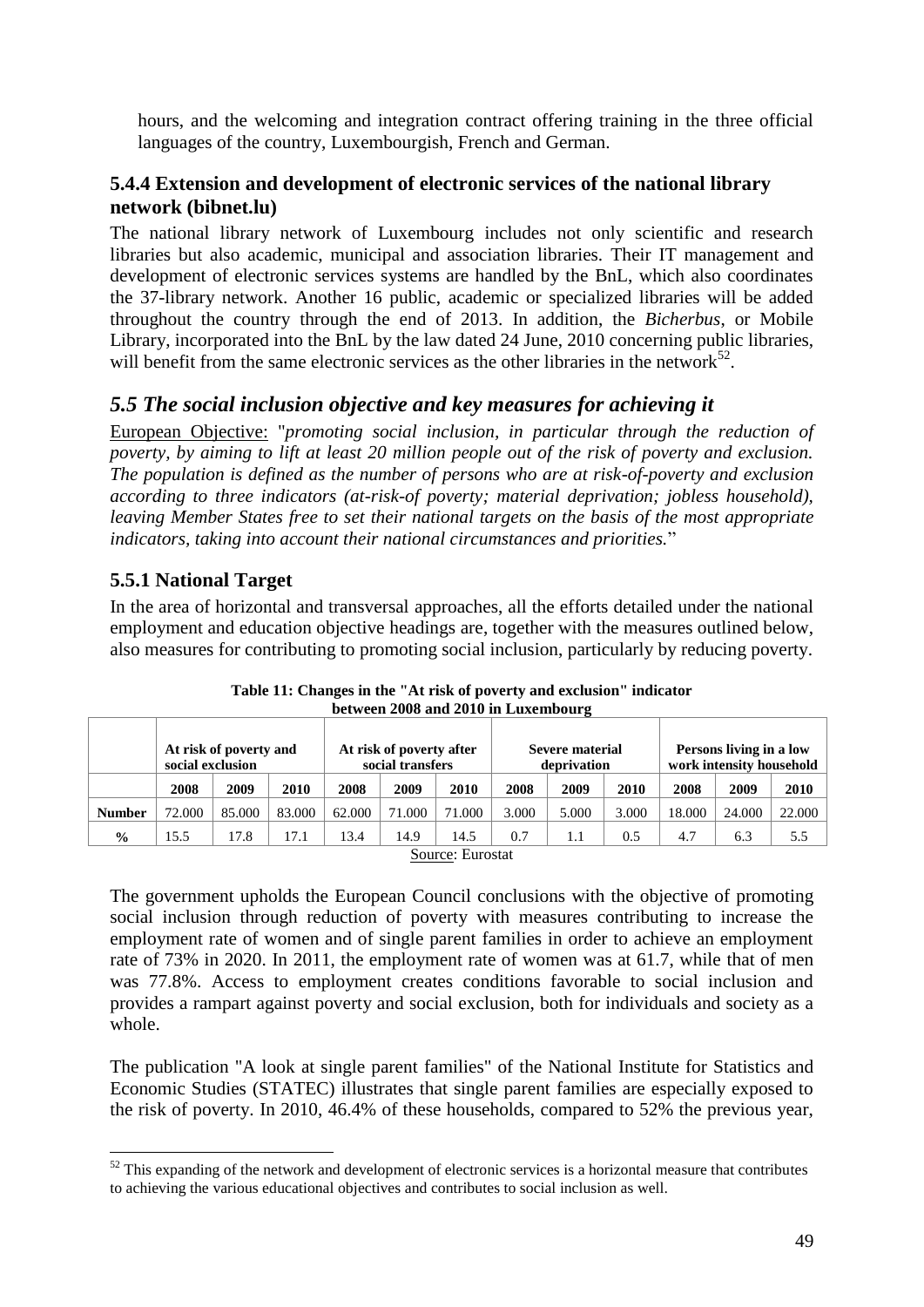hours, and the welcoming and integration contract offering training in the three official languages of the country, Luxembourgish, French and German.

### 5.4.4 Extension and development of electronic services of the national library network (bibnet.lu)

The national library network of Luxembourg includes not only scientific and research libraries but also academic, municipal and association libraries. Their IT management and development of electronic services systems are handled by the BnL, which also coordinates the 37-library network. Another 16 public, academic or specialized libraries will be added throughout the country through the end of 2013. In addition, the *Bicherbus*, or Mobile Library, incorporated into the BnL by the law dated 24 June, 2010 concerning public libraries, will benefit from the same electronic services as the other libraries in the network[52].

## *5.5 The social inclusion objective and key measures for achieving it*

European Objective: "*promoting social inclusion, in particular through the reduction of poverty, by aiming to lift at least 20 million people out of the risk of poverty and exclusion. The population is defined as the number of persons who are at risk-of-poverty and exclusion according to three indicators (at-risk-of poverty; material deprivation; jobless household), leaving Member States free to set their national targets on the basis of the most appropriate indicators, taking into account their national circumstances and priorities.*"

### 5.5.1 National Target

In the area of horizontal and transversal approaches, all the efforts detailed under the national employment and education objective headings are, together with the measures outlined below, also measures for contributing to promoting social inclusion, particularly by reducing poverty.

**Table 11: Changes in the "At risk of poverty and exclusion" indicator between 2008 and 2010 in Luxembourg**

| | At risk of poverty and social exclusion | | | At risk of poverty after social transfers | | | Severe material deprivation | | | Persons living in a low work intensity household | | |
|---|---|---|---|---|---|---|---|---|---|---|---|---|
| | 2008 | 2009 | 2010 | 2008 | 2009 | 2010 | 2008 | 2009 | 2010 | 2008 | 2009 | 2010 |
| **Number** | 72.000 | 85.000 | 83.000 | 62.000 | 71.000 | 71.000 | 3.000 | 5.000 | 3.000 | 18.000 | 24.000 | 22.000 |
| **%** | 15.5 | 17.8 | 17.1 | 13.4 | 14.9 | 14.5 | 0.7 | 1.1 | 0.5 | 4.7 | 6.3 | 5.5 |

Source: Eurostat

The government upholds the European Council conclusions with the objective of promoting social inclusion through reduction of poverty with measures contributing to increase the employment rate of women and of single parent families in order to achieve an employment rate of 73% in 2020. In 2011, the employment rate of women was at 61.7, while that of men was 77.8%. Access to employment creates conditions favorable to social inclusion and provides a rampart against poverty and social exclusion, both for individuals and society as a whole.

The publication "A look at single parent families" of the National Institute for Statistics and Economic Studies (STATEC) illustrates that single parent families are especially exposed to the risk of poverty. In 2010, 46.4% of these households, compared to 52% the previous year,

[52] This expanding of the network and development of electronic services is a horizontal measure that contributes to achieving the various educational objectives and contributes to social inclusion as well.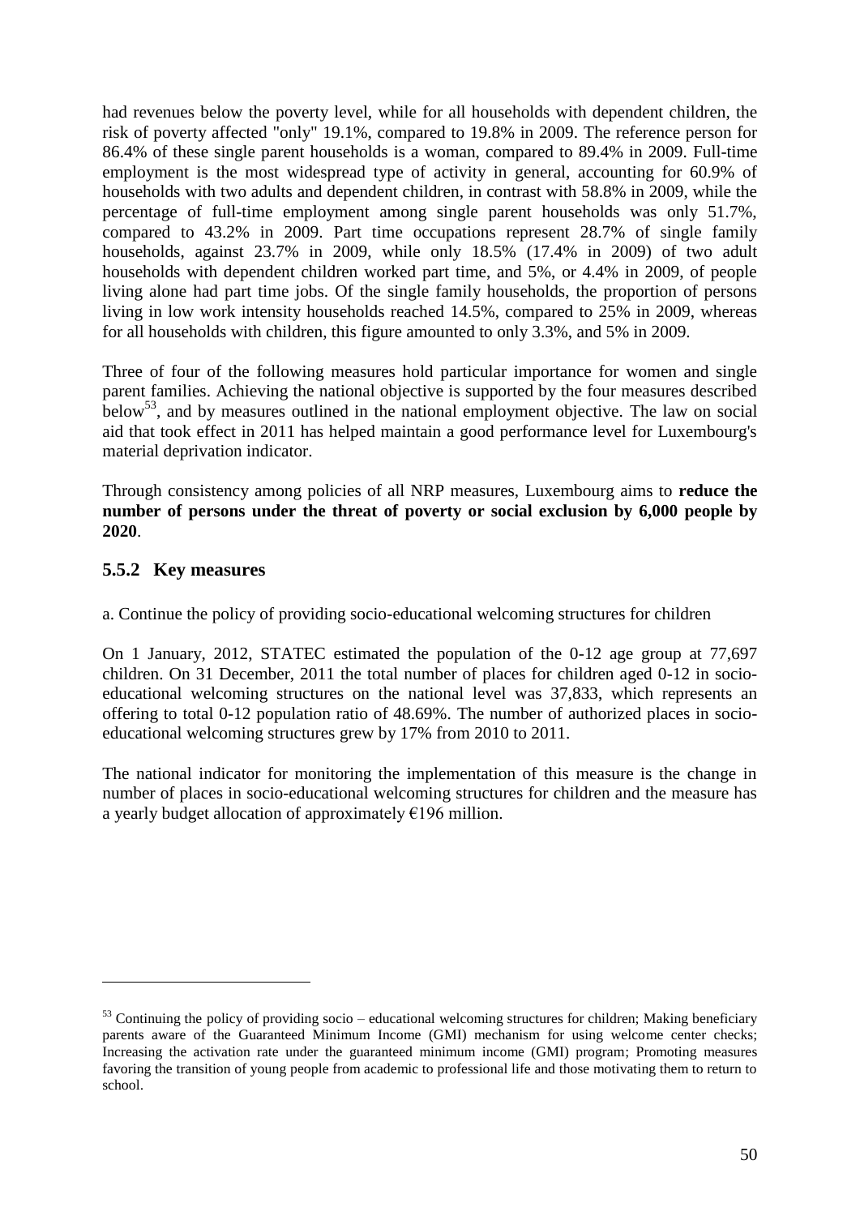had revenues below the poverty level, while for all households with dependent children, the risk of poverty affected "only" 19.1%, compared to 19.8% in 2009. The reference person for 86.4% of these single parent households is a woman, compared to 89.4% in 2009. Full-time employment is the most widespread type of activity in general, accounting for 60.9% of households with two adults and dependent children, in contrast with 58.8% in 2009, while the percentage of full-time employment among single parent households was only 51.7%, compared to 43.2% in 2009. Part time occupations represent 28.7% of single family households, against 23.7% in 2009, while only 18.5% (17.4% in 2009) of two adult households with dependent children worked part time, and 5%, or 4.4% in 2009, of people living alone had part time jobs. Of the single family households, the proportion of persons living in low work intensity households reached 14.5%, compared to 25% in 2009, whereas for all households with children, this figure amounted to only 3.3%, and 5% in 2009.

Three of four of the following measures hold particular importance for women and single parent families. Achieving the national objective is supported by the four measures described below[53], and by measures outlined in the national employment objective. The law on social aid that took effect in 2011 has helped maintain a good performance level for Luxembourg's material deprivation indicator.

Through consistency among policies of all NRP measures, Luxembourg aims to **reduce the number of persons under the threat of poverty or social exclusion by 6,000 people by 2020**.

### 5.5.2 Key measures

a. Continue the policy of providing socio-educational welcoming structures for children

On 1 January, 2012, STATEC estimated the population of the 0-12 age group at 77,697 children. On 31 December, 2011 the total number of places for children aged 0-12 in socio-educational welcoming structures on the national level was 37,833, which represents an offering to total 0-12 population ratio of 48.69%. The number of authorized places in socio-educational welcoming structures grew by 17% from 2010 to 2011.

The national indicator for monitoring the implementation of this measure is the change in number of places in socio-educational welcoming structures for children and the measure has a yearly budget allocation of approximately €196 million.

---

[53] Continuing the policy of providing socio – educational welcoming structures for children; Making beneficiary parents aware of the Guaranteed Minimum Income (GMI) mechanism for using welcome center checks; Increasing the activation rate under the guaranteed minimum income (GMI) program; Promoting measures favoring the transition of young people from academic to professional life and those motivating them to return to school.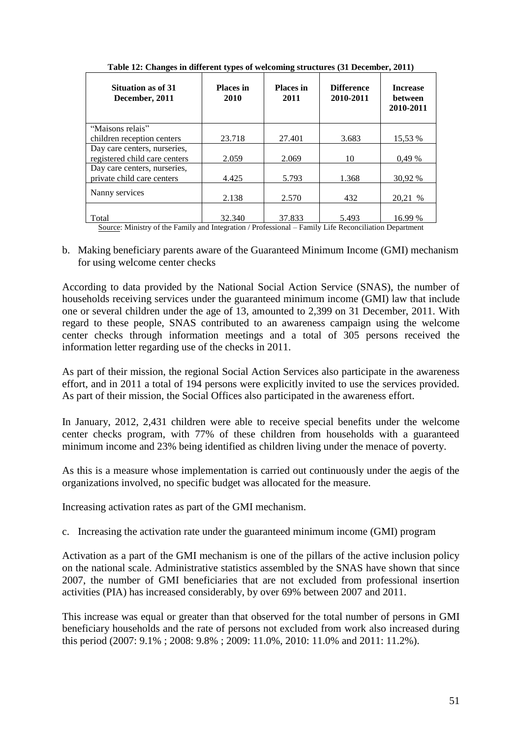**Table 12: Changes in different types of welcoming structures (31 December, 2011)**

| Situation as of 31 December, 2011 | Places in 2010 | Places in 2011 | Difference 2010-2011 | Increase between 2010-2011 |
|---|---|---|---|---|
| "Maisons relais" children reception centers | 23.718 | 27.401 | 3.683 | 15,53 % |
| Day care centers, nurseries, registered child care centers | 2.059 | 2.069 | 10 | 0,49 % |
| Day care centers, nurseries, private child care centers | 4.425 | 5.793 | 1.368 | 30,92 % |
| Nanny services | 2.138 | 2.570 | 432 | 20,21 % |
| Total | 32.340 | 37.833 | 5.493 | 16.99 % |

Source: Ministry of the Family and Integration / Professional – Family Life Reconciliation Department

b. Making beneficiary parents aware of the Guaranteed Minimum Income (GMI) mechanism for using welcome center checks

According to data provided by the National Social Action Service (SNAS), the number of households receiving services under the guaranteed minimum income (GMI) law that include one or several children under the age of 13, amounted to 2,399 on 31 December, 2011. With regard to these people, SNAS contributed to an awareness campaign using the welcome center checks through information meetings and a total of 305 persons received the information letter regarding use of the checks in 2011.

As part of their mission, the regional Social Action Services also participate in the awareness effort, and in 2011 a total of 194 persons were explicitly invited to use the services provided. As part of their mission, the Social Offices also participated in the awareness effort.

In January, 2012, 2,431 children were able to receive special benefits under the welcome center checks program, with 77% of these children from households with a guaranteed minimum income and 23% being identified as children living under the menace of poverty.

As this is a measure whose implementation is carried out continuously under the aegis of the organizations involved, no specific budget was allocated for the measure.

Increasing activation rates as part of the GMI mechanism.

c. Increasing the activation rate under the guaranteed minimum income (GMI) program

Activation as a part of the GMI mechanism is one of the pillars of the active inclusion policy on the national scale. Administrative statistics assembled by the SNAS have shown that since 2007, the number of GMI beneficiaries that are not excluded from professional insertion activities (PIA) has increased considerably, by over 69% between 2007 and 2011.

This increase was equal or greater than that observed for the total number of persons in GMI beneficiary households and the rate of persons not excluded from work also increased during this period (2007: 9.1% ; 2008: 9.8% ; 2009: 11.0%, 2010: 11.0% and 2011: 11.2%).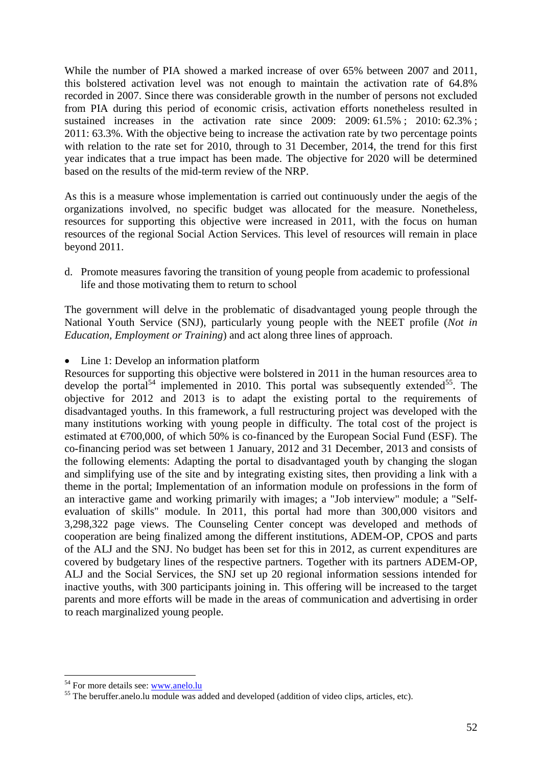While the number of PIA showed a marked increase of over 65% between 2007 and 2011, this bolstered activation level was not enough to maintain the activation rate of 64.8% recorded in 2007. Since there was considerable growth in the number of persons not excluded from PIA during this period of economic crisis, activation efforts nonetheless resulted in sustained increases in the activation rate since 2009: 2009: 61.5% ; 2010: 62.3% ; 2011: 63.3%. With the objective being to increase the activation rate by two percentage points with relation to the rate set for 2010, through to 31 December, 2014, the trend for this first year indicates that a true impact has been made. The objective for 2020 will be determined based on the results of the mid-term review of the NRP.

As this is a measure whose implementation is carried out continuously under the aegis of the organizations involved, no specific budget was allocated for the measure. Nonetheless, resources for supporting this objective were increased in 2011, with the focus on human resources of the regional Social Action Services. This level of resources will remain in place beyond 2011.

d. Promote measures favoring the transition of young people from academic to professional life and those motivating them to return to school

The government will delve in the problematic of disadvantaged young people through the National Youth Service (SNJ), particularly young people with the NEET profile (*Not in Education, Employment or Training*) and act along three lines of approach.

- Line 1: Develop an information platform

Resources for supporting this objective were bolstered in 2011 in the human resources area to develop the portal[54] implemented in 2010. This portal was subsequently extended[55]. The objective for 2012 and 2013 is to adapt the existing portal to the requirements of disadvantaged youths. In this framework, a full restructuring project was developed with the many institutions working with young people in difficulty. The total cost of the project is estimated at €700,000, of which 50% is co-financed by the European Social Fund (ESF). The co-financing period was set between 1 January, 2012 and 31 December, 2013 and consists of the following elements: Adapting the portal to disadvantaged youth by changing the slogan and simplifying use of the site and by integrating existing sites, then providing a link with a theme in the portal; Implementation of an information module on professions in the form of an interactive game and working primarily with images; a "Job interview" module; a "Self-evaluation of skills" module. In 2011, this portal had more than 300,000 visitors and 3,298,322 page views. The Counseling Center concept was developed and methods of cooperation are being finalized among the different institutions, ADEM-OP, CPOS and parts of the ALJ and the SNJ. No budget has been set for this in 2012, as current expenditures are covered by budgetary lines of the respective partners. Together with its partners ADEM-OP, ALJ and the Social Services, the SNJ set up 20 regional information sessions intended for inactive youths, with 300 participants joining in. This offering will be increased to the target parents and more efforts will be made in the areas of communication and advertising in order to reach marginalized young people.

[54] For more details see: www.anelo.lu

[55] The beruffer.anelo.lu module was added and developed (addition of video clips, articles, etc).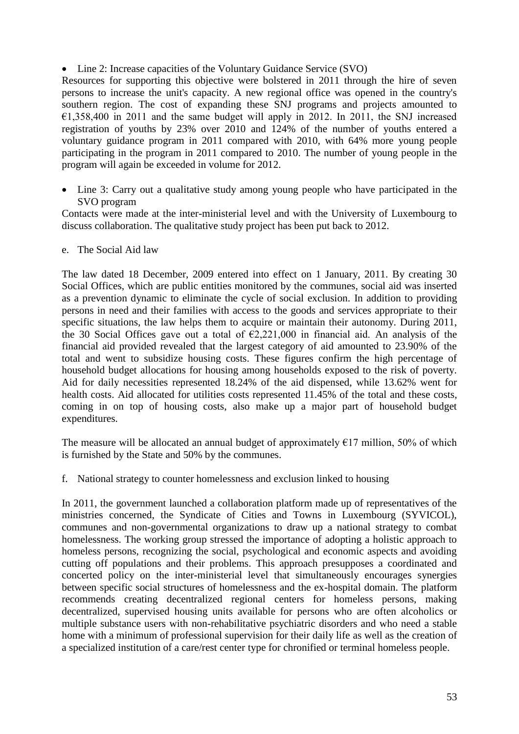- Line 2: Increase capacities of the Voluntary Guidance Service (SVO)

Resources for supporting this objective were bolstered in 2011 through the hire of seven persons to increase the unit's capacity. A new regional office was opened in the country's southern region. The cost of expanding these SNJ programs and projects amounted to €1,358,400 in 2011 and the same budget will apply in 2012. In 2011, the SNJ increased registration of youths by 23% over 2010 and 124% of the number of youths entered a voluntary guidance program in 2011 compared with 2010, with 64% more young people participating in the program in 2011 compared to 2010. The number of young people in the program will again be exceeded in volume for 2012.

- Line 3: Carry out a qualitative study among young people who have participated in the SVO program

Contacts were made at the inter-ministerial level and with the University of Luxembourg to discuss collaboration. The qualitative study project has been put back to 2012.

e. The Social Aid law

The law dated 18 December, 2009 entered into effect on 1 January, 2011. By creating 30 Social Offices, which are public entities monitored by the communes, social aid was inserted as a prevention dynamic to eliminate the cycle of social exclusion. In addition to providing persons in need and their families with access to the goods and services appropriate to their specific situations, the law helps them to acquire or maintain their autonomy. During 2011, the 30 Social Offices gave out a total of €2,221,000 in financial aid. An analysis of the financial aid provided revealed that the largest category of aid amounted to 23.90% of the total and went to subsidize housing costs. These figures confirm the high percentage of household budget allocations for housing among households exposed to the risk of poverty. Aid for daily necessities represented 18.24% of the aid dispensed, while 13.62% went for health costs. Aid allocated for utilities costs represented 11.45% of the total and these costs, coming in on top of housing costs, also make up a major part of household budget expenditures.

The measure will be allocated an annual budget of approximately €17 million, 50% of which is furnished by the State and 50% by the communes.

f. National strategy to counter homelessness and exclusion linked to housing

In 2011, the government launched a collaboration platform made up of representatives of the ministries concerned, the Syndicate of Cities and Towns in Luxembourg (SYVICOL), communes and non-governmental organizations to draw up a national strategy to combat homelessness. The working group stressed the importance of adopting a holistic approach to homeless persons, recognizing the social, psychological and economic aspects and avoiding cutting off populations and their problems. This approach presupposes a coordinated and concerted policy on the inter-ministerial level that simultaneously encourages synergies between specific social structures of homelessness and the ex-hospital domain. The platform recommends creating decentralized regional centers for homeless persons, making decentralized, supervised housing units available for persons who are often alcoholics or multiple substance users with non-rehabilitative psychiatric disorders and who need a stable home with a minimum of professional supervision for their daily life as well as the creation of a specialized institution of a care/rest center type for chronified or terminal homeless people.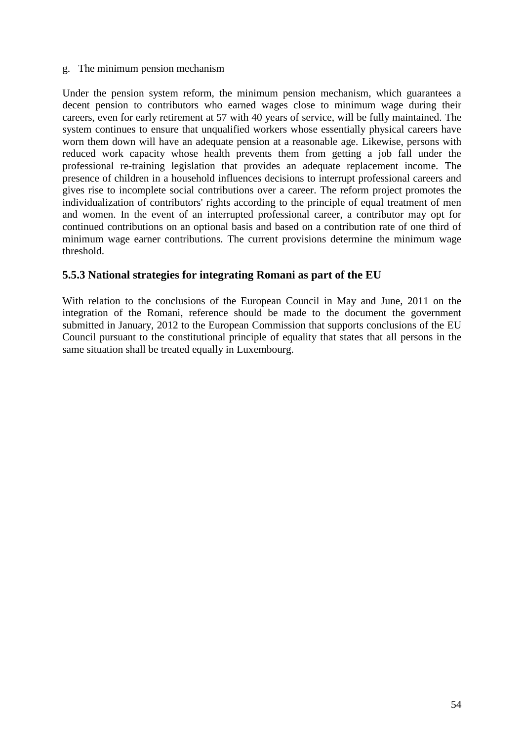g. The minimum pension mechanism

Under the pension system reform, the minimum pension mechanism, which guarantees a decent pension to contributors who earned wages close to minimum wage during their careers, even for early retirement at 57 with 40 years of service, will be fully maintained. The system continues to ensure that unqualified workers whose essentially physical careers have worn them down will have an adequate pension at a reasonable age. Likewise, persons with reduced work capacity whose health prevents them from getting a job fall under the professional re-training legislation that provides an adequate replacement income. The presence of children in a household influences decisions to interrupt professional careers and gives rise to incomplete social contributions over a career. The reform project promotes the individualization of contributors' rights according to the principle of equal treatment of men and women. In the event of an interrupted professional career, a contributor may opt for continued contributions on an optional basis and based on a contribution rate of one third of minimum wage earner contributions. The current provisions determine the minimum wage threshold.

### 5.5.3 National strategies for integrating Romani as part of the EU

With relation to the conclusions of the European Council in May and June, 2011 on the integration of the Romani, reference should be made to the document the government submitted in January, 2012 to the European Commission that supports conclusions of the EU Council pursuant to the constitutional principle of equality that states that all persons in the same situation shall be treated equally in Luxembourg.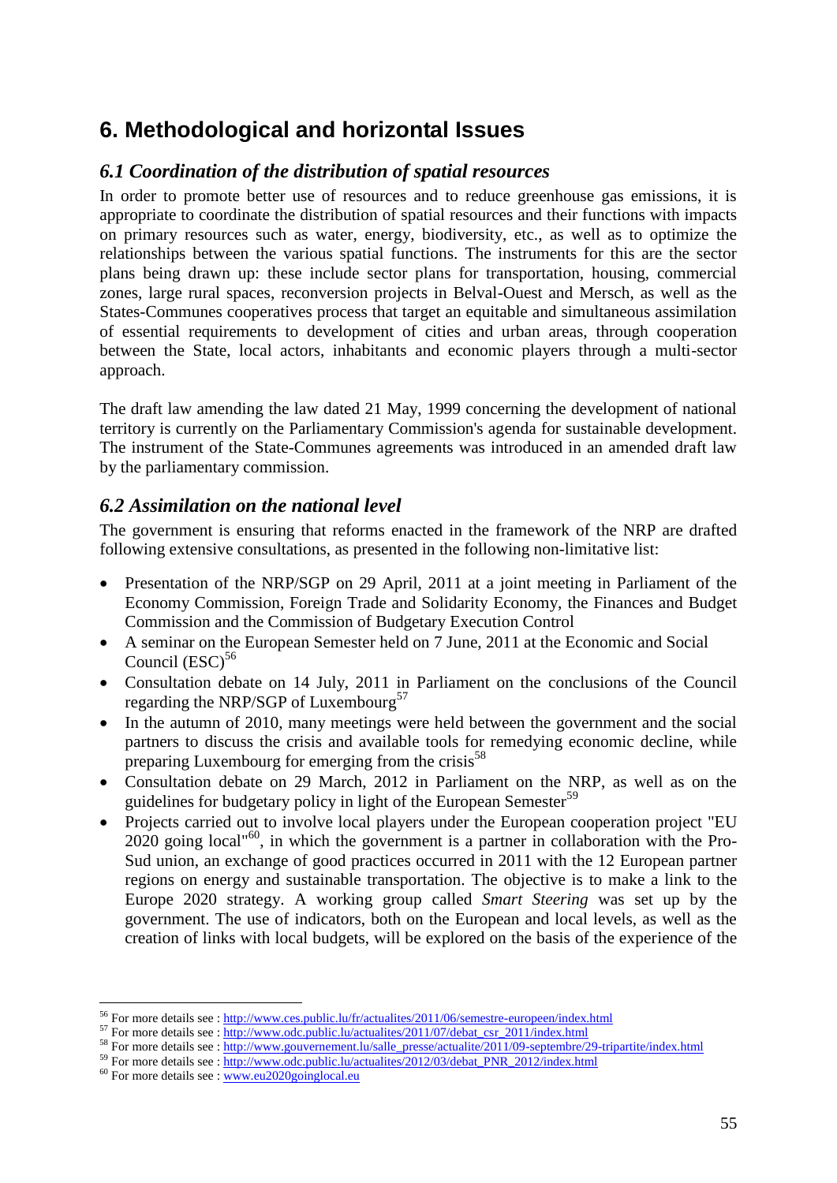# 6. Methodological and horizontal Issues

## *6.1 Coordination of the distribution of spatial resources*

In order to promote better use of resources and to reduce greenhouse gas emissions, it is appropriate to coordinate the distribution of spatial resources and their functions with impacts on primary resources such as water, energy, biodiversity, etc., as well as to optimize the relationships between the various spatial functions. The instruments for this are the sector plans being drawn up: these include sector plans for transportation, housing, commercial zones, large rural spaces, reconversion projects in Belval-Ouest and Mersch, as well as the States-Communes cooperatives process that target an equitable and simultaneous assimilation of essential requirements to development of cities and urban areas, through cooperation between the State, local actors, inhabitants and economic players through a multi-sector approach.

The draft law amending the law dated 21 May, 1999 concerning the development of national territory is currently on the Parliamentary Commission's agenda for sustainable development. The instrument of the State-Communes agreements was introduced in an amended draft law by the parliamentary commission.

## *6.2 Assimilation on the national level*

The government is ensuring that reforms enacted in the framework of the NRP are drafted following extensive consultations, as presented in the following non-limitative list:

- Presentation of the NRP/SGP on 29 April, 2011 at a joint meeting in Parliament of the Economy Commission, Foreign Trade and Solidarity Economy, the Finances and Budget Commission and the Commission of Budgetary Execution Control
- A seminar on the European Semester held on 7 June, 2011 at the Economic and Social Council (ESC)[56]
- Consultation debate on 14 July, 2011 in Parliament on the conclusions of the Council regarding the NRP/SGP of Luxembourg[57]
- In the autumn of 2010, many meetings were held between the government and the social partners to discuss the crisis and available tools for remedying economic decline, while preparing Luxembourg for emerging from the crisis[58]
- Consultation debate on 29 March, 2012 in Parliament on the NRP, as well as on the guidelines for budgetary policy in light of the European Semester[59]
- Projects carried out to involve local players under the European cooperation project "EU 2020 going local"[60], in which the government is a partner in collaboration with the Pro-Sud union, an exchange of good practices occurred in 2011 with the 12 European partner regions on energy and sustainable transportation. The objective is to make a link to the Europe 2020 strategy. A working group called *Smart Steering* was set up by the government. The use of indicators, both on the European and local levels, as well as the creation of links with local budgets, will be explored on the basis of the experience of the

---

[56] For more details see : http://www.ces.public.lu/fr/actualites/2011/06/semestre-europeen/index.html
[57] For more details see : http://www.odc.public.lu/actualites/2011/07/debat_csr_2011/index.html
[58] For more details see : http://www.gouvernement.lu/salle_presse/actualite/2011/09-septembre/29-tripartite/index.html
[59] For more details see : http://www.odc.public.lu/actualites/2012/03/debat_PNR_2012/index.html
[60] For more details see : www.eu2020goinglocal.eu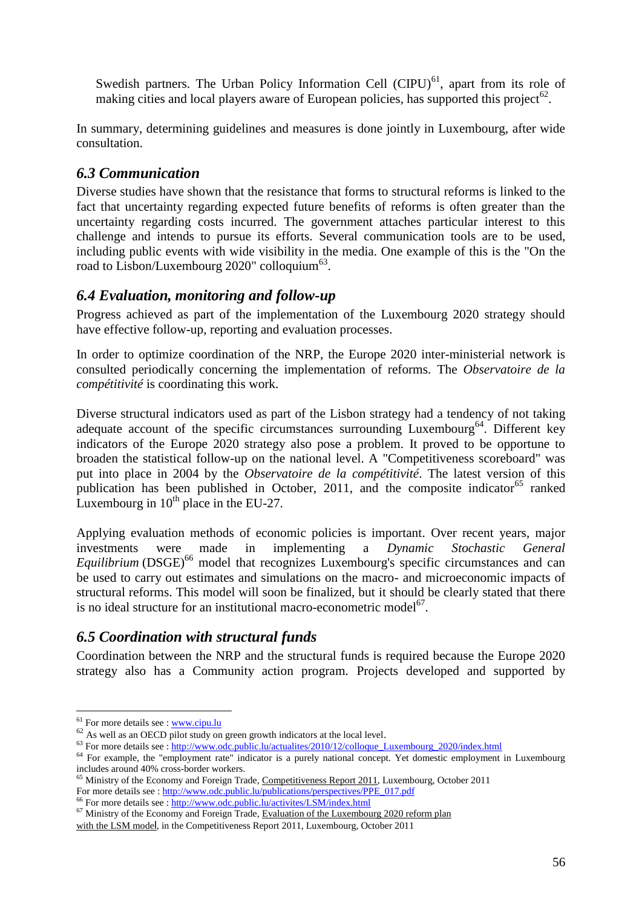Swedish partners. The Urban Policy Information Cell (CIPU)[61], apart from its role of making cities and local players aware of European policies, has supported this project[62].

In summary, determining guidelines and measures is done jointly in Luxembourg, after wide consultation.

### *6.3 Communication*

Diverse studies have shown that the resistance that forms to structural reforms is linked to the fact that uncertainty regarding expected future benefits of reforms is often greater than the uncertainty regarding costs incurred. The government attaches particular interest to this challenge and intends to pursue its efforts. Several communication tools are to be used, including public events with wide visibility in the media. One example of this is the "On the road to Lisbon/Luxembourg 2020" colloquium[63].

### *6.4 Evaluation, monitoring and follow-up*

Progress achieved as part of the implementation of the Luxembourg 2020 strategy should have effective follow-up, reporting and evaluation processes.

In order to optimize coordination of the NRP, the Europe 2020 inter-ministerial network is consulted periodically concerning the implementation of reforms. The *Observatoire de la compétitivité* is coordinating this work.

Diverse structural indicators used as part of the Lisbon strategy had a tendency of not taking adequate account of the specific circumstances surrounding Luxembourg[64]. Different key indicators of the Europe 2020 strategy also pose a problem. It proved to be opportune to broaden the statistical follow-up on the national level. A "Competitiveness scoreboard" was put into place in 2004 by the *Observatoire de la compétitivité*. The latest version of this publication has been published in October, 2011, and the composite indicator[65] ranked Luxembourg in 10th place in the EU-27.

Applying evaluation methods of economic policies is important. Over recent years, major investments were made in implementing a *Dynamic Stochastic General Equilibrium* (DSGE)[66] model that recognizes Luxembourg's specific circumstances and can be used to carry out estimates and simulations on the macro- and microeconomic impacts of structural reforms. This model will soon be finalized, but it should be clearly stated that there is no ideal structure for an institutional macro-econometric model[67].

### *6.5 Coordination with structural funds*

Coordination between the NRP and the structural funds is required because the Europe 2020 strategy also has a Community action program. Projects developed and supported by

---

[61] For more details see : www.cipu.lu

[62] As well as an OECD pilot study on green growth indicators at the local level.

[63] For more details see : http://www.odc.public.lu/actualites/2010/12/colloque_Luxembourg_2020/index.html

[64] For example, the "employment rate" indicator is a purely national concept. Yet domestic employment in Luxembourg includes around 40% cross-border workers.

[65] Ministry of the Economy and Foreign Trade, Competitiveness Report 2011, Luxembourg, October 2011
For more details see : http://www.odc.public.lu/publications/perspectives/PPE_017.pdf

[66] For more details see : http://www.odc.public.lu/activites/LSM/index.html

[67] Ministry of the Economy and Foreign Trade, Evaluation of the Luxembourg 2020 reform plan with the LSM model, in the Competitiveness Report 2011, Luxembourg, October 2011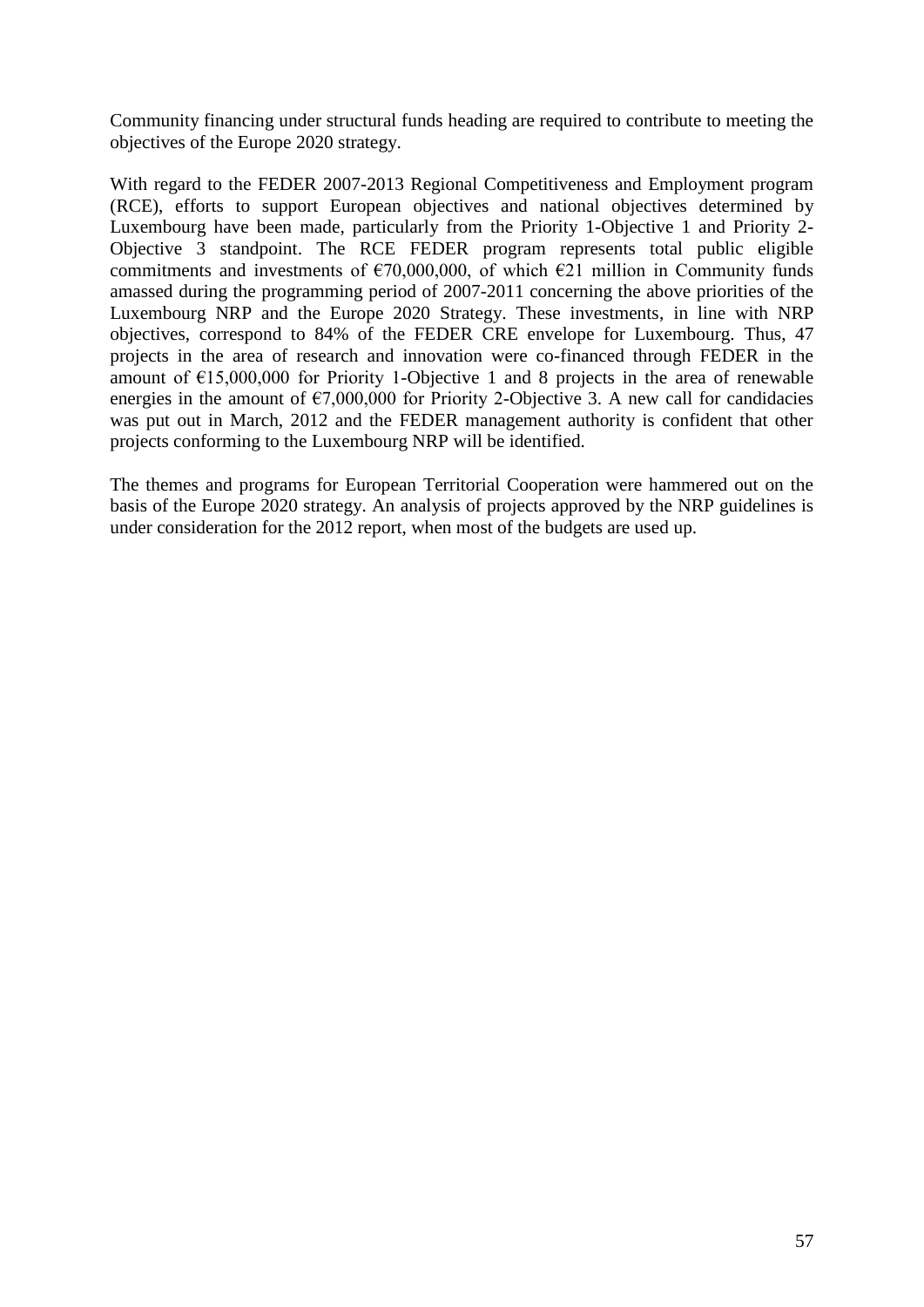Community financing under structural funds heading are required to contribute to meeting the objectives of the Europe 2020 strategy.

With regard to the FEDER 2007-2013 Regional Competitiveness and Employment program (RCE), efforts to support European objectives and national objectives determined by Luxembourg have been made, particularly from the Priority 1-Objective 1 and Priority 2-Objective 3 standpoint. The RCE FEDER program represents total public eligible commitments and investments of €70,000,000, of which €21 million in Community funds amassed during the programming period of 2007-2011 concerning the above priorities of the Luxembourg NRP and the Europe 2020 Strategy. These investments, in line with NRP objectives, correspond to 84% of the FEDER CRE envelope for Luxembourg. Thus, 47 projects in the area of research and innovation were co-financed through FEDER in the amount of €15,000,000 for Priority 1-Objective 1 and 8 projects in the area of renewable energies in the amount of €7,000,000 for Priority 2-Objective 3. A new call for candidacies was put out in March, 2012 and the FEDER management authority is confident that other projects conforming to the Luxembourg NRP will be identified.

The themes and programs for European Territorial Cooperation were hammered out on the basis of the Europe 2020 strategy. An analysis of projects approved by the NRP guidelines is under consideration for the 2012 report, when most of the budgets are used up.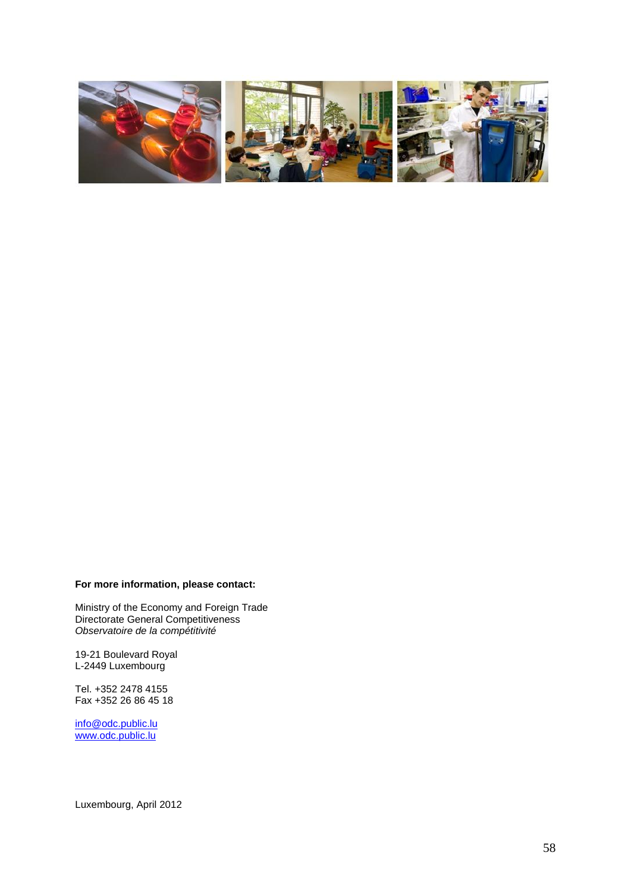**For more information, please contact:**

Ministry of the Economy and Foreign Trade
Directorate General Competitiveness
*Observatoire de la compétitivité*

19-21 Boulevard Royal
L-2449 Luxembourg

Tel. +352 2478 4155
Fax +352 26 86 45 18

info@odc.public.lu
www.odc.public.lu

Luxembourg, April 2012